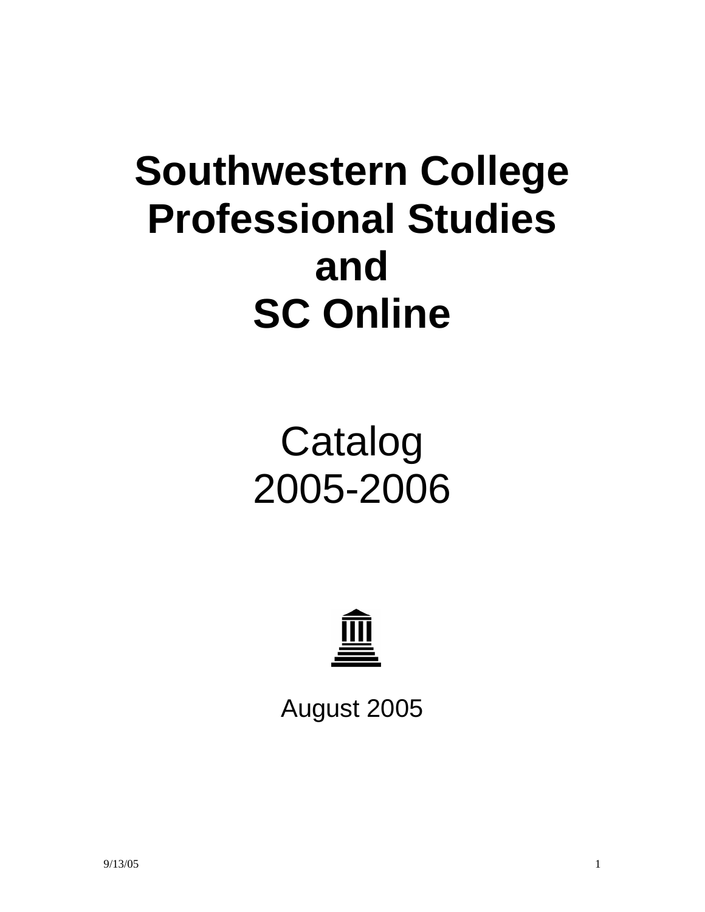# Southwestern College Professional Studies and SC Online

Catalog
2005-2006

August 2005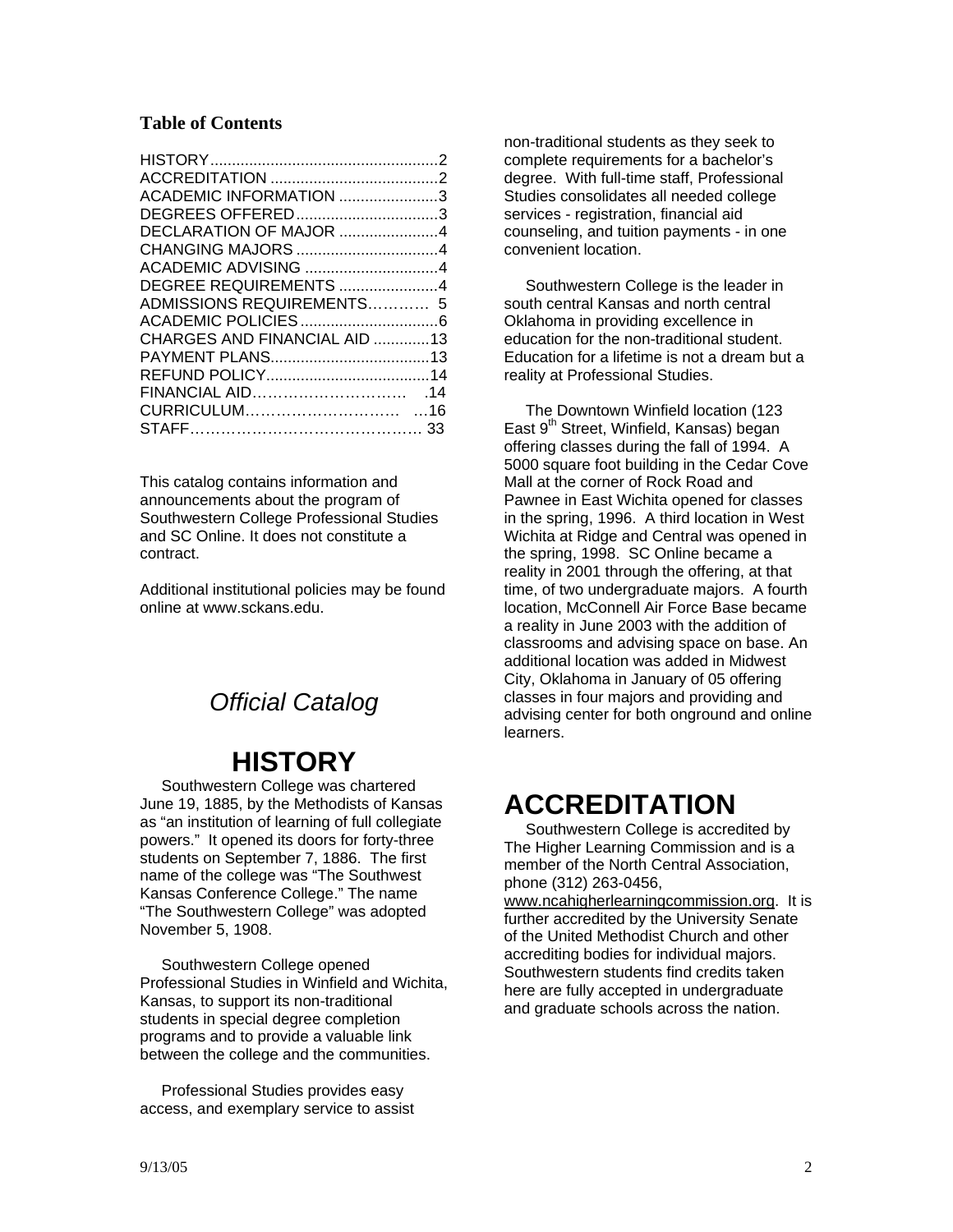**Table of Contents**

| | |
|---|---|
| HISTORY | 2 |
| ACCREDITATION | 2 |
| ACADEMIC INFORMATION | 3 |
| DEGREES OFFERED | 3 |
| DECLARATION OF MAJOR | 4 |
| CHANGING MAJORS | 4 |
| ACADEMIC ADVISING | 4 |
| DEGREE REQUIREMENTS | 4 |
| ADMISSIONS REQUIREMENTS | 5 |
| ACADEMIC POLICIES | 6 |
| CHARGES AND FINANCIAL AID | 13 |
| PAYMENT PLANS | 13 |
| REFUND POLICY | 14 |
| FINANCIAL AID | .14 |
| CURRICULUM | …16 |
| STAFF | 33 |

This catalog contains information and announcements about the program of Southwestern College Professional Studies and SC Online. It does not constitute a contract.

Additional institutional policies may be found online at www.sckans.edu.

*Official Catalog*

# HISTORY

Southwestern College was chartered June 19, 1885, by the Methodists of Kansas as "an institution of learning of full collegiate powers." It opened its doors for forty-three students on September 7, 1886. The first name of the college was "The Southwest Kansas Conference College." The name "The Southwestern College" was adopted November 5, 1908.

Southwestern College opened Professional Studies in Winfield and Wichita, Kansas, to support its non-traditional students in special degree completion programs and to provide a valuable link between the college and the communities.

Professional Studies provides easy access, and exemplary service to assist non-traditional students as they seek to complete requirements for a bachelor's degree. With full-time staff, Professional Studies consolidates all needed college services - registration, financial aid counseling, and tuition payments - in one convenient location.

Southwestern College is the leader in south central Kansas and north central Oklahoma in providing excellence in education for the non-traditional student. Education for a lifetime is not a dream but a reality at Professional Studies.

The Downtown Winfield location (123 East 9th Street, Winfield, Kansas) began offering classes during the fall of 1994. A 5000 square foot building in the Cedar Cove Mall at the corner of Rock Road and Pawnee in East Wichita opened for classes in the spring, 1996. A third location in West Wichita at Ridge and Central was opened in the spring, 1998. SC Online became a reality in 2001 through the offering, at that time, of two undergraduate majors. A fourth location, McConnell Air Force Base became a reality in June 2003 with the addition of classrooms and advising space on base. An additional location was added in Midwest City, Oklahoma in January of 05 offering classes in four majors and providing and advising center for both onground and online learners.

# ACCREDITATION

Southwestern College is accredited by The Higher Learning Commission and is a member of the North Central Association, phone (312) 263-0456, www.ncahigherlearningcommission.org. It is further accredited by the University Senate of the United Methodist Church and other accrediting bodies for individual majors. Southwestern students find credits taken here are fully accepted in undergraduate and graduate schools across the nation.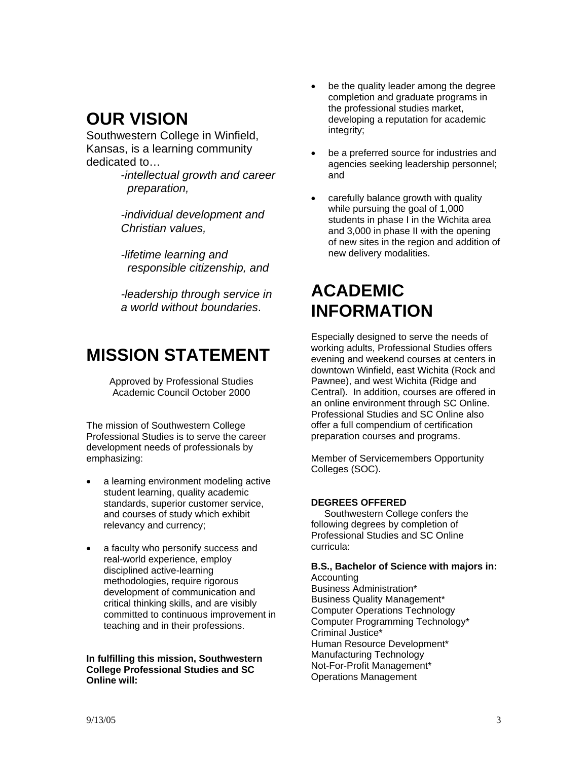# OUR VISION

Southwestern College in Winfield, Kansas, is a learning community dedicated to…

*-intellectual growth and career preparation,*

*-individual development and Christian values,*

*-lifetime learning and responsible citizenship, and*

*-leadership through service in a world without boundaries*.

# MISSION STATEMENT

Approved by Professional Studies Academic Council October 2000

The mission of Southwestern College Professional Studies is to serve the career development needs of professionals by emphasizing:

- a learning environment modeling active student learning, quality academic standards, superior customer service, and courses of study which exhibit relevancy and currency;
- a faculty who personify success and real-world experience, employ disciplined active-learning methodologies, require rigorous development of communication and critical thinking skills, and are visibly committed to continuous improvement in teaching and in their professions.

**In fulfilling this mission, Southwestern College Professional Studies and SC Online will:**

- be the quality leader among the degree completion and graduate programs in the professional studies market, developing a reputation for academic integrity;
- be a preferred source for industries and agencies seeking leadership personnel; and
- carefully balance growth with quality while pursuing the goal of 1,000 students in phase I in the Wichita area and 3,000 in phase II with the opening of new sites in the region and addition of new delivery modalities.

# ACADEMIC INFORMATION

Especially designed to serve the needs of working adults, Professional Studies offers evening and weekend courses at centers in downtown Winfield, east Wichita (Rock and Pawnee), and west Wichita (Ridge and Central). In addition, courses are offered in an online environment through SC Online. Professional Studies and SC Online also offer a full compendium of certification preparation courses and programs.

Member of Servicemembers Opportunity Colleges (SOC).

**DEGREES OFFERED**

Southwestern College confers the following degrees by completion of Professional Studies and SC Online curricula:

**B.S., Bachelor of Science with majors in:**

Accounting
Business Administration*
Business Quality Management*
Computer Operations Technology
Computer Programming Technology*
Criminal Justice*
Human Resource Development*
Manufacturing Technology
Not-For-Profit Management*
Operations Management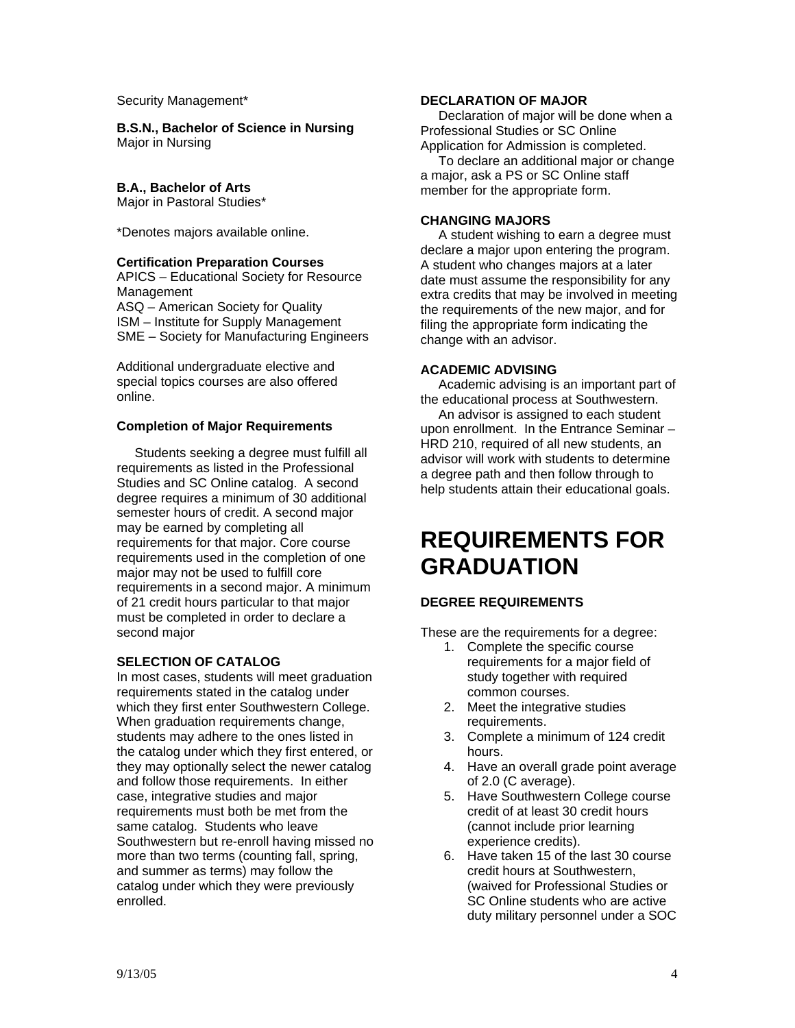Security Management*

**B.S.N., Bachelor of Science in Nursing**
Major in Nursing

**B.A., Bachelor of Arts**
Major in Pastoral Studies*

*Denotes majors available online.

**Certification Preparation Courses**
APICS – Educational Society for Resource Management
ASQ – American Society for Quality
ISM – Institute for Supply Management
SME – Society for Manufacturing Engineers

Additional undergraduate elective and special topics courses are also offered online.

**Completion of Major Requirements**

Students seeking a degree must fulfill all requirements as listed in the Professional Studies and SC Online catalog. A second degree requires a minimum of 30 additional semester hours of credit. A second major may be earned by completing all requirements for that major. Core course requirements used in the completion of one major may not be used to fulfill core requirements in a second major. A minimum of 21 credit hours particular to that major must be completed in order to declare a second major

**SELECTION OF CATALOG**

In most cases, students will meet graduation requirements stated in the catalog under which they first enter Southwestern College. When graduation requirements change, students may adhere to the ones listed in the catalog under which they first entered, or they may optionally select the newer catalog and follow those requirements. In either case, integrative studies and major requirements must both be met from the same catalog. Students who leave Southwestern but re-enroll having missed no more than two terms (counting fall, spring, and summer as terms) may follow the catalog under which they were previously enrolled.

**DECLARATION OF MAJOR**

Declaration of major will be done when a Professional Studies or SC Online Application for Admission is completed.

To declare an additional major or change a major, ask a PS or SC Online staff member for the appropriate form.

**CHANGING MAJORS**

A student wishing to earn a degree must declare a major upon entering the program. A student who changes majors at a later date must assume the responsibility for any extra credits that may be involved in meeting the requirements of the new major, and for filing the appropriate form indicating the change with an advisor.

**ACADEMIC ADVISING**

Academic advising is an important part of the educational process at Southwestern.

An advisor is assigned to each student upon enrollment. In the Entrance Seminar – HRD 210, required of all new students, an advisor will work with students to determine a degree path and then follow through to help students attain their educational goals.

# REQUIREMENTS FOR GRADUATION

**DEGREE REQUIREMENTS**

These are the requirements for a degree:

1. Complete the specific course requirements for a major field of study together with required common courses.
2. Meet the integrative studies requirements.
3. Complete a minimum of 124 credit hours.
4. Have an overall grade point average of 2.0 (C average).
5. Have Southwestern College course credit of at least 30 credit hours (cannot include prior learning experience credits).
6. Have taken 15 of the last 30 course credit hours at Southwestern, (waived for Professional Studies or SC Online students who are active duty military personnel under a SOC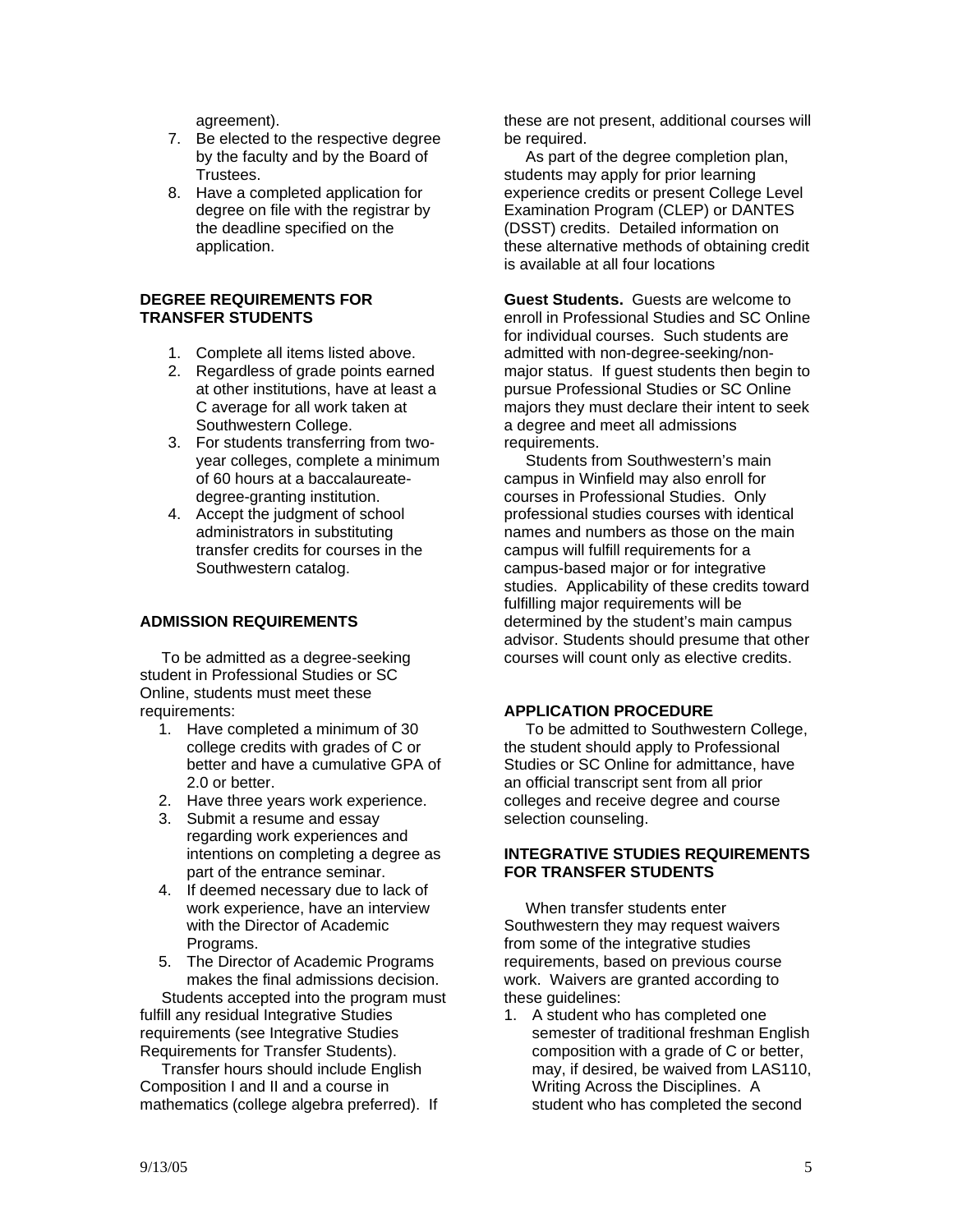agreement).

7. Be elected to the respective degree by the faculty and by the Board of Trustees.
8. Have a completed application for degree on file with the registrar by the deadline specified on the application.

## DEGREE REQUIREMENTS FOR TRANSFER STUDENTS

1. Complete all items listed above.
2. Regardless of grade points earned at other institutions, have at least a C average for all work taken at Southwestern College.
3. For students transferring from two-year colleges, complete a minimum of 60 hours at a baccalaureate-degree-granting institution.
4. Accept the judgment of school administrators in substituting transfer credits for courses in the Southwestern catalog.

## ADMISSION REQUIREMENTS

To be admitted as a degree-seeking student in Professional Studies or SC Online, students must meet these requirements:

1. Have completed a minimum of 30 college credits with grades of C or better and have a cumulative GPA of 2.0 or better.
2. Have three years work experience.
3. Submit a resume and essay regarding work experiences and intentions on completing a degree as part of the entrance seminar.
4. If deemed necessary due to lack of work experience, have an interview with the Director of Academic Programs.
5. The Director of Academic Programs makes the final admissions decision.

Students accepted into the program must fulfill any residual Integrative Studies requirements (see Integrative Studies Requirements for Transfer Students).

Transfer hours should include English Composition I and II and a course in mathematics (college algebra preferred). If these are not present, additional courses will be required.

As part of the degree completion plan, students may apply for prior learning experience credits or present College Level Examination Program (CLEP) or DANTES (DSST) credits. Detailed information on these alternative methods of obtaining credit is available at all four locations

**Guest Students.** Guests are welcome to enroll in Professional Studies and SC Online for individual courses. Such students are admitted with non-degree-seeking/non-major status. If guest students then begin to pursue Professional Studies or SC Online majors they must declare their intent to seek a degree and meet all admissions requirements.

Students from Southwestern's main campus in Winfield may also enroll for courses in Professional Studies. Only professional studies courses with identical names and numbers as those on the main campus will fulfill requirements for a campus-based major or for integrative studies. Applicability of these credits toward fulfilling major requirements will be determined by the student's main campus advisor. Students should presume that other courses will count only as elective credits.

## APPLICATION PROCEDURE

To be admitted to Southwestern College, the student should apply to Professional Studies or SC Online for admittance, have an official transcript sent from all prior colleges and receive degree and course selection counseling.

## INTEGRATIVE STUDIES REQUIREMENTS FOR TRANSFER STUDENTS

When transfer students enter Southwestern they may request waivers from some of the integrative studies requirements, based on previous course work. Waivers are granted according to these guidelines:

1. A student who has completed one semester of traditional freshman English composition with a grade of C or better, may, if desired, be waived from LAS110, Writing Across the Disciplines. A student who has completed the second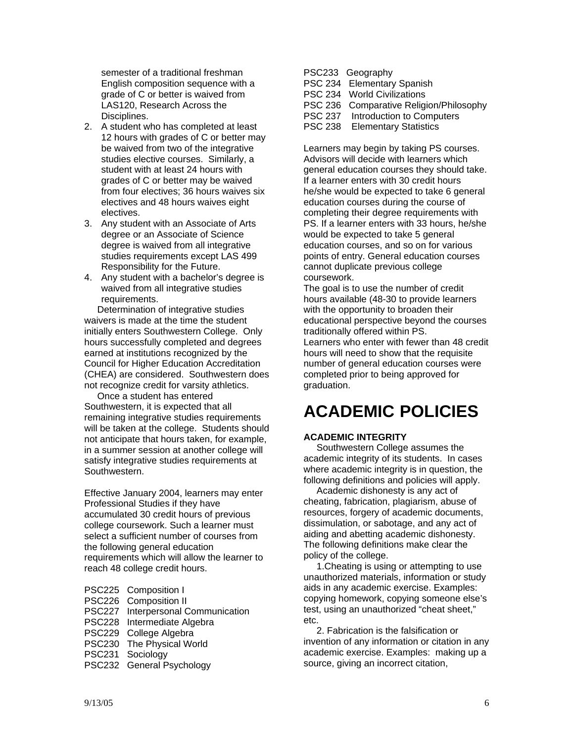semester of a traditional freshman English composition sequence with a grade of C or better is waived from LAS120, Research Across the Disciplines.

2. A student who has completed at least 12 hours with grades of C or better may be waived from two of the integrative studies elective courses. Similarly, a student with at least 24 hours with grades of C or better may be waived from four electives; 36 hours waives six electives and 48 hours waives eight electives.
3. Any student with an Associate of Arts degree or an Associate of Science degree is waived from all integrative studies requirements except LAS 499 Responsibility for the Future.
4. Any student with a bachelor's degree is waived from all integrative studies requirements.

Determination of integrative studies waivers is made at the time the student initially enters Southwestern College. Only hours successfully completed and degrees earned at institutions recognized by the Council for Higher Education Accreditation (CHEA) are considered. Southwestern does not recognize credit for varsity athletics.

Once a student has entered Southwestern, it is expected that all remaining integrative studies requirements will be taken at the college. Students should not anticipate that hours taken, for example, in a summer session at another college will satisfy integrative studies requirements at Southwestern.

Effective January 2004, learners may enter Professional Studies if they have accumulated 30 credit hours of previous college coursework. Such a learner must select a sufficient number of courses from the following general education requirements which will allow the learner to reach 48 college credit hours.

PSC225 Composition I
PSC226 Composition II
PSC227 Interpersonal Communication
PSC228 Intermediate Algebra
PSC229 College Algebra
PSC230 The Physical World
PSC231 Sociology
PSC232 General Psychology
PSC233 Geography
PSC 234 Elementary Spanish
PSC 234 World Civilizations
PSC 236 Comparative Religion/Philosophy
PSC 237 Introduction to Computers
PSC 238 Elementary Statistics

Learners may begin by taking PS courses. Advisors will decide with learners which general education courses they should take. If a learner enters with 30 credit hours he/she would be expected to take 6 general education courses during the course of completing their degree requirements with PS. If a learner enters with 33 hours, he/she would be expected to take 5 general education courses, and so on for various points of entry. General education courses cannot duplicate previous college coursework.

The goal is to use the number of credit hours available (48-30 to provide learners with the opportunity to broaden their educational perspective beyond the courses traditionally offered within PS.

Learners who enter with fewer than 48 credit hours will need to show that the requisite number of general education courses were completed prior to being approved for graduation.

# ACADEMIC POLICIES

### ACADEMIC INTEGRITY

Southwestern College assumes the academic integrity of its students. In cases where academic integrity is in question, the following definitions and policies will apply.

Academic dishonesty is any act of cheating, fabrication, plagiarism, abuse of resources, forgery of academic documents, dissimulation, or sabotage, and any act of aiding and abetting academic dishonesty. The following definitions make clear the policy of the college.

1.Cheating is using or attempting to use unauthorized materials, information or study aids in any academic exercise. Examples: copying homework, copying someone else's test, using an unauthorized "cheat sheet," etc.

2. Fabrication is the falsification or invention of any information or citation in any academic exercise. Examples: making up a source, giving an incorrect citation,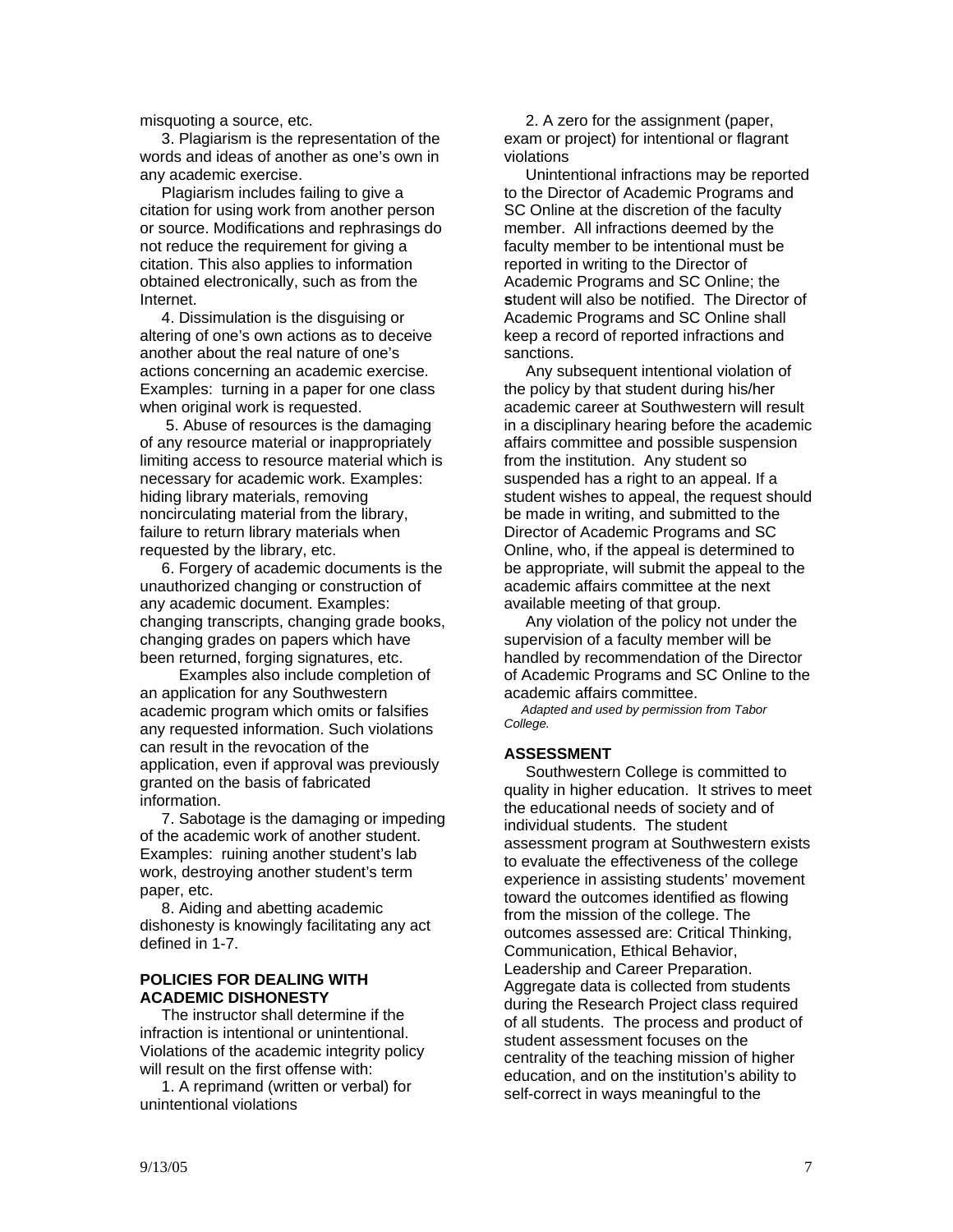misquoting a source, etc.

3. Plagiarism is the representation of the words and ideas of another as one's own in any academic exercise.

Plagiarism includes failing to give a citation for using work from another person or source. Modifications and rephrasings do not reduce the requirement for giving a citation. This also applies to information obtained electronically, such as from the Internet.

4. Dissimulation is the disguising or altering of one's own actions as to deceive another about the real nature of one's actions concerning an academic exercise. Examples: turning in a paper for one class when original work is requested.

5. Abuse of resources is the damaging of any resource material or inappropriately limiting access to resource material which is necessary for academic work. Examples: hiding library materials, removing noncirculating material from the library, failure to return library materials when requested by the library, etc.

6. Forgery of academic documents is the unauthorized changing or construction of any academic document. Examples: changing transcripts, changing grade books, changing grades on papers which have been returned, forging signatures, etc.

Examples also include completion of an application for any Southwestern academic program which omits or falsifies any requested information. Such violations can result in the revocation of the application, even if approval was previously granted on the basis of fabricated information.

7. Sabotage is the damaging or impeding of the academic work of another student. Examples: ruining another student's lab work, destroying another student's term paper, etc.

8. Aiding and abetting academic dishonesty is knowingly facilitating any act defined in 1-7.

### POLICIES FOR DEALING WITH ACADEMIC DISHONESTY

The instructor shall determine if the infraction is intentional or unintentional. Violations of the academic integrity policy will result on the first offense with:

1. A reprimand (written or verbal) for unintentional violations

2. A zero for the assignment (paper, exam or project) for intentional or flagrant violations

Unintentional infractions may be reported to the Director of Academic Programs and SC Online at the discretion of the faculty member. All infractions deemed by the faculty member to be intentional must be reported in writing to the Director of Academic Programs and SC Online; the **s**tudent will also be notified. The Director of Academic Programs and SC Online shall keep a record of reported infractions and sanctions.

Any subsequent intentional violation of the policy by that student during his/her academic career at Southwestern will result in a disciplinary hearing before the academic affairs committee and possible suspension from the institution. Any student so suspended has a right to an appeal. If a student wishes to appeal, the request should be made in writing, and submitted to the Director of Academic Programs and SC Online, who, if the appeal is determined to be appropriate, will submit the appeal to the academic affairs committee at the next available meeting of that group.

Any violation of the policy not under the supervision of a faculty member will be handled by recommendation of the Director of Academic Programs and SC Online to the academic affairs committee.

*Adapted and used by permission from Tabor College.*

### ASSESSMENT

Southwestern College is committed to quality in higher education. It strives to meet the educational needs of society and of individual students. The student assessment program at Southwestern exists to evaluate the effectiveness of the college experience in assisting students' movement toward the outcomes identified as flowing from the mission of the college. The outcomes assessed are: Critical Thinking, Communication, Ethical Behavior, Leadership and Career Preparation. Aggregate data is collected from students during the Research Project class required of all students. The process and product of student assessment focuses on the centrality of the teaching mission of higher education, and on the institution's ability to self-correct in ways meaningful to the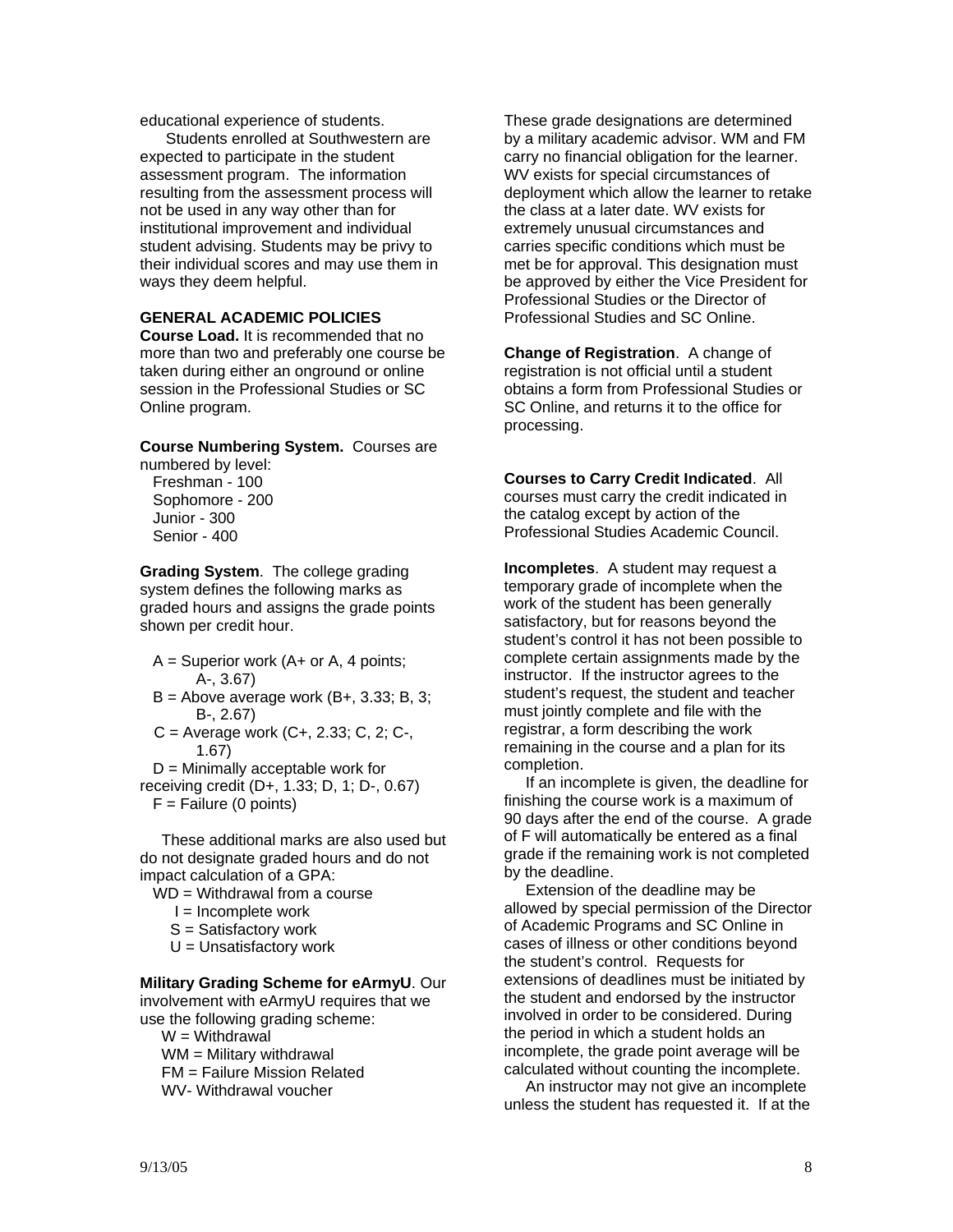educational experience of students.

Students enrolled at Southwestern are expected to participate in the student assessment program. The information resulting from the assessment process will not be used in any way other than for institutional improvement and individual student advising. Students may be privy to their individual scores and may use them in ways they deem helpful.

## GENERAL ACADEMIC POLICIES

**Course Load.** It is recommended that no more than two and preferably one course be taken during either an onground or online session in the Professional Studies or SC Online program.

**Course Numbering System.** Courses are numbered by level:

- Freshman - 100
- Sophomore - 200
- Junior - 300
- Senior - 400

**Grading System**. The college grading system defines the following marks as graded hours and assigns the grade points shown per credit hour.

- A = Superior work (A+ or A, 4 points; A-, 3.67)
- B = Above average work (B+, 3.33; B, 3; B-, 2.67)
- C = Average work (C+, 2.33; C, 2; C-, 1.67)
- D = Minimally acceptable work for receiving credit (D+, 1.33; D, 1; D-, 0.67)
- F = Failure (0 points)

These additional marks are also used but do not designate graded hours and do not impact calculation of a GPA:

- WD = Withdrawal from a course
- I = Incomplete work
- S = Satisfactory work
- U = Unsatisfactory work

**Military Grading Scheme for eArmyU**. Our involvement with eArmyU requires that we use the following grading scheme:

- W = Withdrawal
- WM = Military withdrawal
- FM = Failure Mission Related
- WV- Withdrawal voucher

These grade designations are determined by a military academic advisor. WM and FM carry no financial obligation for the learner. WV exists for special circumstances of deployment which allow the learner to retake the class at a later date. WV exists for extremely unusual circumstances and carries specific conditions which must be met be for approval. This designation must be approved by either the Vice President for Professional Studies or the Director of Professional Studies and SC Online.

**Change of Registration**. A change of registration is not official until a student obtains a form from Professional Studies or SC Online, and returns it to the office for processing.

**Courses to Carry Credit Indicated**. All courses must carry the credit indicated in the catalog except by action of the Professional Studies Academic Council.

**Incompletes**. A student may request a temporary grade of incomplete when the work of the student has been generally satisfactory, but for reasons beyond the student's control it has not been possible to complete certain assignments made by the instructor. If the instructor agrees to the student's request, the student and teacher must jointly complete and file with the registrar, a form describing the work remaining in the course and a plan for its completion.

If an incomplete is given, the deadline for finishing the course work is a maximum of 90 days after the end of the course. A grade of F will automatically be entered as a final grade if the remaining work is not completed by the deadline.

Extension of the deadline may be allowed by special permission of the Director of Academic Programs and SC Online in cases of illness or other conditions beyond the student's control. Requests for extensions of deadlines must be initiated by the student and endorsed by the instructor involved in order to be considered. During the period in which a student holds an incomplete, the grade point average will be calculated without counting the incomplete.

An instructor may not give an incomplete unless the student has requested it. If at the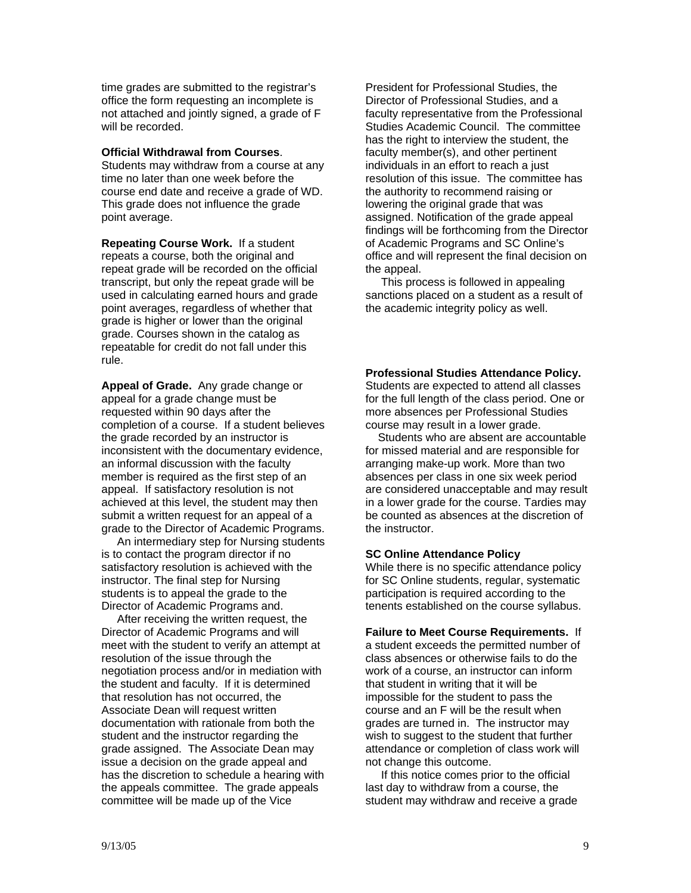time grades are submitted to the registrar's office the form requesting an incomplete is not attached and jointly signed, a grade of F will be recorded.

**Official Withdrawal from Courses**. Students may withdraw from a course at any time no later than one week before the course end date and receive a grade of WD. This grade does not influence the grade point average.

**Repeating Course Work.** If a student repeats a course, both the original and repeat grade will be recorded on the official transcript, but only the repeat grade will be used in calculating earned hours and grade point averages, regardless of whether that grade is higher or lower than the original grade. Courses shown in the catalog as repeatable for credit do not fall under this rule.

**Appeal of Grade.** Any grade change or appeal for a grade change must be requested within 90 days after the completion of a course. If a student believes the grade recorded by an instructor is inconsistent with the documentary evidence, an informal discussion with the faculty member is required as the first step of an appeal. If satisfactory resolution is not achieved at this level, the student may then submit a written request for an appeal of a grade to the Director of Academic Programs.

An intermediary step for Nursing students is to contact the program director if no satisfactory resolution is achieved with the instructor. The final step for Nursing students is to appeal the grade to the Director of Academic Programs and.

After receiving the written request, the Director of Academic Programs and will meet with the student to verify an attempt at resolution of the issue through the negotiation process and/or in mediation with the student and faculty. If it is determined that resolution has not occurred, the Associate Dean will request written documentation with rationale from both the student and the instructor regarding the grade assigned. The Associate Dean may issue a decision on the grade appeal and has the discretion to schedule a hearing with the appeals committee. The grade appeals committee will be made up of the Vice President for Professional Studies, the Director of Professional Studies, and a faculty representative from the Professional Studies Academic Council. The committee has the right to interview the student, the faculty member(s), and other pertinent individuals in an effort to reach a just resolution of this issue. The committee has the authority to recommend raising or lowering the original grade that was assigned. Notification of the grade appeal findings will be forthcoming from the Director of Academic Programs and SC Online's office and will represent the final decision on the appeal.

This process is followed in appealing sanctions placed on a student as a result of the academic integrity policy as well.

**Professional Studies Attendance Policy.** Students are expected to attend all classes for the full length of the class period. One or more absences per Professional Studies course may result in a lower grade.

Students who are absent are accountable for missed material and are responsible for arranging make-up work. More than two absences per class in one six week period are considered unacceptable and may result in a lower grade for the course. Tardies may be counted as absences at the discretion of the instructor.

**SC Online Attendance Policy**
While there is no specific attendance policy for SC Online students, regular, systematic participation is required according to the tenents established on the course syllabus.

**Failure to Meet Course Requirements.** If a student exceeds the permitted number of class absences or otherwise fails to do the work of a course, an instructor can inform that student in writing that it will be impossible for the student to pass the course and an F will be the result when grades are turned in. The instructor may wish to suggest to the student that further attendance or completion of class work will not change this outcome.

If this notice comes prior to the official last day to withdraw from a course, the student may withdraw and receive a grade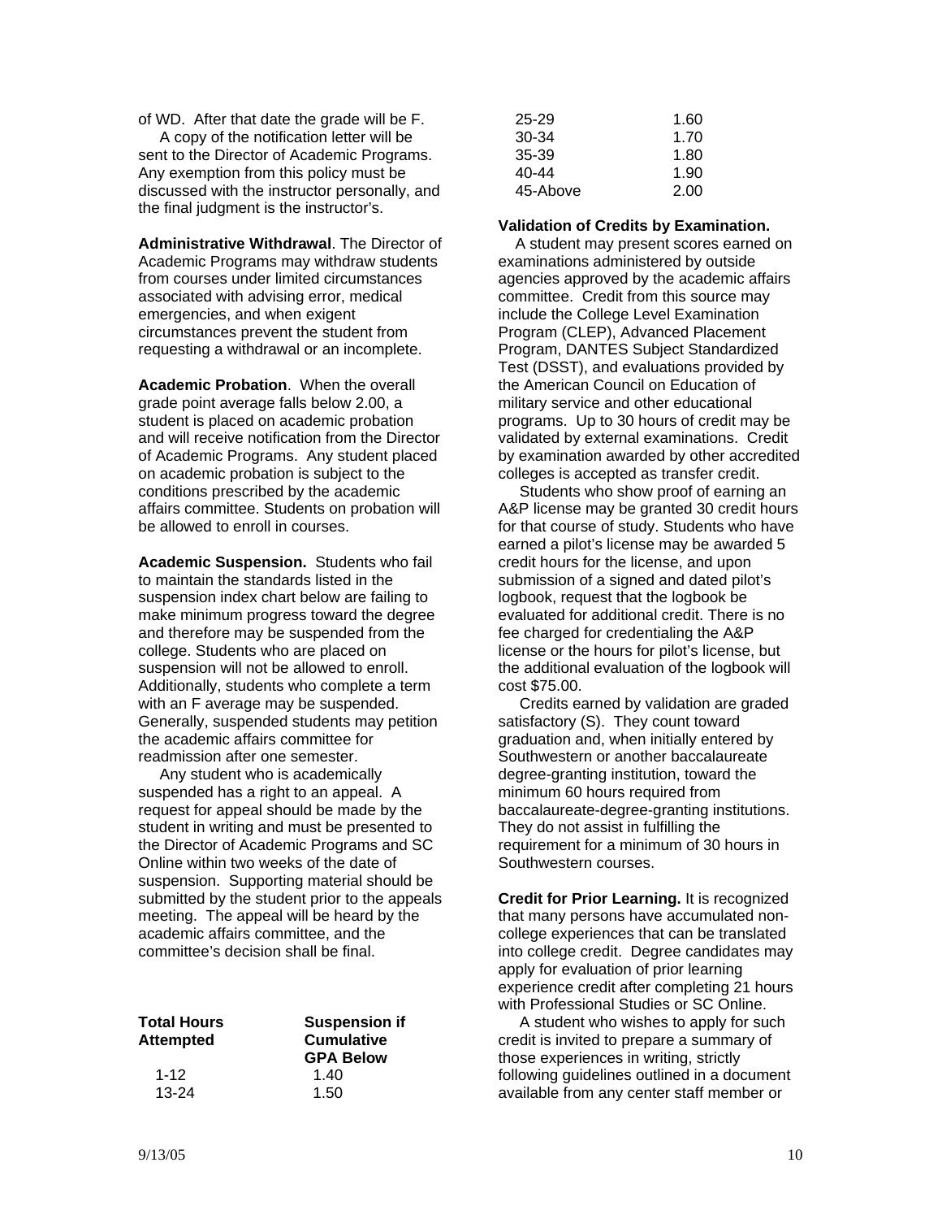of WD. After that date the grade will be F.

A copy of the notification letter will be sent to the Director of Academic Programs. Any exemption from this policy must be discussed with the instructor personally, and the final judgment is the instructor's.

**Administrative Withdrawal**. The Director of Academic Programs may withdraw students from courses under limited circumstances associated with advising error, medical emergencies, and when exigent circumstances prevent the student from requesting a withdrawal or an incomplete.

**Academic Probation**. When the overall grade point average falls below 2.00, a student is placed on academic probation and will receive notification from the Director of Academic Programs. Any student placed on academic probation is subject to the conditions prescribed by the academic affairs committee. Students on probation will be allowed to enroll in courses.

**Academic Suspension.** Students who fail to maintain the standards listed in the suspension index chart below are failing to make minimum progress toward the degree and therefore may be suspended from the college. Students who are placed on suspension will not be allowed to enroll. Additionally, students who complete a term with an F average may be suspended. Generally, suspended students may petition the academic affairs committee for readmission after one semester.

Any student who is academically suspended has a right to an appeal. A request for appeal should be made by the student in writing and must be presented to the Director of Academic Programs and SC Online within two weeks of the date of suspension. Supporting material should be submitted by the student prior to the appeals meeting. The appeal will be heard by the academic affairs committee, and the committee's decision shall be final.

| Total Hours Attempted | Suspension if Cumulative GPA Below |
|---|---|
| 1-12 | 1.40 |
| 13-24 | 1.50 |
| 25-29 | 1.60 |
| 30-34 | 1.70 |
| 35-39 | 1.80 |
| 40-44 | 1.90 |
| 45-Above | 2.00 |

**Validation of Credits by Examination.**

A student may present scores earned on examinations administered by outside agencies approved by the academic affairs committee. Credit from this source may include the College Level Examination Program (CLEP), Advanced Placement Program, DANTES Subject Standardized Test (DSST), and evaluations provided by the American Council on Education of military service and other educational programs. Up to 30 hours of credit may be validated by external examinations. Credit by examination awarded by other accredited colleges is accepted as transfer credit.

Students who show proof of earning an A&P license may be granted 30 credit hours for that course of study. Students who have earned a pilot's license may be awarded 5 credit hours for the license, and upon submission of a signed and dated pilot's logbook, request that the logbook be evaluated for additional credit. There is no fee charged for credentialing the A&P license or the hours for pilot's license, but the additional evaluation of the logbook will cost $75.00.

Credits earned by validation are graded satisfactory (S). They count toward graduation and, when initially entered by Southwestern or another baccalaureate degree-granting institution, toward the minimum 60 hours required from baccalaureate-degree-granting institutions. They do not assist in fulfilling the requirement for a minimum of 30 hours in Southwestern courses.

**Credit for Prior Learning.** It is recognized that many persons have accumulated non-college experiences that can be translated into college credit. Degree candidates may apply for evaluation of prior learning experience credit after completing 21 hours with Professional Studies or SC Online.

A student who wishes to apply for such credit is invited to prepare a summary of those experiences in writing, strictly following guidelines outlined in a document available from any center staff member or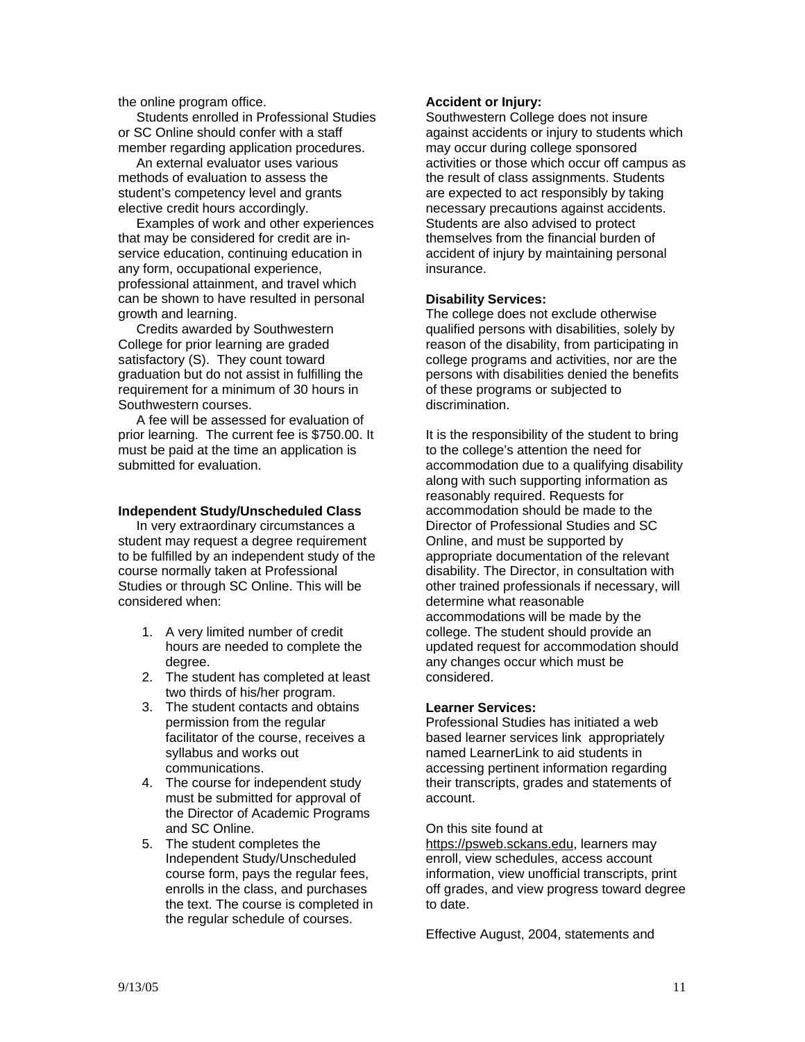the online program office.

Students enrolled in Professional Studies or SC Online should confer with a staff member regarding application procedures.

An external evaluator uses various methods of evaluation to assess the student's competency level and grants elective credit hours accordingly.

Examples of work and other experiences that may be considered for credit are in-service education, continuing education in any form, occupational experience, professional attainment, and travel which can be shown to have resulted in personal growth and learning.

Credits awarded by Southwestern College for prior learning are graded satisfactory (S). They count toward graduation but do not assist in fulfilling the requirement for a minimum of 30 hours in Southwestern courses.

A fee will be assessed for evaluation of prior learning. The current fee is $750.00. It must be paid at the time an application is submitted for evaluation.

**Independent Study/Unscheduled Class**

In very extraordinary circumstances a student may request a degree requirement to be fulfilled by an independent study of the course normally taken at Professional Studies or through SC Online. This will be considered when:

1. A very limited number of credit hours are needed to complete the degree.
2. The student has completed at least two thirds of his/her program.
3. The student contacts and obtains permission from the regular facilitator of the course, receives a syllabus and works out communications.
4. The course for independent study must be submitted for approval of the Director of Academic Programs and SC Online.
5. The student completes the Independent Study/Unscheduled course form, pays the regular fees, enrolls in the class, and purchases the text. The course is completed in the regular schedule of courses.

**Accident or Injury:**

Southwestern College does not insure against accidents or injury to students which may occur during college sponsored activities or those which occur off campus as the result of class assignments. Students are expected to act responsibly by taking necessary precautions against accidents. Students are also advised to protect themselves from the financial burden of accident of injury by maintaining personal insurance.

**Disability Services:**

The college does not exclude otherwise qualified persons with disabilities, solely by reason of the disability, from participating in college programs and activities, nor are the persons with disabilities denied the benefits of these programs or subjected to discrimination.

It is the responsibility of the student to bring to the college's attention the need for accommodation due to a qualifying disability along with such supporting information as reasonably required. Requests for accommodation should be made to the Director of Professional Studies and SC Online, and must be supported by appropriate documentation of the relevant disability. The Director, in consultation with other trained professionals if necessary, will determine what reasonable accommodations will be made by the college. The student should provide an updated request for accommodation should any changes occur which must be considered.

**Learner Services:**

Professional Studies has initiated a web based learner services link appropriately named LearnerLink to aid students in accessing pertinent information regarding their transcripts, grades and statements of account.

On this site found at https://psweb.sckans.edu, learners may enroll, view schedules, access account information, view unofficial transcripts, print off grades, and view progress toward degree to date.

Effective August, 2004, statements and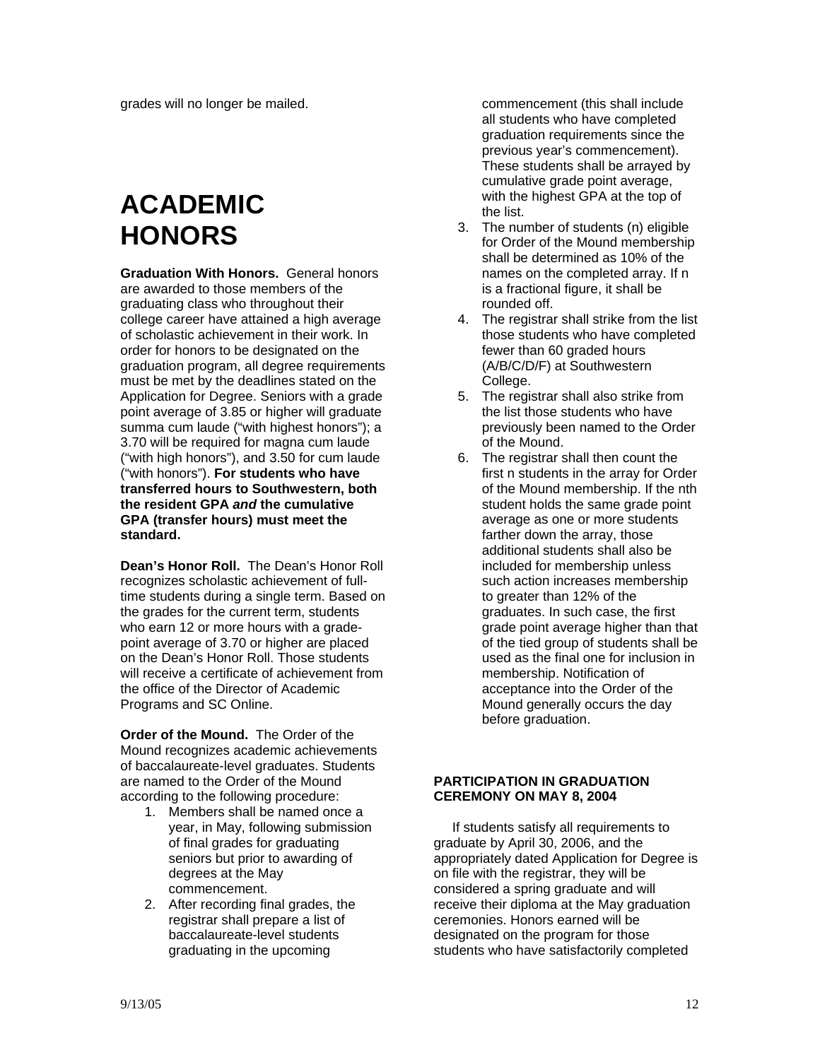grades will no longer be mailed.

# ACADEMIC HONORS

**Graduation With Honors.** General honors are awarded to those members of the graduating class who throughout their college career have attained a high average of scholastic achievement in their work. In order for honors to be designated on the graduation program, all degree requirements must be met by the deadlines stated on the Application for Degree. Seniors with a grade point average of 3.85 or higher will graduate summa cum laude ("with highest honors"); a 3.70 will be required for magna cum laude ("with high honors"), and 3.50 for cum laude ("with honors"). **For students who have transferred hours to Southwestern, both the resident GPA *and* the cumulative GPA (transfer hours) must meet the standard.**

**Dean's Honor Roll.** The Dean's Honor Roll recognizes scholastic achievement of full-time students during a single term. Based on the grades for the current term, students who earn 12 or more hours with a grade-point average of 3.70 or higher are placed on the Dean's Honor Roll. Those students will receive a certificate of achievement from the office of the Director of Academic Programs and SC Online.

**Order of the Mound.** The Order of the Mound recognizes academic achievements of baccalaureate-level graduates. Students are named to the Order of the Mound according to the following procedure:

1. Members shall be named once a year, in May, following submission of final grades for graduating seniors but prior to awarding of degrees at the May commencement.
2. After recording final grades, the registrar shall prepare a list of baccalaureate-level students graduating in the upcoming commencement (this shall include all students who have completed graduation requirements since the previous year's commencement). These students shall be arrayed by cumulative grade point average, with the highest GPA at the top of the list.
3. The number of students (n) eligible for Order of the Mound membership shall be determined as 10% of the names on the completed array. If n is a fractional figure, it shall be rounded off.
4. The registrar shall strike from the list those students who have completed fewer than 60 graded hours (A/B/C/D/F) at Southwestern College.
5. The registrar shall also strike from the list those students who have previously been named to the Order of the Mound.
6. The registrar shall then count the first n students in the array for Order of the Mound membership. If the nth student holds the same grade point average as one or more students farther down the array, those additional students shall also be included for membership unless such action increases membership to greater than 12% of the graduates. In such case, the first grade point average higher than that of the tied group of students shall be used as the final one for inclusion in membership. Notification of acceptance into the Order of the Mound generally occurs the day before graduation.

### PARTICIPATION IN GRADUATION CEREMONY ON MAY 8, 2004

If students satisfy all requirements to graduate by April 30, 2006, and the appropriately dated Application for Degree is on file with the registrar, they will be considered a spring graduate and will receive their diploma at the May graduation ceremonies. Honors earned will be designated on the program for those students who have satisfactorily completed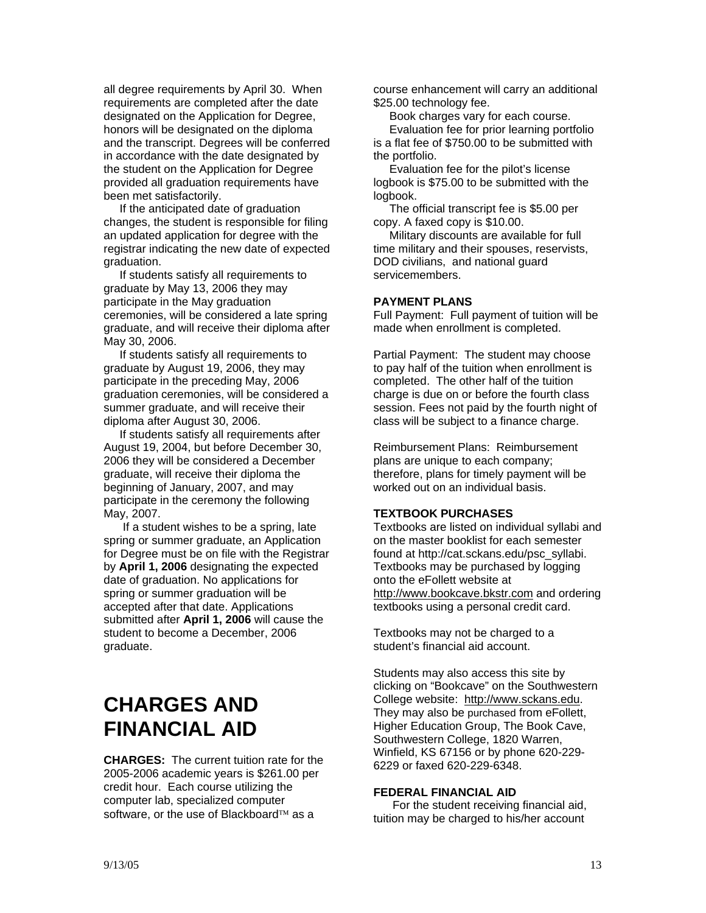all degree requirements by April 30. When requirements are completed after the date designated on the Application for Degree, honors will be designated on the diploma and the transcript. Degrees will be conferred in accordance with the date designated by the student on the Application for Degree provided all graduation requirements have been met satisfactorily.

If the anticipated date of graduation changes, the student is responsible for filing an updated application for degree with the registrar indicating the new date of expected graduation.

If students satisfy all requirements to graduate by May 13, 2006 they may participate in the May graduation ceremonies, will be considered a late spring graduate, and will receive their diploma after May 30, 2006.

If students satisfy all requirements to graduate by August 19, 2006, they may participate in the preceding May, 2006 graduation ceremonies, will be considered a summer graduate, and will receive their diploma after August 30, 2006.

If students satisfy all requirements after August 19, 2004, but before December 30, 2006 they will be considered a December graduate, will receive their diploma the beginning of January, 2007, and may participate in the ceremony the following May, 2007.

If a student wishes to be a spring, late spring or summer graduate, an Application for Degree must be on file with the Registrar by **April 1, 2006** designating the expected date of graduation. No applications for spring or summer graduation will be accepted after that date. Applications submitted after **April 1, 2006** will cause the student to become a December, 2006 graduate.

# CHARGES AND FINANCIAL AID

**CHARGES:** The current tuition rate for the 2005-2006 academic years is $261.00 per credit hour. Each course utilizing the computer lab, specialized computer software, or the use of Blackboard™ as a course enhancement will carry an additional $25.00 technology fee.

Book charges vary for each course.

Evaluation fee for prior learning portfolio is a flat fee of $750.00 to be submitted with the portfolio.

Evaluation fee for the pilot's license logbook is $75.00 to be submitted with the logbook.

The official transcript fee is $5.00 per copy. A faxed copy is $10.00.

Military discounts are available for full time military and their spouses, reservists, DOD civilians, and national guard servicemembers.

#### PAYMENT PLANS

Full Payment: Full payment of tuition will be made when enrollment is completed.

Partial Payment: The student may choose to pay half of the tuition when enrollment is completed. The other half of the tuition charge is due on or before the fourth class session. Fees not paid by the fourth night of class will be subject to a finance charge.

Reimbursement Plans: Reimbursement plans are unique to each company; therefore, plans for timely payment will be worked out on an individual basis.

#### TEXTBOOK PURCHASES

Textbooks are listed on individual syllabi and on the master booklist for each semester found at http://cat.sckans.edu/psc_syllabi. Textbooks may be purchased by logging onto the eFollett website at http://www.bookcave.bkstr.com and ordering textbooks using a personal credit card.

Textbooks may not be charged to a student's financial aid account.

Students may also access this site by clicking on "Bookcave" on the Southwestern College website: http://www.sckans.edu. They may also be purchased from eFollett, Higher Education Group, The Book Cave, Southwestern College, 1820 Warren, Winfield, KS 67156 or by phone 620-229-6229 or faxed 620-229-6348.

#### FEDERAL FINANCIAL AID

For the student receiving financial aid, tuition may be charged to his/her account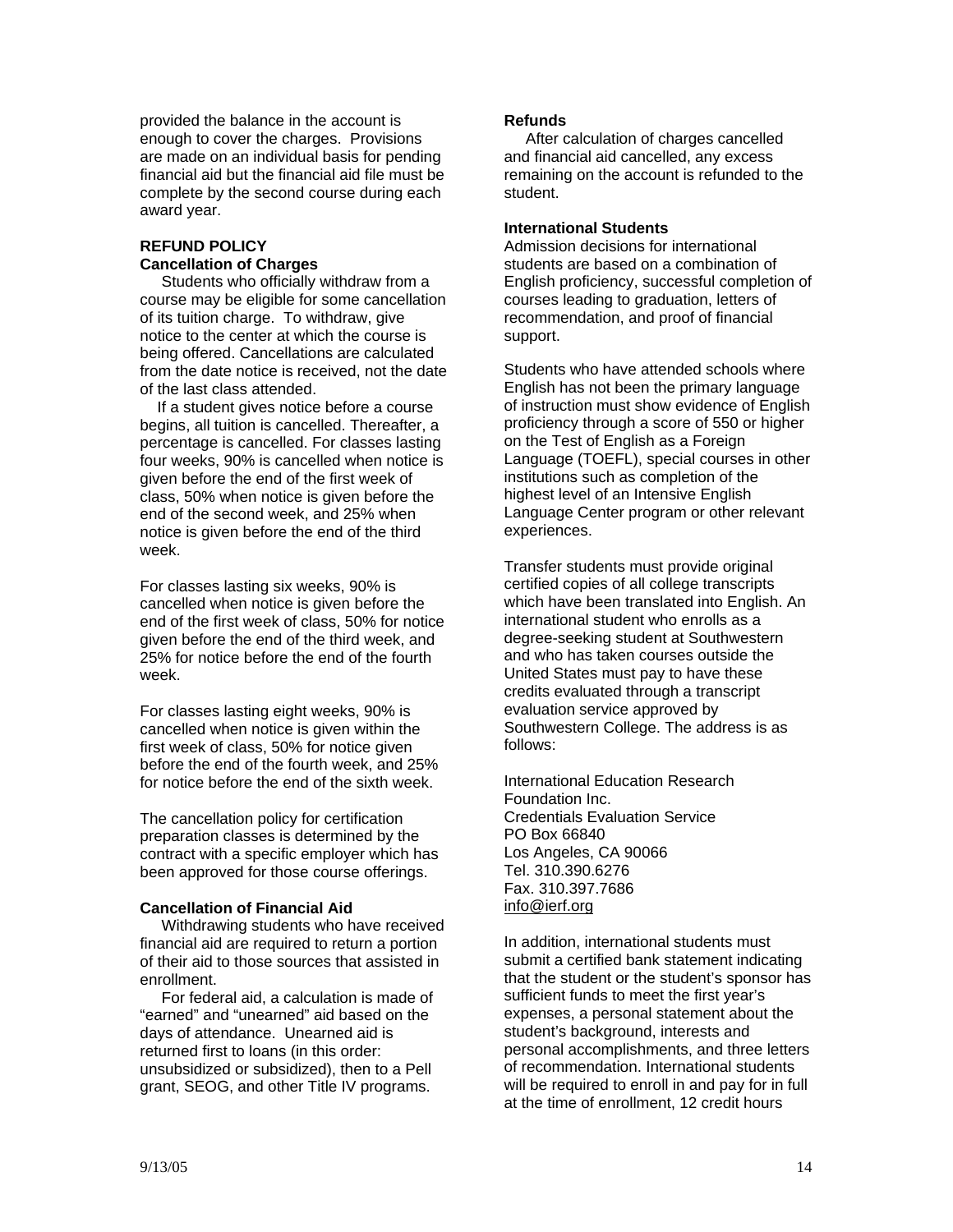provided the balance in the account is enough to cover the charges. Provisions are made on an individual basis for pending financial aid but the financial aid file must be complete by the second course during each award year.

## REFUND POLICY

### Cancellation of Charges

Students who officially withdraw from a course may be eligible for some cancellation of its tuition charge. To withdraw, give notice to the center at which the course is being offered. Cancellations are calculated from the date notice is received, not the date of the last class attended.

If a student gives notice before a course begins, all tuition is cancelled. Thereafter, a percentage is cancelled. For classes lasting four weeks, 90% is cancelled when notice is given before the end of the first week of class, 50% when notice is given before the end of the second week, and 25% when notice is given before the end of the third week.

For classes lasting six weeks, 90% is cancelled when notice is given before the end of the first week of class, 50% for notice given before the end of the third week, and 25% for notice before the end of the fourth week.

For classes lasting eight weeks, 90% is cancelled when notice is given within the first week of class, 50% for notice given before the end of the fourth week, and 25% for notice before the end of the sixth week.

The cancellation policy for certification preparation classes is determined by the contract with a specific employer which has been approved for those course offerings.

### Cancellation of Financial Aid

Withdrawing students who have received financial aid are required to return a portion of their aid to those sources that assisted in enrollment.

For federal aid, a calculation is made of "earned" and "unearned" aid based on the days of attendance. Unearned aid is returned first to loans (in this order: unsubsidized or subsidized), then to a Pell grant, SEOG, and other Title IV programs.

### Refunds

After calculation of charges cancelled and financial aid cancelled, any excess remaining on the account is refunded to the student.

### International Students

Admission decisions for international students are based on a combination of English proficiency, successful completion of courses leading to graduation, letters of recommendation, and proof of financial support.

Students who have attended schools where English has not been the primary language of instruction must show evidence of English proficiency through a score of 550 or higher on the Test of English as a Foreign Language (TOEFL), special courses in other institutions such as completion of the highest level of an Intensive English Language Center program or other relevant experiences.

Transfer students must provide original certified copies of all college transcripts which have been translated into English. An international student who enrolls as a degree-seeking student at Southwestern and who has taken courses outside the United States must pay to have these credits evaluated through a transcript evaluation service approved by Southwestern College. The address is as follows:

International Education Research Foundation Inc.  
Credentials Evaluation Service  
PO Box 66840  
Los Angeles, CA 90066  
Tel. 310.390.6276  
Fax. 310.397.7686  
info@ierf.org

In addition, international students must submit a certified bank statement indicating that the student or the student's sponsor has sufficient funds to meet the first year's expenses, a personal statement about the student's background, interests and personal accomplishments, and three letters of recommendation. International students will be required to enroll in and pay for in full at the time of enrollment, 12 credit hours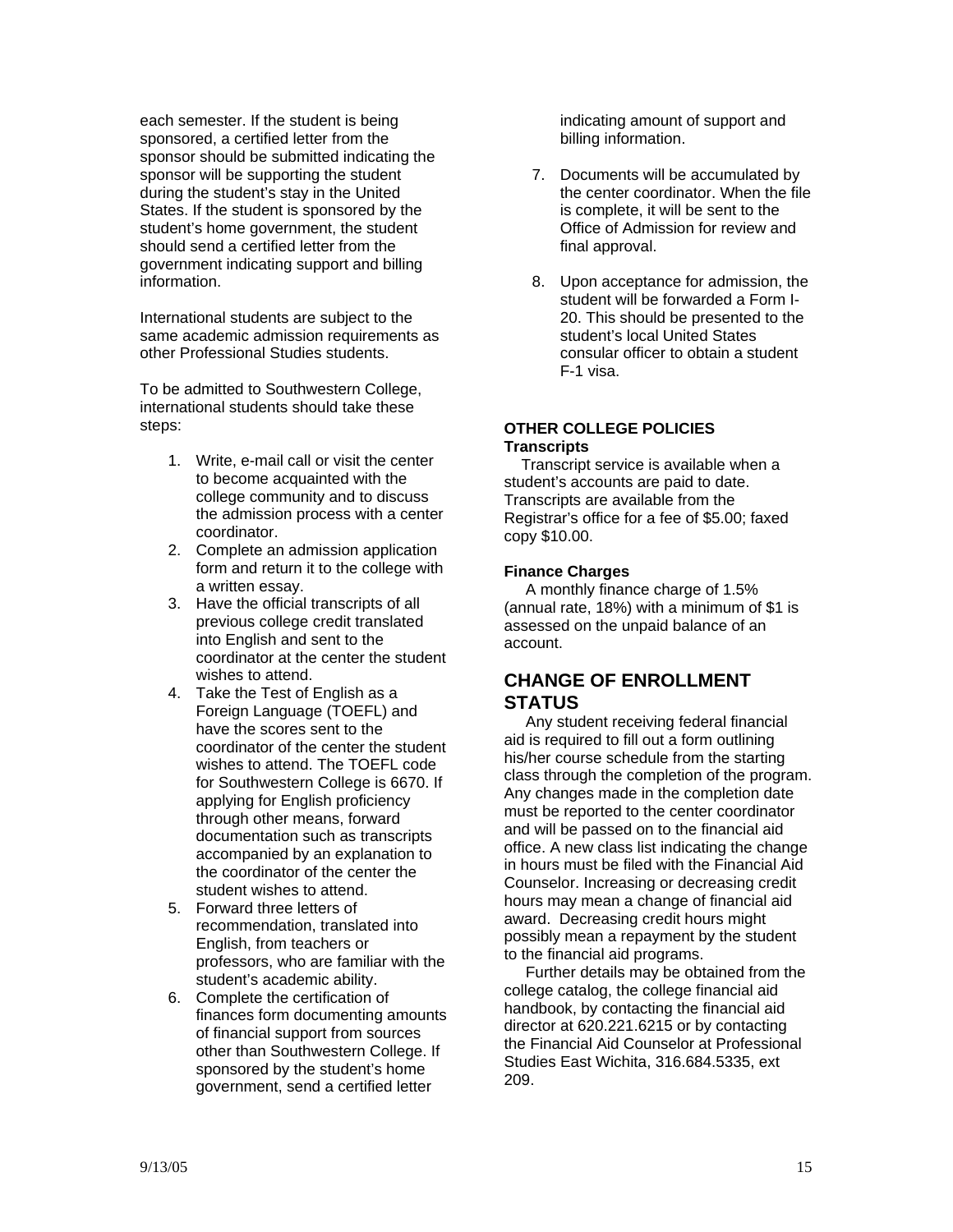each semester. If the student is being sponsored, a certified letter from the sponsor should be submitted indicating the sponsor will be supporting the student during the student's stay in the United States. If the student is sponsored by the student's home government, the student should send a certified letter from the government indicating support and billing information.

International students are subject to the same academic admission requirements as other Professional Studies students.

To be admitted to Southwestern College, international students should take these steps:

1. Write, e-mail call or visit the center to become acquainted with the college community and to discuss the admission process with a center coordinator.
2. Complete an admission application form and return it to the college with a written essay.
3. Have the official transcripts of all previous college credit translated into English and sent to the coordinator at the center the student wishes to attend.
4. Take the Test of English as a Foreign Language (TOEFL) and have the scores sent to the coordinator of the center the student wishes to attend. The TOEFL code for Southwestern College is 6670. If applying for English proficiency through other means, forward documentation such as transcripts accompanied by an explanation to the coordinator of the center the student wishes to attend.
5. Forward three letters of recommendation, translated into English, from teachers or professors, who are familiar with the student's academic ability.
6. Complete the certification of finances form documenting amounts of financial support from sources other than Southwestern College. If sponsored by the student's home government, send a certified letter indicating amount of support and billing information.
7. Documents will be accumulated by the center coordinator. When the file is complete, it will be sent to the Office of Admission for review and final approval.
8. Upon acceptance for admission, the student will be forwarded a Form I-20. This should be presented to the student's local United States consular officer to obtain a student F-1 visa.

**OTHER COLLEGE POLICIES**

**Transcripts**

Transcript service is available when a student's accounts are paid to date. Transcripts are available from the Registrar's office for a fee of $5.00; faxed copy $10.00.

**Finance Charges**

A monthly finance charge of 1.5% (annual rate, 18%) with a minimum of $1 is assessed on the unpaid balance of an account.

## CHANGE OF ENROLLMENT STATUS

Any student receiving federal financial aid is required to fill out a form outlining his/her course schedule from the starting class through the completion of the program. Any changes made in the completion date must be reported to the center coordinator and will be passed on to the financial aid office. A new class list indicating the change in hours must be filed with the Financial Aid Counselor. Increasing or decreasing credit hours may mean a change of financial aid award. Decreasing credit hours might possibly mean a repayment by the student to the financial aid programs.

Further details may be obtained from the college catalog, the college financial aid handbook, by contacting the financial aid director at 620.221.6215 or by contacting the Financial Aid Counselor at Professional Studies East Wichita, 316.684.5335, ext 209.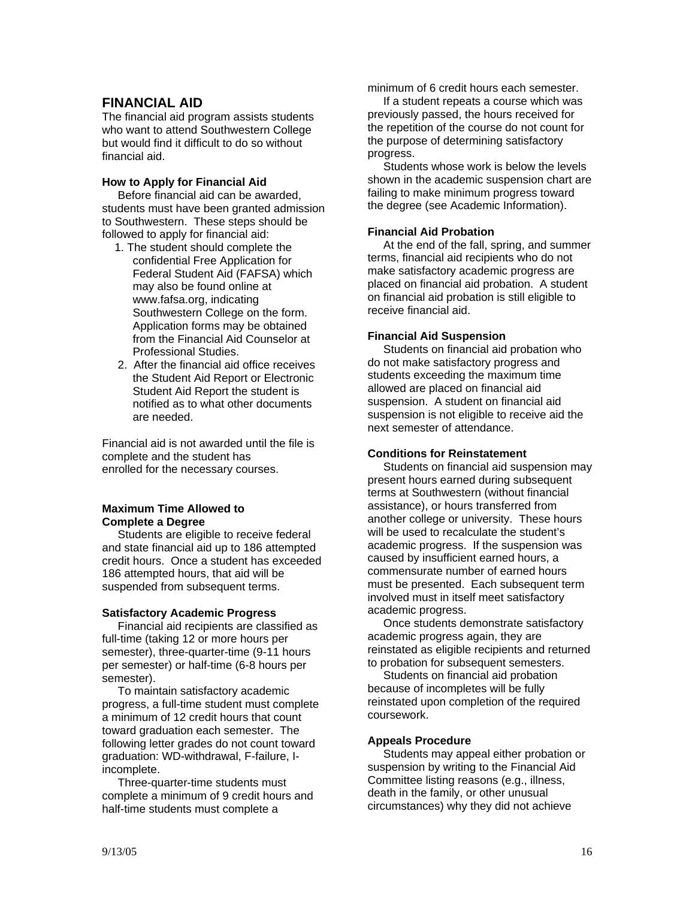## FINANCIAL AID

The financial aid program assists students who want to attend Southwestern College but would find it difficult to do so without financial aid.

### How to Apply for Financial Aid

Before financial aid can be awarded, students must have been granted admission to Southwestern. These steps should be followed to apply for financial aid:

1. The student should complete the confidential Free Application for Federal Student Aid (FAFSA) which may also be found online at www.fafsa.org, indicating Southwestern College on the form. Application forms may be obtained from the Financial Aid Counselor at Professional Studies.
2. After the financial aid office receives the Student Aid Report or Electronic Student Aid Report the student is notified as to what other documents are needed.

Financial aid is not awarded until the file is complete and the student has enrolled for the necessary courses.

### Maximum Time Allowed to Complete a Degree

Students are eligible to receive federal and state financial aid up to 186 attempted credit hours. Once a student has exceeded 186 attempted hours, that aid will be suspended from subsequent terms.

### Satisfactory Academic Progress

Financial aid recipients are classified as full-time (taking 12 or more hours per semester), three-quarter-time (9-11 hours per semester) or half-time (6-8 hours per semester).

To maintain satisfactory academic progress, a full-time student must complete a minimum of 12 credit hours that count toward graduation each semester. The following letter grades do not count toward graduation: WD-withdrawal, F-failure, I-incomplete.

Three-quarter-time students must complete a minimum of 9 credit hours and half-time students must complete a minimum of 6 credit hours each semester.

If a student repeats a course which was previously passed, the hours received for the repetition of the course do not count for the purpose of determining satisfactory progress.

Students whose work is below the levels shown in the academic suspension chart are failing to make minimum progress toward the degree (see Academic Information).

### Financial Aid Probation

At the end of the fall, spring, and summer terms, financial aid recipients who do not make satisfactory academic progress are placed on financial aid probation. A student on financial aid probation is still eligible to receive financial aid.

### Financial Aid Suspension

Students on financial aid probation who do not make satisfactory progress and students exceeding the maximum time allowed are placed on financial aid suspension. A student on financial aid suspension is not eligible to receive aid the next semester of attendance.

### Conditions for Reinstatement

Students on financial aid suspension may present hours earned during subsequent terms at Southwestern (without financial assistance), or hours transferred from another college or university. These hours will be used to recalculate the student's academic progress. If the suspension was caused by insufficient earned hours, a commensurate number of earned hours must be presented. Each subsequent term involved must in itself meet satisfactory academic progress.

Once students demonstrate satisfactory academic progress again, they are reinstated as eligible recipients and returned to probation for subsequent semesters.

Students on financial aid probation because of incompletes will be fully reinstated upon completion of the required coursework.

### Appeals Procedure

Students may appeal either probation or suspension by writing to the Financial Aid Committee listing reasons (e.g., illness, death in the family, or other unusual circumstances) why they did not achieve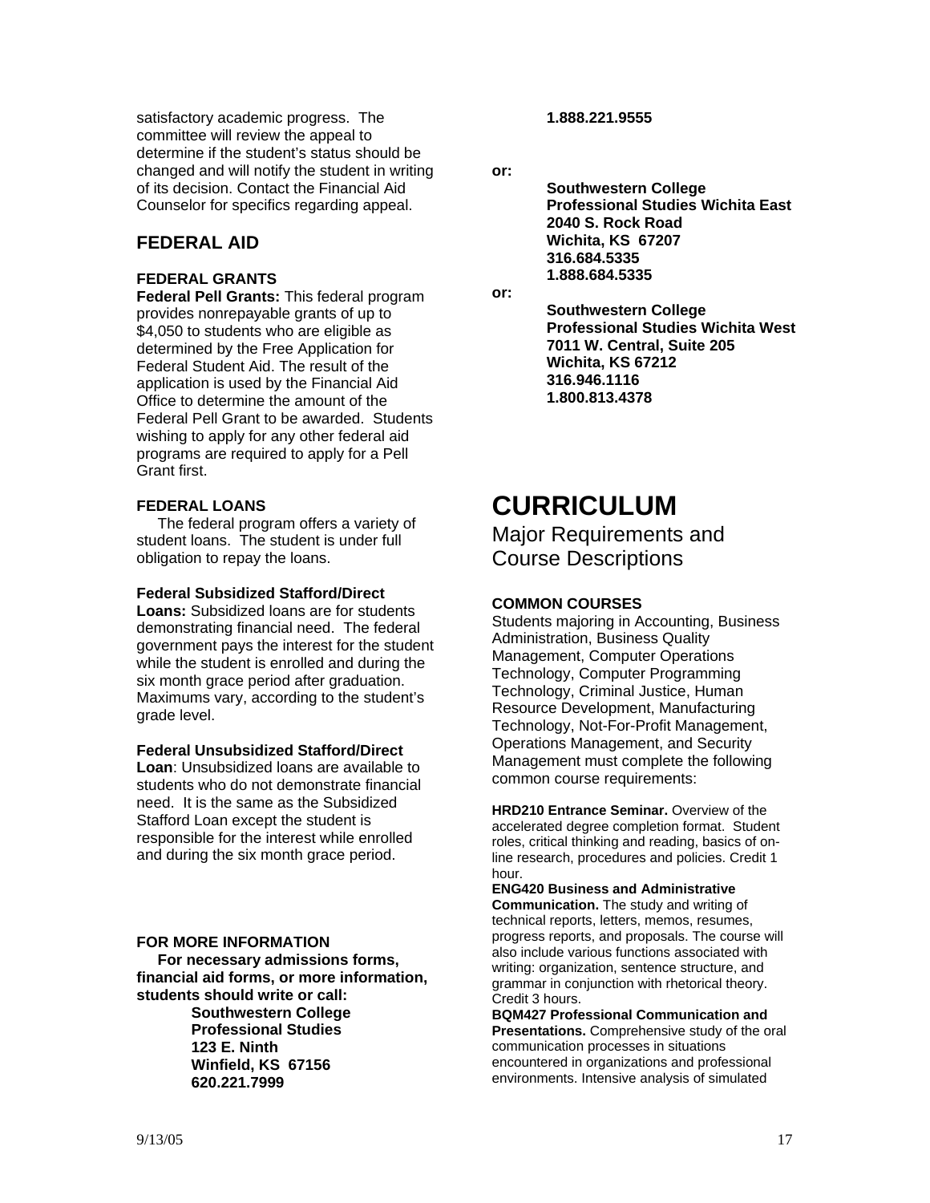satisfactory academic progress. The committee will review the appeal to determine if the student's status should be changed and will notify the student in writing of its decision. Contact the Financial Aid Counselor for specifics regarding appeal.

## FEDERAL AID

### FEDERAL GRANTS

**Federal Pell Grants:** This federal program provides nonrepayable grants of up to $4,050 to students who are eligible as determined by the Free Application for Federal Student Aid. The result of the application is used by the Financial Aid Office to determine the amount of the Federal Pell Grant to be awarded. Students wishing to apply for any other federal aid programs are required to apply for a Pell Grant first.

### FEDERAL LOANS

The federal program offers a variety of student loans. The student is under full obligation to repay the loans.

**Federal Subsidized Stafford/Direct Loans:** Subsidized loans are for students demonstrating financial need. The federal government pays the interest for the student while the student is enrolled and during the six month grace period after graduation. Maximums vary, according to the student's grade level.

**Federal Unsubsidized Stafford/Direct Loan**: Unsubsidized loans are available to students who do not demonstrate financial need. It is the same as the Subsidized Stafford Loan except the student is responsible for the interest while enrolled and during the six month grace period.

### FOR MORE INFORMATION

**For necessary admissions forms, financial aid forms, or more information, students should write or call:**

**Southwestern College**
**Professional Studies**
**123 E. Ninth**
**Winfield, KS 67156**
**620.221.7999**
**1.888.221.9555**

**or:**

**Southwestern College**
**Professional Studies Wichita East**
**2040 S. Rock Road**
**Wichita, KS 67207**
**316.684.5335**
**1.888.684.5335**

**or:**

**Southwestern College**
**Professional Studies Wichita West**
**7011 W. Central, Suite 205**
**Wichita, KS 67212**
**316.946.1116**
**1.800.813.4378**

# CURRICULUM

## Major Requirements and Course Descriptions

### COMMON COURSES

Students majoring in Accounting, Business Administration, Business Quality Management, Computer Operations Technology, Computer Programming Technology, Criminal Justice, Human Resource Development, Manufacturing Technology, Not-For-Profit Management, Operations Management, and Security Management must complete the following common course requirements:

**HRD210 Entrance Seminar.** Overview of the accelerated degree completion format. Student roles, critical thinking and reading, basics of on-line research, procedures and policies. Credit 1 hour.

**ENG420 Business and Administrative Communication.** The study and writing of technical reports, letters, memos, resumes, progress reports, and proposals. The course will also include various functions associated with writing: organization, sentence structure, and grammar in conjunction with rhetorical theory. Credit 3 hours.

**BQM427 Professional Communication and Presentations.** Comprehensive study of the oral communication processes in situations encountered in organizations and professional environments. Intensive analysis of simulated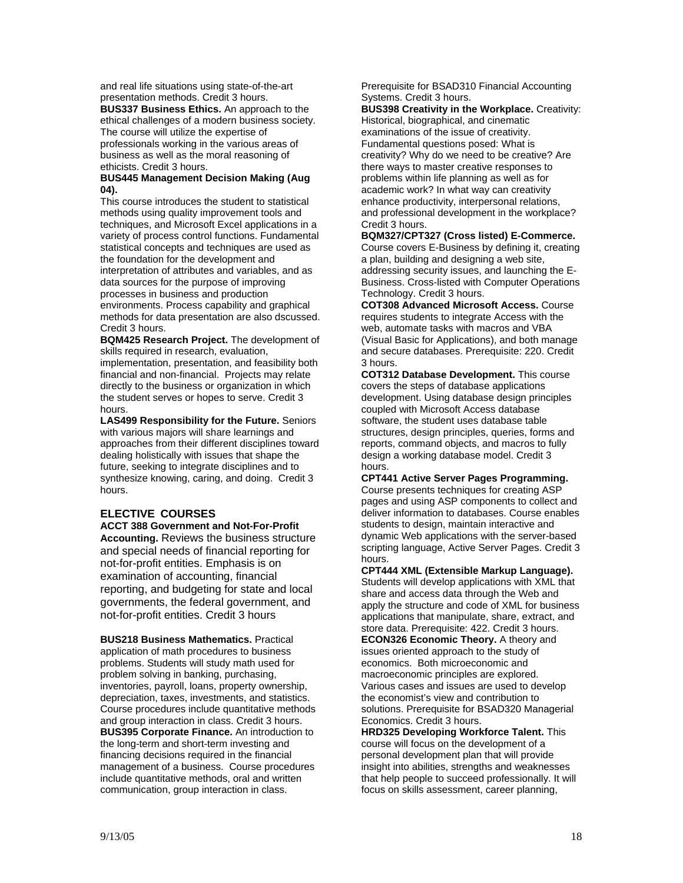and real life situations using state-of-the-art presentation methods. Credit 3 hours.

**BUS337 Business Ethics.** An approach to the ethical challenges of a modern business society. The course will utilize the expertise of professionals working in the various areas of business as well as the moral reasoning of ethicists. Credit 3 hours.

**BUS445 Management Decision Making (Aug 04).**
This course introduces the student to statistical methods using quality improvement tools and techniques, and Microsoft Excel applications in a variety of process control functions. Fundamental statistical concepts and techniques are used as the foundation for the development and interpretation of attributes and variables, and as data sources for the purpose of improving processes in business and production environments. Process capability and graphical methods for data presentation are also dscussed. Credit 3 hours.

**BQM425 Research Project.** The development of skills required in research, evaluation, implementation, presentation, and feasibility both financial and non-financial. Projects may relate directly to the business or organization in which the student serves or hopes to serve. Credit 3 hours.

**LAS499 Responsibility for the Future.** Seniors with various majors will share learnings and approaches from their different disciplines toward dealing holistically with issues that shape the future, seeking to integrate disciplines and to synthesize knowing, caring, and doing. Credit 3 hours.

## ELECTIVE COURSES

**ACCT 388 Government and Not-For-Profit Accounting.** Reviews the business structure and special needs of financial reporting for not-for-profit entities. Emphasis is on examination of accounting, financial reporting, and budgeting for state and local governments, the federal government, and not-for-profit entities. Credit 3 hours

**BUS218 Business Mathematics.** Practical application of math procedures to business problems. Students will study math used for problem solving in banking, purchasing, inventories, payroll, loans, property ownership, depreciation, taxes, investments, and statistics. Course procedures include quantitative methods and group interaction in class. Credit 3 hours.

**BUS395 Corporate Finance.** An introduction to the long-term and short-term investing and financing decisions required in the financial management of a business. Course procedures include quantitative methods, oral and written communication, group interaction in class. Prerequisite for BSAD310 Financial Accounting Systems. Credit 3 hours.

**BUS398 Creativity in the Workplace.** Creativity: Historical, biographical, and cinematic examinations of the issue of creativity. Fundamental questions posed: What is creativity? Why do we need to be creative? Are there ways to master creative responses to problems within life planning as well as for academic work? In what way can creativity enhance productivity, interpersonal relations, and professional development in the workplace? Credit 3 hours.

**BQM327/CPT327 (Cross listed) E-Commerce.** Course covers E-Business by defining it, creating a plan, building and designing a web site, addressing security issues, and launching the E-Business. Cross-listed with Computer Operations Technology. Credit 3 hours.

**COT308 Advanced Microsoft Access.** Course requires students to integrate Access with the web, automate tasks with macros and VBA (Visual Basic for Applications), and both manage and secure databases. Prerequisite: 220. Credit 3 hours.

**COT312 Database Development.** This course covers the steps of database applications development. Using database design principles coupled with Microsoft Access database software, the student uses database table structures, design principles, queries, forms and reports, command objects, and macros to fully design a working database model. Credit 3 hours.

**CPT441 Active Server Pages Programming.** Course presents techniques for creating ASP pages and using ASP components to collect and deliver information to databases. Course enables students to design, maintain interactive and dynamic Web applications with the server-based scripting language, Active Server Pages. Credit 3 hours.

**CPT444 XML (Extensible Markup Language).** Students will develop applications with XML that share and access data through the Web and apply the structure and code of XML for business applications that manipulate, share, extract, and store data. Prerequisite: 422. Credit 3 hours.

**ECON326 Economic Theory.** A theory and issues oriented approach to the study of economics. Both microeconomic and macroeconomic principles are explored. Various cases and issues are used to develop the economist's view and contribution to solutions. Prerequisite for BSAD320 Managerial Economics. Credit 3 hours.

**HRD325 Developing Workforce Talent.** This course will focus on the development of a personal development plan that will provide insight into abilities, strengths and weaknesses that help people to succeed professionally. It will focus on skills assessment, career planning,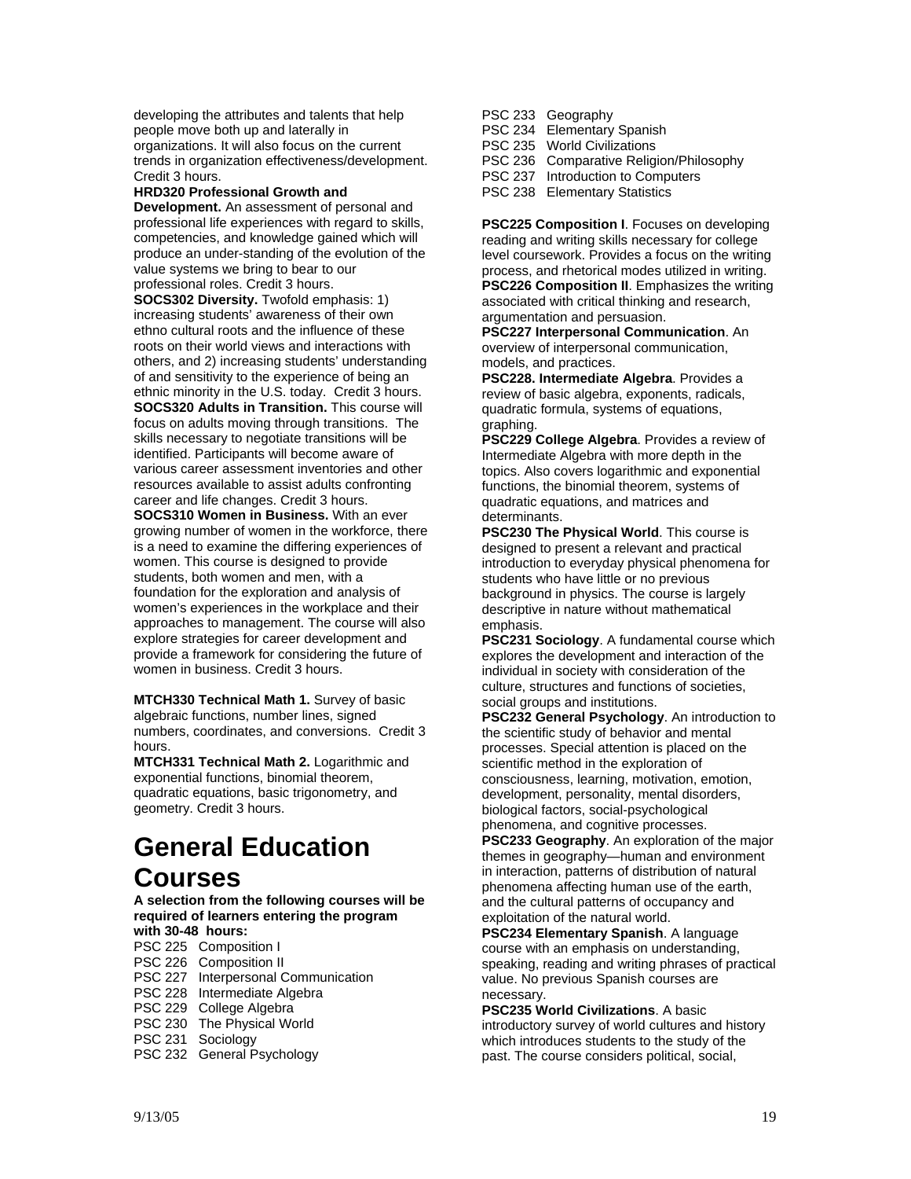developing the attributes and talents that help people move both up and laterally in organizations. It will also focus on the current trends in organization effectiveness/development. Credit 3 hours.

**HRD320 Professional Growth and Development.** An assessment of personal and professional life experiences with regard to skills, competencies, and knowledge gained which will produce an under-standing of the evolution of the value systems we bring to bear to our professional roles. Credit 3 hours.

**SOCS302 Diversity.** Twofold emphasis: 1) increasing students' awareness of their own ethno cultural roots and the influence of these roots on their world views and interactions with others, and 2) increasing students' understanding of and sensitivity to the experience of being an ethnic minority in the U.S. today. Credit 3 hours.

**SOCS320 Adults in Transition.** This course will focus on adults moving through transitions. The skills necessary to negotiate transitions will be identified. Participants will become aware of various career assessment inventories and other resources available to assist adults confronting career and life changes. Credit 3 hours.

**SOCS310 Women in Business.** With an ever growing number of women in the workforce, there is a need to examine the differing experiences of women. This course is designed to provide students, both women and men, with a foundation for the exploration and analysis of women's experiences in the workplace and their approaches to management. The course will also explore strategies for career development and provide a framework for considering the future of women in business. Credit 3 hours.

**MTCH330 Technical Math 1.** Survey of basic algebraic functions, number lines, signed numbers, coordinates, and conversions. Credit 3 hours.

**MTCH331 Technical Math 2.** Logarithmic and exponential functions, binomial theorem, quadratic equations, basic trigonometry, and geometry. Credit 3 hours.

# General Education Courses

**A selection from the following courses will be required of learners entering the program with 30-48 hours:**

PSC 225 Composition I
PSC 226 Composition II
PSC 227 Interpersonal Communication
PSC 228 Intermediate Algebra
PSC 229 College Algebra
PSC 230 The Physical World
PSC 231 Sociology
PSC 232 General Psychology
PSC 233 Geography
PSC 234 Elementary Spanish
PSC 235 World Civilizations
PSC 236 Comparative Religion/Philosophy
PSC 237 Introduction to Computers
PSC 238 Elementary Statistics

**PSC225 Composition I**. Focuses on developing reading and writing skills necessary for college level coursework. Provides a focus on the writing process, and rhetorical modes utilized in writing.

**PSC226 Composition II**. Emphasizes the writing associated with critical thinking and research, argumentation and persuasion.

**PSC227 Interpersonal Communication**. An overview of interpersonal communication, models, and practices.

**PSC228. Intermediate Algebra**. Provides a review of basic algebra, exponents, radicals, quadratic formula, systems of equations, graphing.

**PSC229 College Algebra**. Provides a review of Intermediate Algebra with more depth in the topics. Also covers logarithmic and exponential functions, the binomial theorem, systems of quadratic equations, and matrices and determinants.

**PSC230 The Physical World**. This course is designed to present a relevant and practical introduction to everyday physical phenomena for students who have little or no previous background in physics. The course is largely descriptive in nature without mathematical emphasis.

**PSC231 Sociology**. A fundamental course which explores the development and interaction of the individual in society with consideration of the culture, structures and functions of societies, social groups and institutions.

**PSC232 General Psychology**. An introduction to the scientific study of behavior and mental processes. Special attention is placed on the scientific method in the exploration of consciousness, learning, motivation, emotion, development, personality, mental disorders, biological factors, social-psychological phenomena, and cognitive processes.

**PSC233 Geography**. An exploration of the major themes in geography—human and environment in interaction, patterns of distribution of natural phenomena affecting human use of the earth, and the cultural patterns of occupancy and exploitation of the natural world.

**PSC234 Elementary Spanish**. A language course with an emphasis on understanding, speaking, reading and writing phrases of practical value. No previous Spanish courses are necessary.

**PSC235 World Civilizations**. A basic introductory survey of world cultures and history which introduces students to the study of the past. The course considers political, social,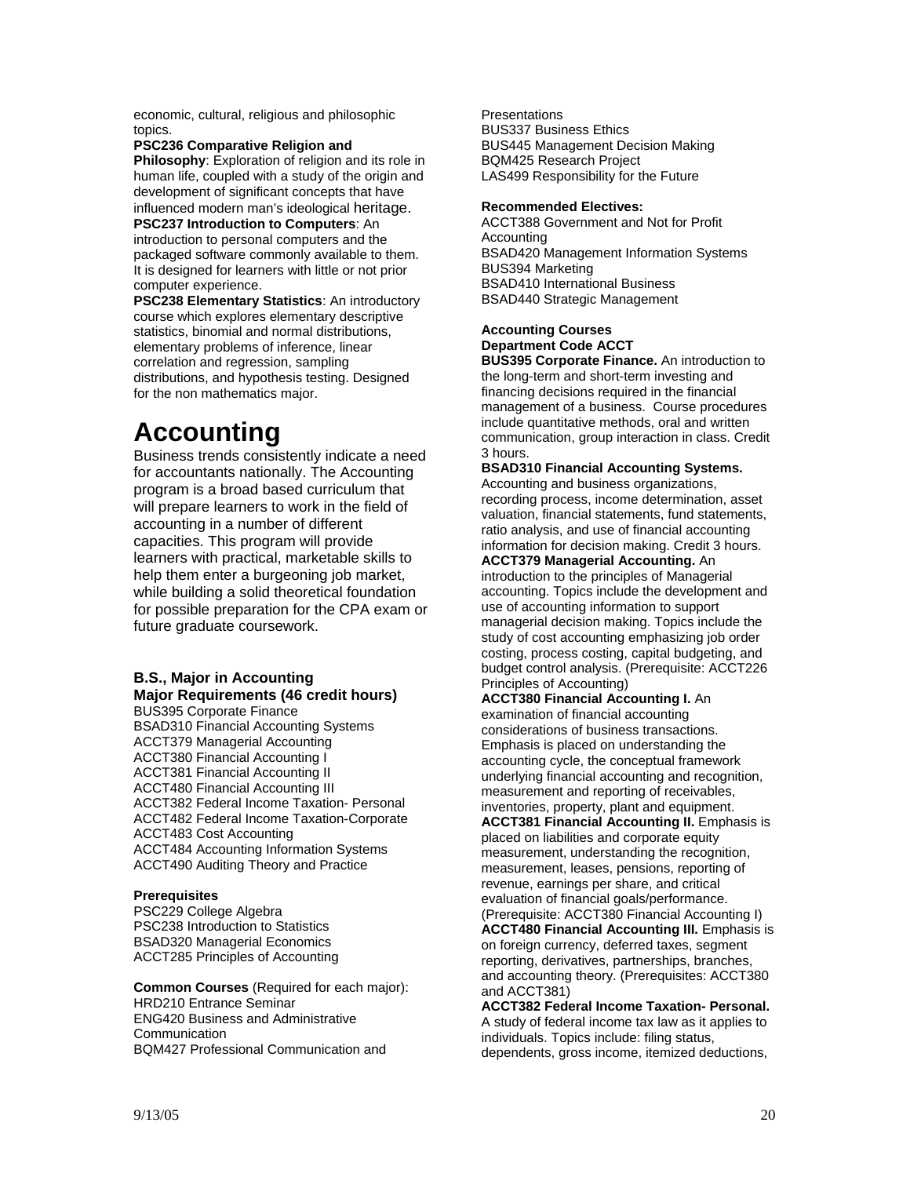economic, cultural, religious and philosophic topics.

**PSC236 Comparative Religion and Philosophy**: Exploration of religion and its role in human life, coupled with a study of the origin and development of significant concepts that have influenced modern man's ideological heritage.

**PSC237 Introduction to Computers**: An introduction to personal computers and the packaged software commonly available to them. It is designed for learners with little or not prior computer experience.

**PSC238 Elementary Statistics**: An introductory course which explores elementary descriptive statistics, binomial and normal distributions, elementary problems of inference, linear correlation and regression, sampling distributions, and hypothesis testing. Designed for the non mathematics major.

# Accounting

Business trends consistently indicate a need for accountants nationally. The Accounting program is a broad based curriculum that will prepare learners to work in the field of accounting in a number of different capacities. This program will provide learners with practical, marketable skills to help them enter a burgeoning job market, while building a solid theoretical foundation for possible preparation for the CPA exam or future graduate coursework.

### B.S., Major in Accounting

**Major Requirements (46 credit hours)**

BUS395 Corporate Finance
BSAD310 Financial Accounting Systems
ACCT379 Managerial Accounting
ACCT380 Financial Accounting I
ACCT381 Financial Accounting II
ACCT480 Financial Accounting III
ACCT382 Federal Income Taxation- Personal
ACCT482 Federal Income Taxation-Corporate
ACCT483 Cost Accounting
ACCT484 Accounting Information Systems
ACCT490 Auditing Theory and Practice

**Prerequisites**

PSC229 College Algebra
PSC238 Introduction to Statistics
BSAD320 Managerial Economics
ACCT285 Principles of Accounting

**Common Courses** (Required for each major):

HRD210 Entrance Seminar
ENG420 Business and Administrative Communication
BQM427 Professional Communication and Presentations
BUS337 Business Ethics
BUS445 Management Decision Making
BQM425 Research Project
LAS499 Responsibility for the Future

**Recommended Electives:**

ACCT388 Government and Not for Profit Accounting
BSAD420 Management Information Systems
BUS394 Marketing
BSAD410 International Business
BSAD440 Strategic Management

**Accounting Courses**
**Department Code ACCT**

**BUS395 Corporate Finance.** An introduction to the long-term and short-term investing and financing decisions required in the financial management of a business. Course procedures include quantitative methods, oral and written communication, group interaction in class. Credit 3 hours.

**BSAD310 Financial Accounting Systems.** Accounting and business organizations, recording process, income determination, asset valuation, financial statements, fund statements, ratio analysis, and use of financial accounting information for decision making. Credit 3 hours.

**ACCT379 Managerial Accounting.** An introduction to the principles of Managerial accounting. Topics include the development and use of accounting information to support managerial decision making. Topics include the study of cost accounting emphasizing job order costing, process costing, capital budgeting, and budget control analysis. (Prerequisite: ACCT226 Principles of Accounting)

**ACCT380 Financial Accounting I.** An examination of financial accounting considerations of business transactions. Emphasis is placed on understanding the accounting cycle, the conceptual framework underlying financial accounting and recognition, measurement and reporting of receivables, inventories, property, plant and equipment.

**ACCT381 Financial Accounting II.** Emphasis is placed on liabilities and corporate equity measurement, understanding the recognition, measurement, leases, pensions, reporting of revenue, earnings per share, and critical evaluation of financial goals/performance. (Prerequisite: ACCT380 Financial Accounting I)

**ACCT480 Financial Accounting III.** Emphasis is on foreign currency, deferred taxes, segment reporting, derivatives, partnerships, branches, and accounting theory. (Prerequisites: ACCT380 and ACCT381)

**ACCT382 Federal Income Taxation- Personal.** A study of federal income tax law as it applies to individuals. Topics include: filing status, dependents, gross income, itemized deductions,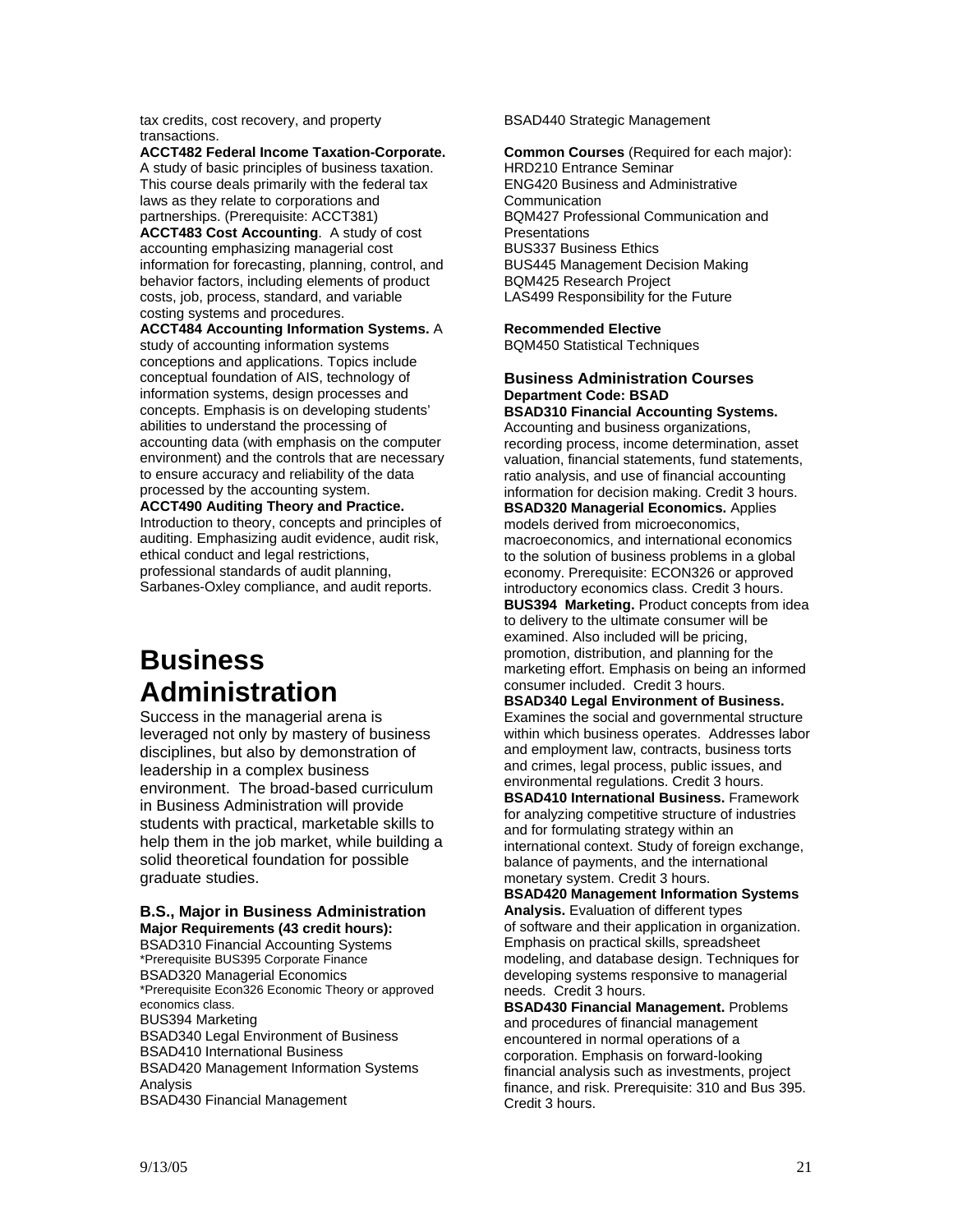tax credits, cost recovery, and property transactions.

**ACCT482 Federal Income Taxation-Corporate.** A study of basic principles of business taxation. This course deals primarily with the federal tax laws as they relate to corporations and partnerships. (Prerequisite: ACCT381)

**ACCT483 Cost Accounting**. A study of cost accounting emphasizing managerial cost information for forecasting, planning, control, and behavior factors, including elements of product costs, job, process, standard, and variable costing systems and procedures.

**ACCT484 Accounting Information Systems.** A study of accounting information systems conceptions and applications. Topics include conceptual foundation of AIS, technology of information systems, design processes and concepts. Emphasis is on developing students' abilities to understand the processing of accounting data (with emphasis on the computer environment) and the controls that are necessary to ensure accuracy and reliability of the data processed by the accounting system.

**ACCT490 Auditing Theory and Practice.** Introduction to theory, concepts and principles of auditing. Emphasizing audit evidence, audit risk, ethical conduct and legal restrictions, professional standards of audit planning, Sarbanes-Oxley compliance, and audit reports.

# Business Administration

Success in the managerial arena is leveraged not only by mastery of business disciplines, but also by demonstration of leadership in a complex business environment. The broad-based curriculum in Business Administration will provide students with practical, marketable skills to help them in the job market, while building a solid theoretical foundation for possible graduate studies.

### B.S., Major in Business Administration

**Major Requirements (43 credit hours):**

BSAD310 Financial Accounting Systems
*Prerequisite BUS395 Corporate Finance
BSAD320 Managerial Economics
*Prerequisite Econ326 Economic Theory or approved economics class.
BUS394 Marketing
BSAD340 Legal Environment of Business
BSAD410 International Business
BSAD420 Management Information Systems Analysis
BSAD430 Financial Management
BSAD440 Strategic Management

**Common Courses** (Required for each major):
HRD210 Entrance Seminar
ENG420 Business and Administrative Communication
BQM427 Professional Communication and Presentations
BUS337 Business Ethics
BUS445 Management Decision Making
BQM425 Research Project
LAS499 Responsibility for the Future

**Recommended Elective**
BQM450 Statistical Techniques

### Business Administration Courses

**Department Code: BSAD**

**BSAD310 Financial Accounting Systems.** Accounting and business organizations, recording process, income determination, asset valuation, financial statements, fund statements, ratio analysis, and use of financial accounting information for decision making. Credit 3 hours.

**BSAD320 Managerial Economics.** Applies models derived from microeconomics, macroeconomics, and international economics to the solution of business problems in a global economy. Prerequisite: ECON326 or approved introductory economics class. Credit 3 hours.

**BUS394 Marketing.** Product concepts from idea to delivery to the ultimate consumer will be examined. Also included will be pricing, promotion, distribution, and planning for the marketing effort. Emphasis on being an informed consumer included. Credit 3 hours.

**BSAD340 Legal Environment of Business.** Examines the social and governmental structure within which business operates. Addresses labor and employment law, contracts, business torts and crimes, legal process, public issues, and environmental regulations. Credit 3 hours.

**BSAD410 International Business.** Framework for analyzing competitive structure of industries and for formulating strategy within an international context. Study of foreign exchange, balance of payments, and the international monetary system. Credit 3 hours.

**BSAD420 Management Information Systems Analysis.** Evaluation of different types of software and their application in organization. Emphasis on practical skills, spreadsheet modeling, and database design. Techniques for developing systems responsive to managerial needs. Credit 3 hours.

**BSAD430 Financial Management.** Problems and procedures of financial management encountered in normal operations of a corporation. Emphasis on forward-looking financial analysis such as investments, project finance, and risk. Prerequisite: 310 and Bus 395. Credit 3 hours.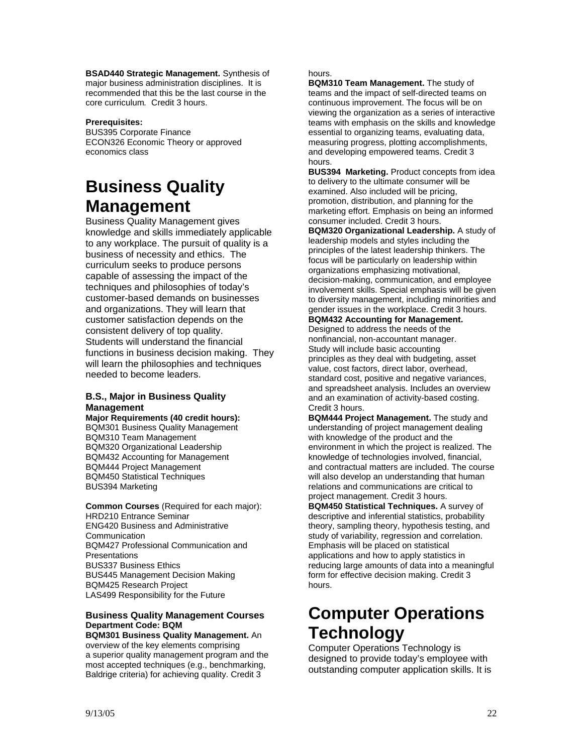**BSAD440 Strategic Management.** Synthesis of major business administration disciplines. It is recommended that this be the last course in the core curriculum. Credit 3 hours.

**Prerequisites:**
BUS395 Corporate Finance
ECON326 Economic Theory or approved economics class

# Business Quality Management

Business Quality Management gives knowledge and skills immediately applicable to any workplace. The pursuit of quality is a business of necessity and ethics. The curriculum seeks to produce persons capable of assessing the impact of the techniques and philosophies of today's customer-based demands on businesses and organizations. They will learn that customer satisfaction depends on the consistent delivery of top quality. Students will understand the financial functions in business decision making. They will learn the philosophies and techniques needed to become leaders.

### B.S., Major in Business Quality Management

**Major Requirements (40 credit hours):**
BQM301 Business Quality Management
BQM310 Team Management
BQM320 Organizational Leadership
BQM432 Accounting for Management
BQM444 Project Management
BQM450 Statistical Techniques
BUS394 Marketing

**Common Courses** (Required for each major):
HRD210 Entrance Seminar
ENG420 Business and Administrative Communication
BQM427 Professional Communication and Presentations
BUS337 Business Ethics
BUS445 Management Decision Making
BQM425 Research Project
LAS499 Responsibility for the Future

### Business Quality Management Courses

**Department Code: BQM**

**BQM301 Business Quality Management.** An overview of the key elements comprising a superior quality management program and the most accepted techniques (e.g., benchmarking, Baldrige criteria) for achieving quality. Credit 3 hours.

**BQM310 Team Management.** The study of teams and the impact of self-directed teams on continuous improvement. The focus will be on viewing the organization as a series of interactive teams with emphasis on the skills and knowledge essential to organizing teams, evaluating data, measuring progress, plotting accomplishments, and developing empowered teams. Credit 3 hours.

**BUS394 Marketing.** Product concepts from idea to delivery to the ultimate consumer will be examined. Also included will be pricing, promotion, distribution, and planning for the marketing effort. Emphasis on being an informed consumer included. Credit 3 hours.

**BQM320 Organizational Leadership.** A study of leadership models and styles including the principles of the latest leadership thinkers. The focus will be particularly on leadership within organizations emphasizing motivational, decision-making, communication, and employee involvement skills. Special emphasis will be given to diversity management, including minorities and gender issues in the workplace. Credit 3 hours.

**BQM432 Accounting for Management.** Designed to address the needs of the nonfinancial, non-accountant manager. Study will include basic accounting principles as they deal with budgeting, asset value, cost factors, direct labor, overhead, standard cost, positive and negative variances, and spreadsheet analysis. Includes an overview and an examination of activity-based costing. Credit 3 hours.

**BQM444 Project Management.** The study and understanding of project management dealing with knowledge of the product and the environment in which the project is realized. The knowledge of technologies involved, financial, and contractual matters are included. The course will also develop an understanding that human relations and communications are critical to project management. Credit 3 hours.

**BQM450 Statistical Techniques.** A survey of descriptive and inferential statistics, probability theory, sampling theory, hypothesis testing, and study of variability, regression and correlation. Emphasis will be placed on statistical applications and how to apply statistics in reducing large amounts of data into a meaningful form for effective decision making. Credit 3 hours.

# Computer Operations Technology

Computer Operations Technology is designed to provide today's employee with outstanding computer application skills. It is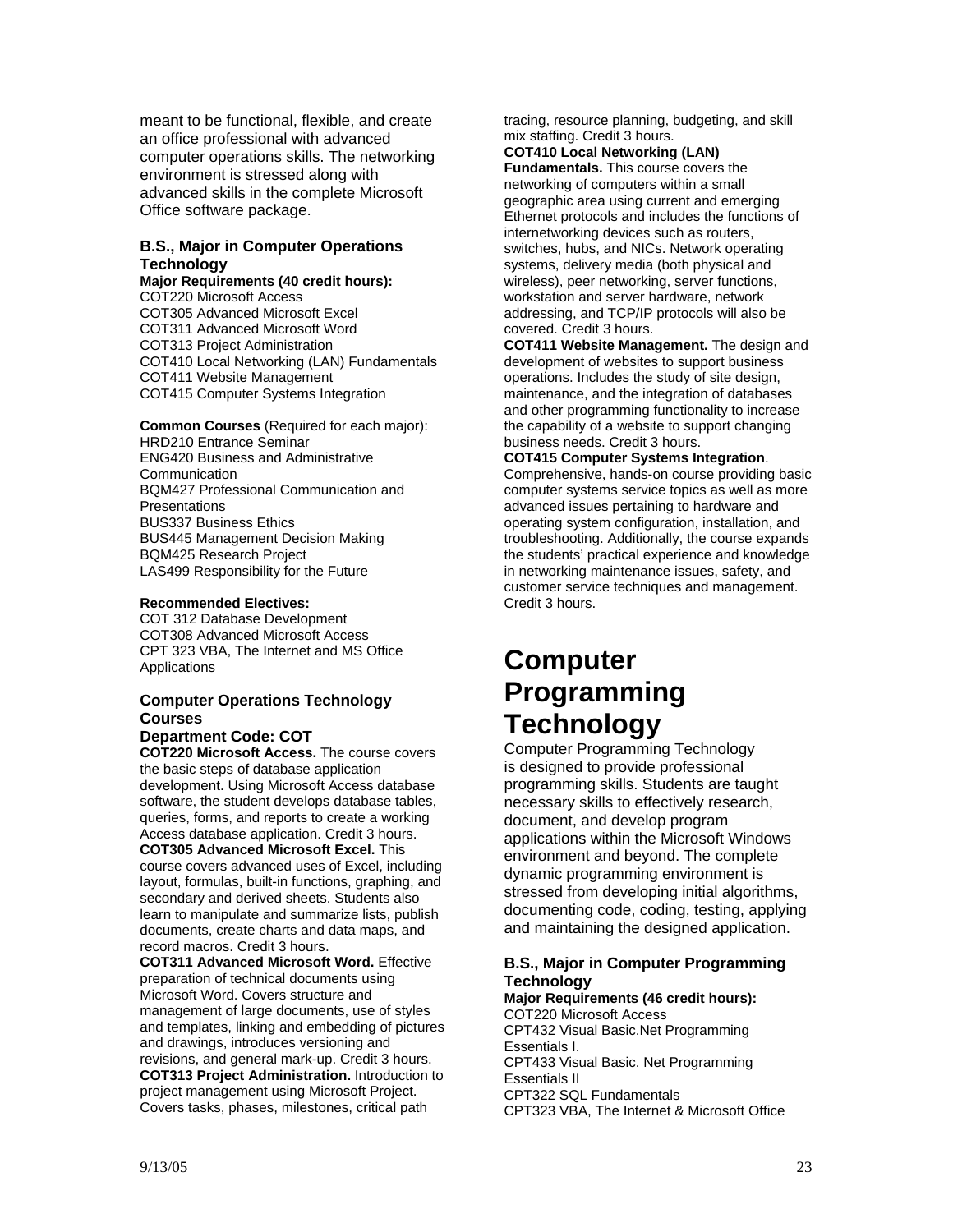meant to be functional, flexible, and create an office professional with advanced computer operations skills. The networking environment is stressed along with advanced skills in the complete Microsoft Office software package.

### B.S., Major in Computer Operations Technology

**Major Requirements (40 credit hours):**
COT220 Microsoft Access
COT305 Advanced Microsoft Excel
COT311 Advanced Microsoft Word
COT313 Project Administration
COT410 Local Networking (LAN) Fundamentals
COT411 Website Management
COT415 Computer Systems Integration

**Common Courses** (Required for each major):
HRD210 Entrance Seminar
ENG420 Business and Administrative Communication
BQM427 Professional Communication and Presentations
BUS337 Business Ethics
BUS445 Management Decision Making
BQM425 Research Project
LAS499 Responsibility for the Future

**Recommended Electives:**
COT 312 Database Development
COT308 Advanced Microsoft Access
CPT 323 VBA, The Internet and MS Office Applications

### Computer Operations Technology Courses

**Department Code: COT**

**COT220 Microsoft Access.** The course covers the basic steps of database application development. Using Microsoft Access database software, the student develops database tables, queries, forms, and reports to create a working Access database application. Credit 3 hours.

**COT305 Advanced Microsoft Excel.** This course covers advanced uses of Excel, including layout, formulas, built-in functions, graphing, and secondary and derived sheets. Students also learn to manipulate and summarize lists, publish documents, create charts and data maps, and record macros. Credit 3 hours.

**COT311 Advanced Microsoft Word.** Effective preparation of technical documents using Microsoft Word. Covers structure and management of large documents, use of styles and templates, linking and embedding of pictures and drawings, introduces versioning and revisions, and general mark-up. Credit 3 hours.

**COT313 Project Administration.** Introduction to project management using Microsoft Project. Covers tasks, phases, milestones, critical path tracing, resource planning, budgeting, and skill mix staffing. Credit 3 hours.

**COT410 Local Networking (LAN) Fundamentals.** This course covers the networking of computers within a small geographic area using current and emerging Ethernet protocols and includes the functions of internetworking devices such as routers, switches, hubs, and NICs. Network operating systems, delivery media (both physical and wireless), peer networking, server functions, workstation and server hardware, network addressing, and TCP/IP protocols will also be covered. Credit 3 hours.

**COT411 Website Management.** The design and development of websites to support business operations. Includes the study of site design, maintenance, and the integration of databases and other programming functionality to increase the capability of a website to support changing business needs. Credit 3 hours.

**COT415 Computer Systems Integration**. Comprehensive, hands-on course providing basic computer systems service topics as well as more advanced issues pertaining to hardware and operating system configuration, installation, and troubleshooting. Additionally, the course expands the students' practical experience and knowledge in networking maintenance issues, safety, and customer service techniques and management. Credit 3 hours.

# Computer Programming Technology

Computer Programming Technology is designed to provide professional programming skills. Students are taught necessary skills to effectively research, document, and develop program applications within the Microsoft Windows environment and beyond. The complete dynamic programming environment is stressed from developing initial algorithms, documenting code, coding, testing, applying and maintaining the designed application.

### B.S., Major in Computer Programming Technology

**Major Requirements (46 credit hours):**
COT220 Microsoft Access
CPT432 Visual Basic.Net Programming Essentials I.
CPT433 Visual Basic. Net Programming Essentials II
CPT322 SQL Fundamentals
CPT323 VBA, The Internet & Microsoft Office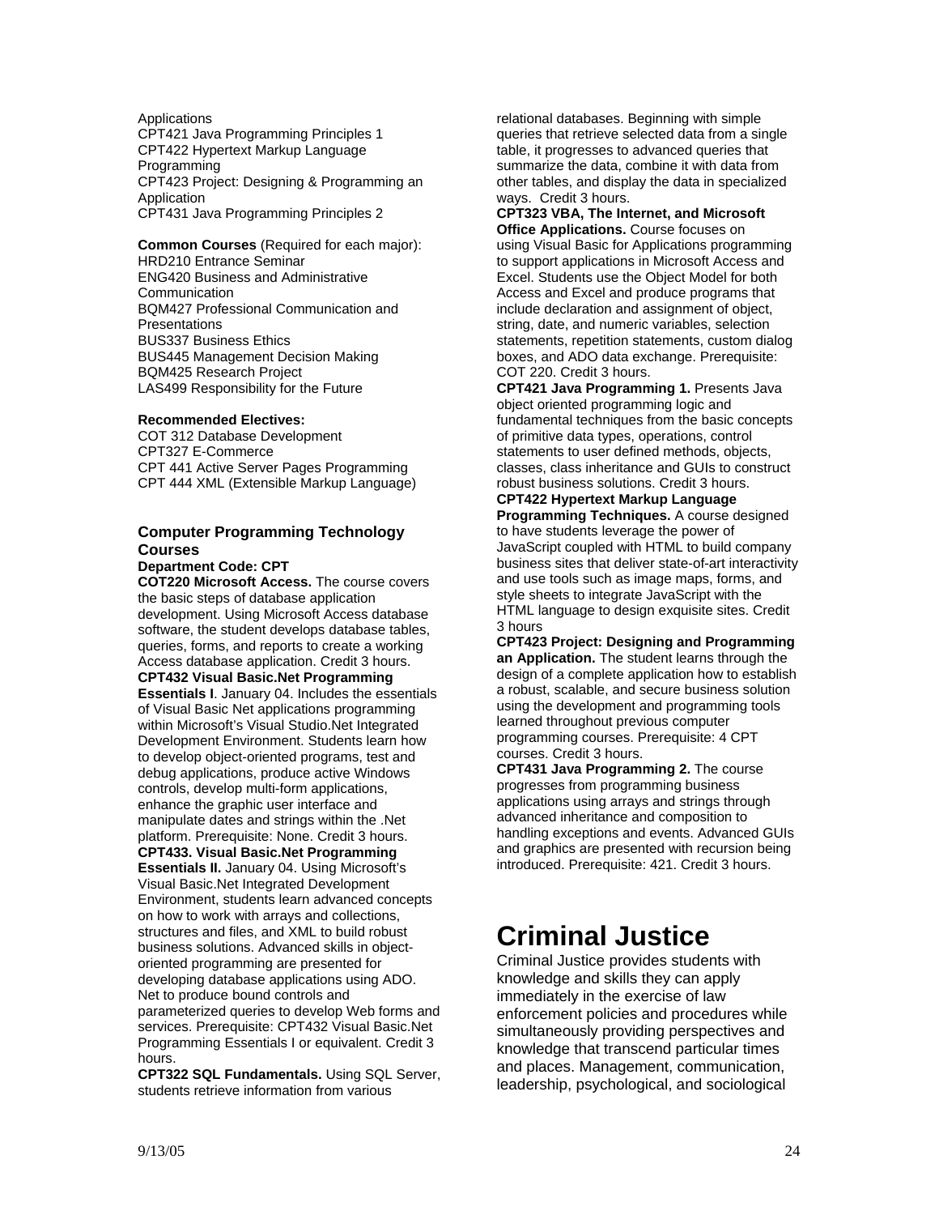Applications
CPT421 Java Programming Principles 1
CPT422 Hypertext Markup Language Programming
CPT423 Project: Designing & Programming an Application
CPT431 Java Programming Principles 2

**Common Courses** (Required for each major):
HRD210 Entrance Seminar
ENG420 Business and Administrative Communication
BQM427 Professional Communication and Presentations
BUS337 Business Ethics
BUS445 Management Decision Making
BQM425 Research Project
LAS499 Responsibility for the Future

**Recommended Electives:**
COT 312 Database Development
CPT327 E-Commerce
CPT 441 Active Server Pages Programming
CPT 444 XML (Extensible Markup Language)

### Computer Programming Technology Courses

**Department Code: CPT**

**COT220 Microsoft Access.** The course covers the basic steps of database application development. Using Microsoft Access database software, the student develops database tables, queries, forms, and reports to create a working Access database application. Credit 3 hours.

**CPT432 Visual Basic.Net Programming Essentials I**. January 04. Includes the essentials of Visual Basic Net applications programming within Microsoft's Visual Studio.Net Integrated Development Environment. Students learn how to develop object-oriented programs, test and debug applications, produce active Windows controls, develop multi-form applications, enhance the graphic user interface and manipulate dates and strings within the .Net platform. Prerequisite: None. Credit 3 hours.

**CPT433. Visual Basic.Net Programming Essentials II.** January 04. Using Microsoft's Visual Basic.Net Integrated Development Environment, students learn advanced concepts on how to work with arrays and collections, structures and files, and XML to build robust business solutions. Advanced skills in object-oriented programming are presented for developing database applications using ADO. Net to produce bound controls and parameterized queries to develop Web forms and services. Prerequisite: CPT432 Visual Basic.Net Programming Essentials I or equivalent. Credit 3 hours.

**CPT322 SQL Fundamentals.** Using SQL Server, students retrieve information from various relational databases. Beginning with simple queries that retrieve selected data from a single table, it progresses to advanced queries that summarize the data, combine it with data from other tables, and display the data in specialized ways. Credit 3 hours.

**CPT323 VBA, The Internet, and Microsoft Office Applications.** Course focuses on using Visual Basic for Applications programming to support applications in Microsoft Access and Excel. Students use the Object Model for both Access and Excel and produce programs that include declaration and assignment of object, string, date, and numeric variables, selection statements, repetition statements, custom dialog boxes, and ADO data exchange. Prerequisite: COT 220. Credit 3 hours.

**CPT421 Java Programming 1.** Presents Java object oriented programming logic and fundamental techniques from the basic concepts of primitive data types, operations, control statements to user defined methods, objects, classes, class inheritance and GUIs to construct robust business solutions. Credit 3 hours.

**CPT422 Hypertext Markup Language Programming Techniques.** A course designed to have students leverage the power of JavaScript coupled with HTML to build company business sites that deliver state-of-art interactivity and use tools such as image maps, forms, and style sheets to integrate JavaScript with the HTML language to design exquisite sites. Credit 3 hours

**CPT423 Project: Designing and Programming an Application.** The student learns through the design of a complete application how to establish a robust, scalable, and secure business solution using the development and programming tools learned throughout previous computer programming courses. Prerequisite: 4 CPT courses. Credit 3 hours.

**CPT431 Java Programming 2.** The course progresses from programming business applications using arrays and strings through advanced inheritance and composition to handling exceptions and events. Advanced GUIs and graphics are presented with recursion being introduced. Prerequisite: 421. Credit 3 hours.

# Criminal Justice

Criminal Justice provides students with knowledge and skills they can apply immediately in the exercise of law enforcement policies and procedures while simultaneously providing perspectives and knowledge that transcend particular times and places. Management, communication, leadership, psychological, and sociological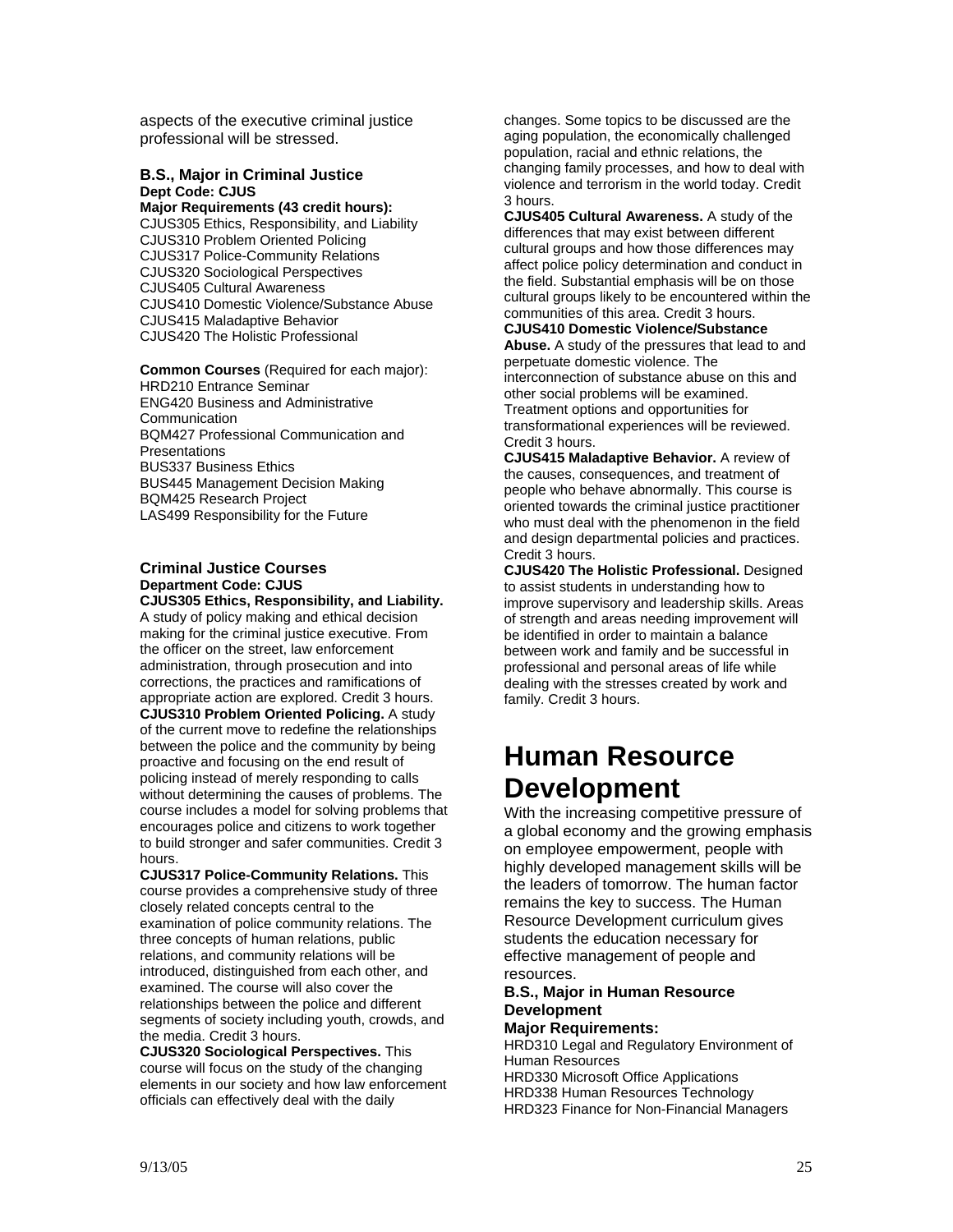aspects of the executive criminal justice professional will be stressed.

### B.S., Major in Criminal Justice

**Dept Code: CJUS**

**Major Requirements (43 credit hours):**

CJUS305 Ethics, Responsibility, and Liability
CJUS310 Problem Oriented Policing
CJUS317 Police-Community Relations
CJUS320 Sociological Perspectives
CJUS405 Cultural Awareness
CJUS410 Domestic Violence/Substance Abuse
CJUS415 Maladaptive Behavior
CJUS420 The Holistic Professional

**Common Courses** (Required for each major):

HRD210 Entrance Seminar
ENG420 Business and Administrative Communication
BQM427 Professional Communication and Presentations
BUS337 Business Ethics
BUS445 Management Decision Making
BQM425 Research Project
LAS499 Responsibility for the Future

### Criminal Justice Courses

**Department Code: CJUS**

**CJUS305 Ethics, Responsibility, and Liability.** A study of policy making and ethical decision making for the criminal justice executive. From the officer on the street, law enforcement administration, through prosecution and into corrections, the practices and ramifications of appropriate action are explored. Credit 3 hours.

**CJUS310 Problem Oriented Policing.** A study of the current move to redefine the relationships between the police and the community by being proactive and focusing on the end result of policing instead of merely responding to calls without determining the causes of problems. The course includes a model for solving problems that encourages police and citizens to work together to build stronger and safer communities. Credit 3 hours.

**CJUS317 Police-Community Relations.** This course provides a comprehensive study of three closely related concepts central to the examination of police community relations. The three concepts of human relations, public relations, and community relations will be introduced, distinguished from each other, and examined. The course will also cover the relationships between the police and different segments of society including youth, crowds, and the media. Credit 3 hours.

**CJUS320 Sociological Perspectives.** This course will focus on the study of the changing elements in our society and how law enforcement officials can effectively deal with the daily changes. Some topics to be discussed are the aging population, the economically challenged population, racial and ethnic relations, the changing family processes, and how to deal with violence and terrorism in the world today. Credit 3 hours.

**CJUS405 Cultural Awareness.** A study of the differences that may exist between different cultural groups and how those differences may affect police policy determination and conduct in the field. Substantial emphasis will be on those cultural groups likely to be encountered within the communities of this area. Credit 3 hours.

**CJUS410 Domestic Violence/Substance Abuse.** A study of the pressures that lead to and perpetuate domestic violence. The interconnection of substance abuse on this and other social problems will be examined. Treatment options and opportunities for transformational experiences will be reviewed. Credit 3 hours.

**CJUS415 Maladaptive Behavior.** A review of the causes, consequences, and treatment of people who behave abnormally. This course is oriented towards the criminal justice practitioner who must deal with the phenomenon in the field and design departmental policies and practices. Credit 3 hours.

**CJUS420 The Holistic Professional.** Designed to assist students in understanding how to improve supervisory and leadership skills. Areas of strength and areas needing improvement will be identified in order to maintain a balance between work and family and be successful in professional and personal areas of life while dealing with the stresses created by work and family. Credit 3 hours.

# Human Resource Development

With the increasing competitive pressure of a global economy and the growing emphasis on employee empowerment, people with highly developed management skills will be the leaders of tomorrow. The human factor remains the key to success. The Human Resource Development curriculum gives students the education necessary for effective management of people and resources.

### B.S., Major in Human Resource Development

**Major Requirements:**

HRD310 Legal and Regulatory Environment of Human Resources
HRD330 Microsoft Office Applications
HRD338 Human Resources Technology
HRD323 Finance for Non-Financial Managers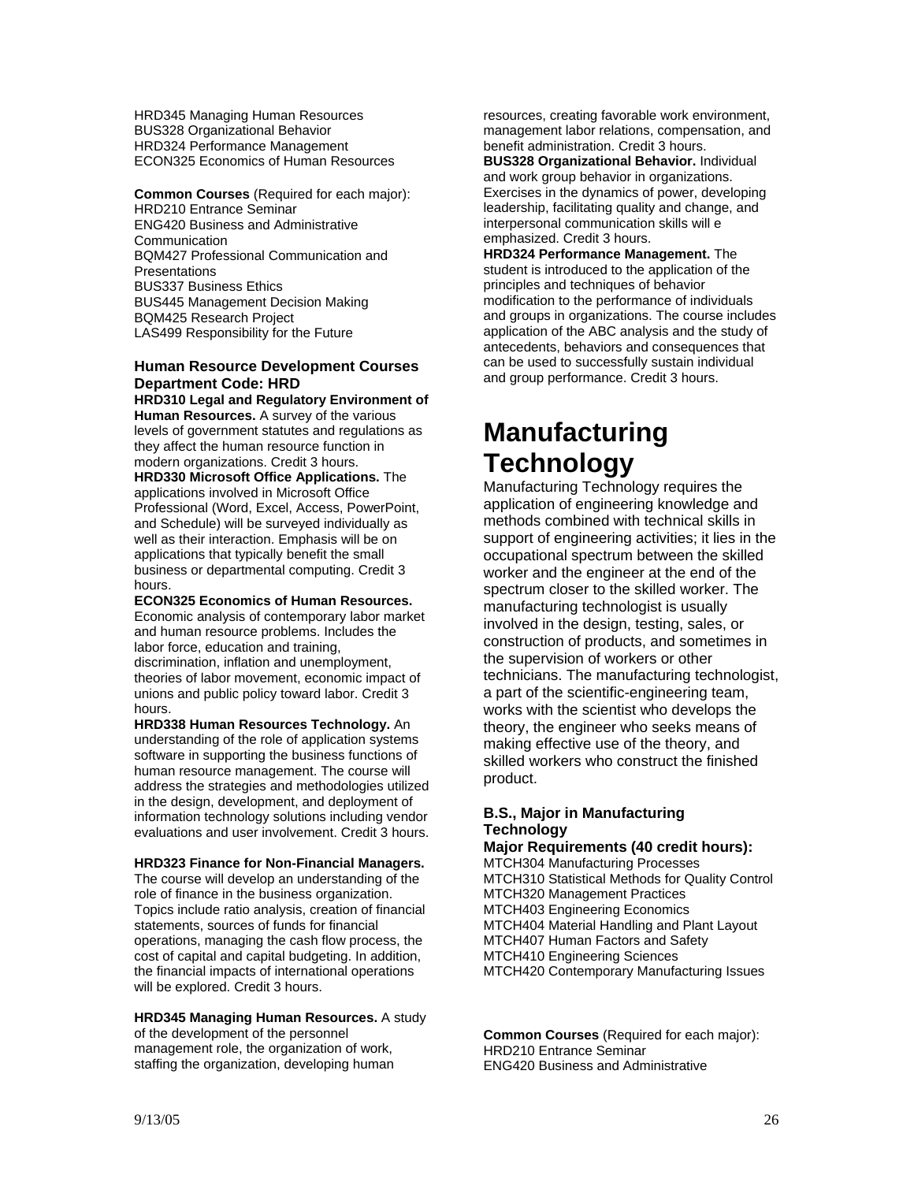HRD345 Managing Human Resources
BUS328 Organizational Behavior
HRD324 Performance Management
ECON325 Economics of Human Resources

**Common Courses** (Required for each major):
HRD210 Entrance Seminar
ENG420 Business and Administrative Communication
BQM427 Professional Communication and Presentations
BUS337 Business Ethics
BUS445 Management Decision Making
BQM425 Research Project
LAS499 Responsibility for the Future

### Human Resource Development Courses Department Code: HRD

**HRD310 Legal and Regulatory Environment of Human Resources.** A survey of the various levels of government statutes and regulations as they affect the human resource function in modern organizations. Credit 3 hours.

**HRD330 Microsoft Office Applications.** The applications involved in Microsoft Office Professional (Word, Excel, Access, PowerPoint, and Schedule) will be surveyed individually as well as their interaction. Emphasis will be on applications that typically benefit the small business or departmental computing. Credit 3 hours.

**ECON325 Economics of Human Resources.** Economic analysis of contemporary labor market and human resource problems. Includes the labor force, education and training, discrimination, inflation and unemployment, theories of labor movement, economic impact of unions and public policy toward labor. Credit 3 hours.

**HRD338 Human Resources Technology.** An understanding of the role of application systems software in supporting the business functions of human resource management. The course will address the strategies and methodologies utilized in the design, development, and deployment of information technology solutions including vendor evaluations and user involvement. Credit 3 hours.

**HRD323 Finance for Non-Financial Managers.** The course will develop an understanding of the role of finance in the business organization. Topics include ratio analysis, creation of financial statements, sources of funds for financial operations, managing the cash flow process, the cost of capital and capital budgeting. In addition, the financial impacts of international operations will be explored. Credit 3 hours.

**HRD345 Managing Human Resources.** A study of the development of the personnel management role, the organization of work, staffing the organization, developing human resources, creating favorable work environment, management labor relations, compensation, and benefit administration. Credit 3 hours.

**BUS328 Organizational Behavior.** Individual and work group behavior in organizations. Exercises in the dynamics of power, developing leadership, facilitating quality and change, and interpersonal communication skills will e emphasized. Credit 3 hours.

**HRD324 Performance Management.** The student is introduced to the application of the principles and techniques of behavior modification to the performance of individuals and groups in organizations. The course includes application of the ABC analysis and the study of antecedents, behaviors and consequences that can be used to successfully sustain individual and group performance. Credit 3 hours.

# Manufacturing Technology

Manufacturing Technology requires the application of engineering knowledge and methods combined with technical skills in support of engineering activities; it lies in the occupational spectrum between the skilled worker and the engineer at the end of the spectrum closer to the skilled worker. The manufacturing technologist is usually involved in the design, testing, sales, or construction of products, and sometimes in the supervision of workers or other technicians. The manufacturing technologist, a part of the scientific-engineering team, works with the scientist who develops the theory, the engineer who seeks means of making effective use of the theory, and skilled workers who construct the finished product.

### B.S., Major in Manufacturing Technology

**Major Requirements (40 credit hours):**
MTCH304 Manufacturing Processes
MTCH310 Statistical Methods for Quality Control
MTCH320 Management Practices
MTCH403 Engineering Economics
MTCH404 Material Handling and Plant Layout
MTCH407 Human Factors and Safety
MTCH410 Engineering Sciences
MTCH420 Contemporary Manufacturing Issues

**Common Courses** (Required for each major):
HRD210 Entrance Seminar
ENG420 Business and Administrative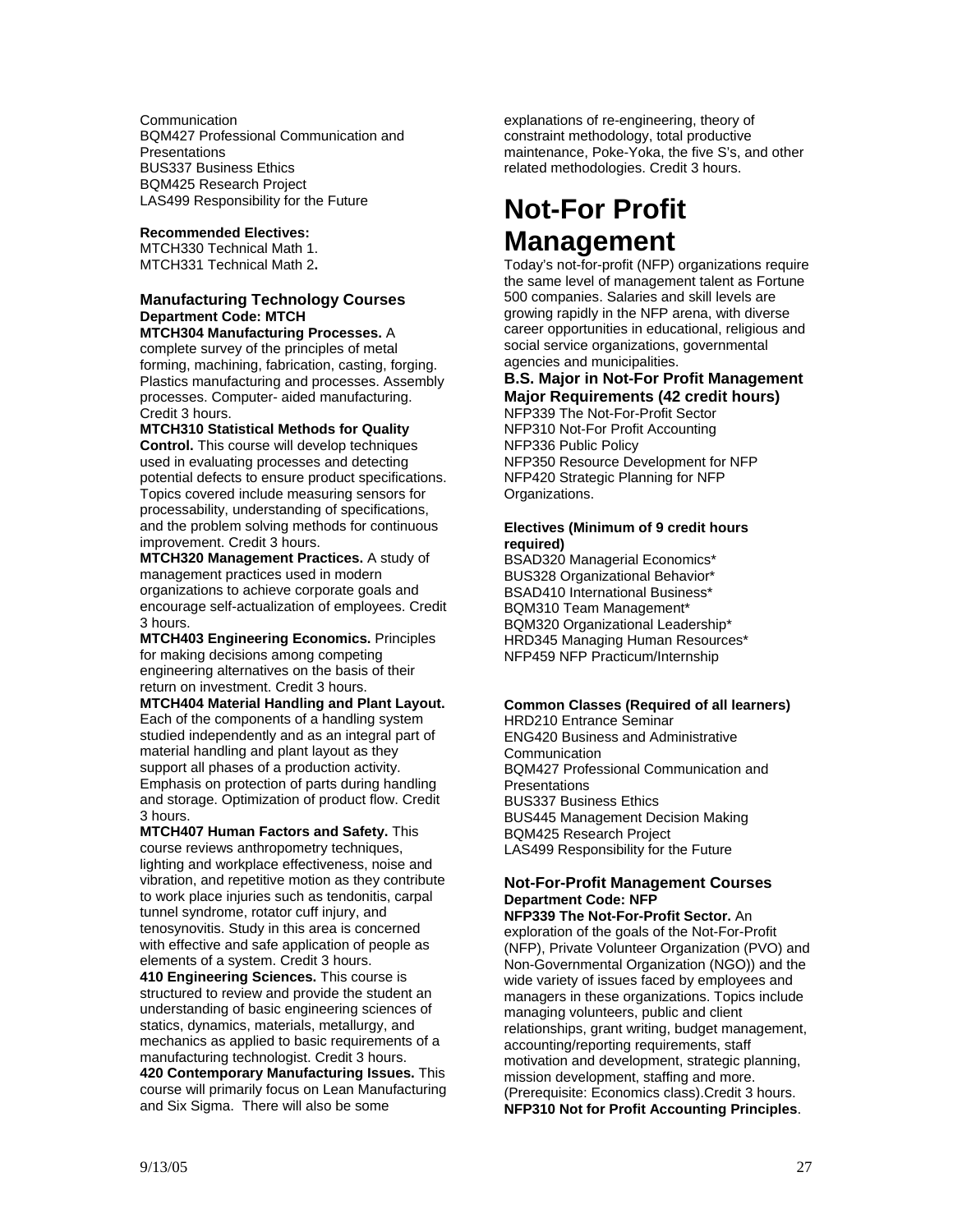Communication
BQM427 Professional Communication and Presentations
BUS337 Business Ethics
BQM425 Research Project
LAS499 Responsibility for the Future

**Recommended Electives:**
MTCH330 Technical Math 1.
MTCH331 Technical Math 2**.**

### Manufacturing Technology Courses
**Department Code: MTCH**

**MTCH304 Manufacturing Processes.** A complete survey of the principles of metal forming, machining, fabrication, casting, forging. Plastics manufacturing and processes. Assembly processes. Computer- aided manufacturing. Credit 3 hours.

**MTCH310 Statistical Methods for Quality Control.** This course will develop techniques used in evaluating processes and detecting potential defects to ensure product specifications. Topics covered include measuring sensors for processability, understanding of specifications, and the problem solving methods for continuous improvement. Credit 3 hours.

**MTCH320 Management Practices.** A study of management practices used in modern organizations to achieve corporate goals and encourage self-actualization of employees. Credit 3 hours.

**MTCH403 Engineering Economics.** Principles for making decisions among competing engineering alternatives on the basis of their return on investment. Credit 3 hours.

**MTCH404 Material Handling and Plant Layout.** Each of the components of a handling system studied independently and as an integral part of material handling and plant layout as they support all phases of a production activity. Emphasis on protection of parts during handling and storage. Optimization of product flow. Credit 3 hours.

**MTCH407 Human Factors and Safety.** This course reviews anthropometry techniques, lighting and workplace effectiveness, noise and vibration, and repetitive motion as they contribute to work place injuries such as tendonitis, carpal tunnel syndrome, rotator cuff injury, and tenosynovitis. Study in this area is concerned with effective and safe application of people as elements of a system. Credit 3 hours.

**410 Engineering Sciences.** This course is structured to review and provide the student an understanding of basic engineering sciences of statics, dynamics, materials, metallurgy, and mechanics as applied to basic requirements of a manufacturing technologist. Credit 3 hours.

**420 Contemporary Manufacturing Issues.** This course will primarily focus on Lean Manufacturing and Six Sigma. There will also be some explanations of re-engineering, theory of constraint methodology, total productive maintenance, Poke-Yoka, the five S's, and other related methodologies. Credit 3 hours.

# Not-For Profit Management

Today's not-for-profit (NFP) organizations require the same level of management talent as Fortune 500 companies. Salaries and skill levels are growing rapidly in the NFP arena, with diverse career opportunities in educational, religious and social service organizations, governmental agencies and municipalities.

### B.S. Major in Not-For Profit Management Major Requirements (42 credit hours)

NFP339 The Not-For-Profit Sector
NFP310 Not-For Profit Accounting
NFP336 Public Policy
NFP350 Resource Development for NFP
NFP420 Strategic Planning for NFP Organizations.

**Electives (Minimum of 9 credit hours required)**
BSAD320 Managerial Economics*
BUS328 Organizational Behavior*
BSAD410 International Business*
BQM310 Team Management*
BQM320 Organizational Leadership*
HRD345 Managing Human Resources*
NFP459 NFP Practicum/Internship

**Common Classes (Required of all learners)**
HRD210 Entrance Seminar
ENG420 Business and Administrative Communication
BQM427 Professional Communication and Presentations
BUS337 Business Ethics
BUS445 Management Decision Making
BQM425 Research Project
LAS499 Responsibility for the Future

### Not-For-Profit Management Courses
**Department Code: NFP**

**NFP339 The Not-For-Profit Sector.** An exploration of the goals of the Not-For-Profit (NFP), Private Volunteer Organization (PVO) and Non-Governmental Organization (NGO)) and the wide variety of issues faced by employees and managers in these organizations. Topics include managing volunteers, public and client relationships, grant writing, budget management, accounting/reporting requirements, staff motivation and development, strategic planning, mission development, staffing and more. (Prerequisite: Economics class).Credit 3 hours.

**NFP310 Not for Profit Accounting Principles**.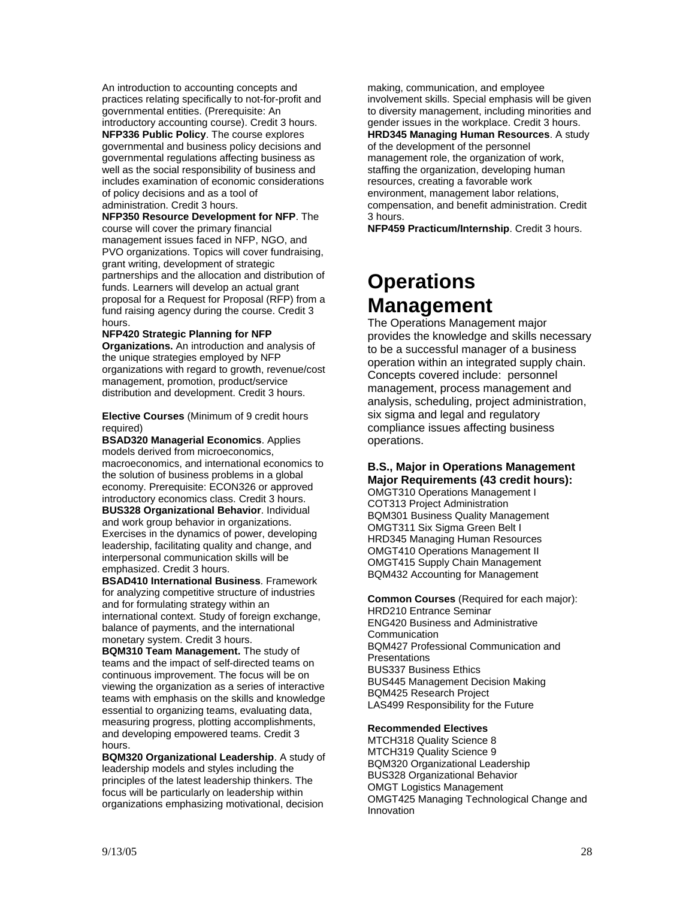An introduction to accounting concepts and practices relating specifically to not-for-profit and governmental entities. (Prerequisite: An introductory accounting course). Credit 3 hours.

**NFP336 Public Policy**. The course explores governmental and business policy decisions and governmental regulations affecting business as well as the social responsibility of business and includes examination of economic considerations of policy decisions and as a tool of administration. Credit 3 hours.

**NFP350 Resource Development for NFP**. The course will cover the primary financial management issues faced in NFP, NGO, and PVO organizations. Topics will cover fundraising, grant writing, development of strategic partnerships and the allocation and distribution of funds. Learners will develop an actual grant proposal for a Request for Proposal (RFP) from a fund raising agency during the course. Credit 3 hours.

**NFP420 Strategic Planning for NFP Organizations.** An introduction and analysis of the unique strategies employed by NFP organizations with regard to growth, revenue/cost management, promotion, product/service distribution and development. Credit 3 hours.

**Elective Courses** (Minimum of 9 credit hours required)

**BSAD320 Managerial Economics**. Applies models derived from microeconomics, macroeconomics, and international economics to the solution of business problems in a global economy. Prerequisite: ECON326 or approved introductory economics class. Credit 3 hours.

**BUS328 Organizational Behavior**. Individual and work group behavior in organizations. Exercises in the dynamics of power, developing leadership, facilitating quality and change, and interpersonal communication skills will be emphasized. Credit 3 hours.

**BSAD410 International Business**. Framework for analyzing competitive structure of industries and for formulating strategy within an international context. Study of foreign exchange, balance of payments, and the international monetary system. Credit 3 hours.

**BQM310 Team Management.** The study of teams and the impact of self-directed teams on continuous improvement. The focus will be on viewing the organization as a series of interactive teams with emphasis on the skills and knowledge essential to organizing teams, evaluating data, measuring progress, plotting accomplishments, and developing empowered teams. Credit 3 hours.

**BQM320 Organizational Leadership**. A study of leadership models and styles including the principles of the latest leadership thinkers. The focus will be particularly on leadership within organizations emphasizing motivational, decision making, communication, and employee involvement skills. Special emphasis will be given to diversity management, including minorities and gender issues in the workplace. Credit 3 hours.

**HRD345 Managing Human Resources**. A study of the development of the personnel management role, the organization of work, staffing the organization, developing human resources, creating a favorable work environment, management labor relations, compensation, and benefit administration. Credit 3 hours.

**NFP459 Practicum/Internship**. Credit 3 hours.

# Operations Management

The Operations Management major provides the knowledge and skills necessary to be a successful manager of a business operation within an integrated supply chain. Concepts covered include: personnel management, process management and analysis, scheduling, project administration, six sigma and legal and regulatory compliance issues affecting business operations.

### B.S., Major in Operations Management
### Major Requirements (43 credit hours):

OMGT310 Operations Management I
COT313 Project Administration
BQM301 Business Quality Management
OMGT311 Six Sigma Green Belt I
HRD345 Managing Human Resources
OMGT410 Operations Management II
OMGT415 Supply Chain Management
BQM432 Accounting for Management

**Common Courses** (Required for each major):
HRD210 Entrance Seminar
ENG420 Business and Administrative Communication
BQM427 Professional Communication and Presentations
BUS337 Business Ethics
BUS445 Management Decision Making
BQM425 Research Project
LAS499 Responsibility for the Future

**Recommended Electives**
MTCH318 Quality Science 8
MTCH319 Quality Science 9
BQM320 Organizational Leadership
BUS328 Organizational Behavior
OMGT Logistics Management
OMGT425 Managing Technological Change and Innovation

9/13/05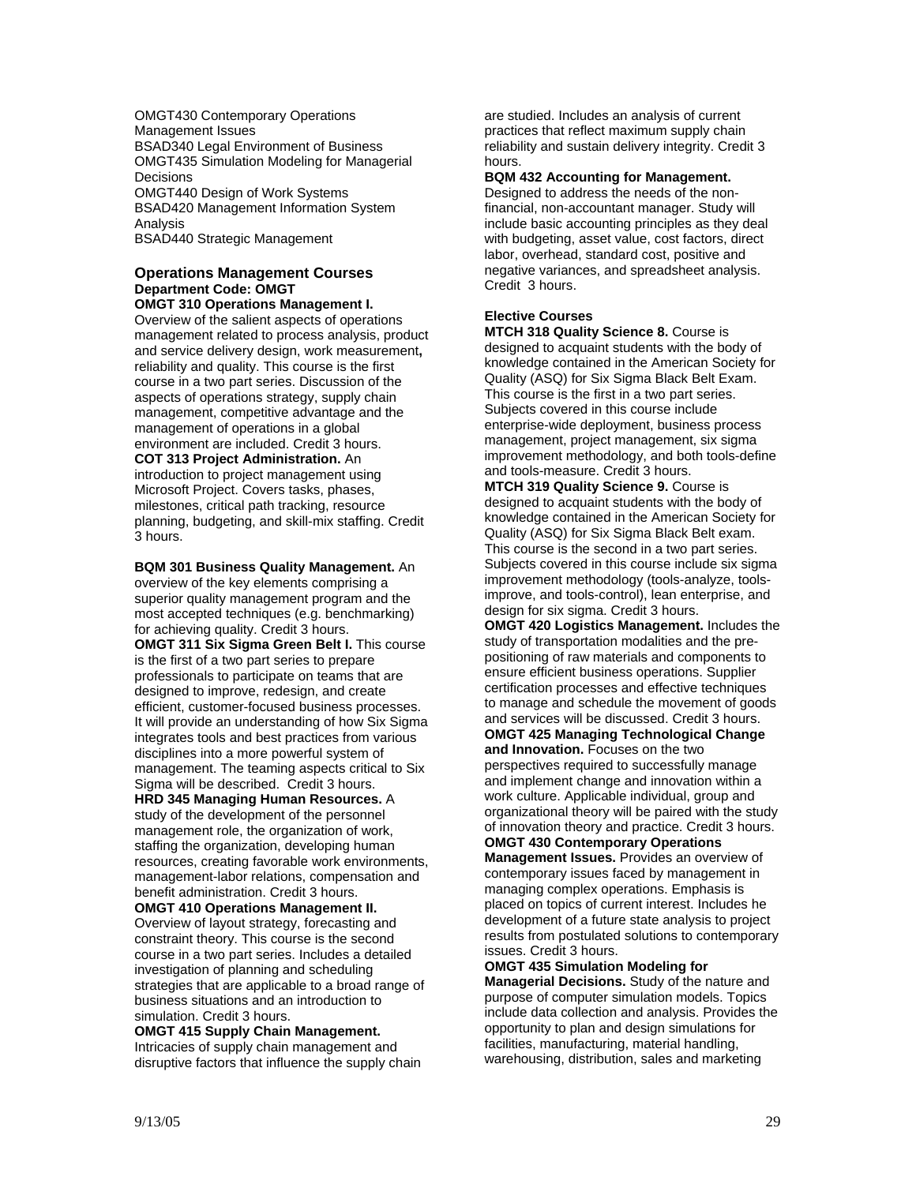OMGT430 Contemporary Operations Management Issues
BSAD340 Legal Environment of Business
OMGT435 Simulation Modeling for Managerial Decisions
OMGT440 Design of Work Systems
BSAD420 Management Information System Analysis
BSAD440 Strategic Management

### Operations Management Courses

**Department Code: OMGT**

**OMGT 310 Operations Management I.** Overview of the salient aspects of operations management related to process analysis, product and service delivery design, work measurement**,** reliability and quality. This course is the first course in a two part series. Discussion of the aspects of operations strategy, supply chain management, competitive advantage and the management of operations in a global environment are included. Credit 3 hours.

**COT 313 Project Administration.** An introduction to project management using Microsoft Project. Covers tasks, phases, milestones, critical path tracking, resource planning, budgeting, and skill-mix staffing. Credit 3 hours.

**BQM 301 Business Quality Management.** An overview of the key elements comprising a superior quality management program and the most accepted techniques (e.g. benchmarking) for achieving quality. Credit 3 hours.

**OMGT 311 Six Sigma Green Belt I.** This course is the first of a two part series to prepare professionals to participate on teams that are designed to improve, redesign, and create efficient, customer-focused business processes. It will provide an understanding of how Six Sigma integrates tools and best practices from various disciplines into a more powerful system of management. The teaming aspects critical to Six Sigma will be described. Credit 3 hours.

**HRD 345 Managing Human Resources.** A study of the development of the personnel management role, the organization of work, staffing the organization, developing human resources, creating favorable work environments, management-labor relations, compensation and benefit administration. Credit 3 hours.

**OMGT 410 Operations Management II.** Overview of layout strategy, forecasting and constraint theory. This course is the second course in a two part series. Includes a detailed investigation of planning and scheduling strategies that are applicable to a broad range of business situations and an introduction to simulation. Credit 3 hours.

**OMGT 415 Supply Chain Management.** Intricacies of supply chain management and disruptive factors that influence the supply chain are studied. Includes an analysis of current practices that reflect maximum supply chain reliability and sustain delivery integrity. Credit 3 hours.

**BQM 432 Accounting for Management.** Designed to address the needs of the non-financial, non-accountant manager. Study will include basic accounting principles as they deal with budgeting, asset value, cost factors, direct labor, overhead, standard cost, positive and negative variances, and spreadsheet analysis. Credit 3 hours.

**Elective Courses**

**MTCH 318 Quality Science 8.** Course is designed to acquaint students with the body of knowledge contained in the American Society for Quality (ASQ) for Six Sigma Black Belt Exam. This course is the first in a two part series. Subjects covered in this course include enterprise-wide deployment, business process management, project management, six sigma improvement methodology, and both tools-define and tools-measure. Credit 3 hours.

**MTCH 319 Quality Science 9.** Course is designed to acquaint students with the body of knowledge contained in the American Society for Quality (ASQ) for Six Sigma Black Belt exam. This course is the second in a two part series. Subjects covered in this course include six sigma improvement methodology (tools-analyze, tools-improve, and tools-control), lean enterprise, and design for six sigma. Credit 3 hours.

**OMGT 420 Logistics Management.** Includes the study of transportation modalities and the pre-positioning of raw materials and components to ensure efficient business operations. Supplier certification processes and effective techniques to manage and schedule the movement of goods and services will be discussed. Credit 3 hours.

**OMGT 425 Managing Technological Change and Innovation.** Focuses on the two perspectives required to successfully manage and implement change and innovation within a work culture. Applicable individual, group and organizational theory will be paired with the study of innovation theory and practice. Credit 3 hours.

**OMGT 430 Contemporary Operations Management Issues.** Provides an overview of contemporary issues faced by management in managing complex operations. Emphasis is placed on topics of current interest. Includes he development of a future state analysis to project results from postulated solutions to contemporary issues. Credit 3 hours.

**OMGT 435 Simulation Modeling for Managerial Decisions.** Study of the nature and purpose of computer simulation models. Topics include data collection and analysis. Provides the opportunity to plan and design simulations for facilities, manufacturing, material handling, warehousing, distribution, sales and marketing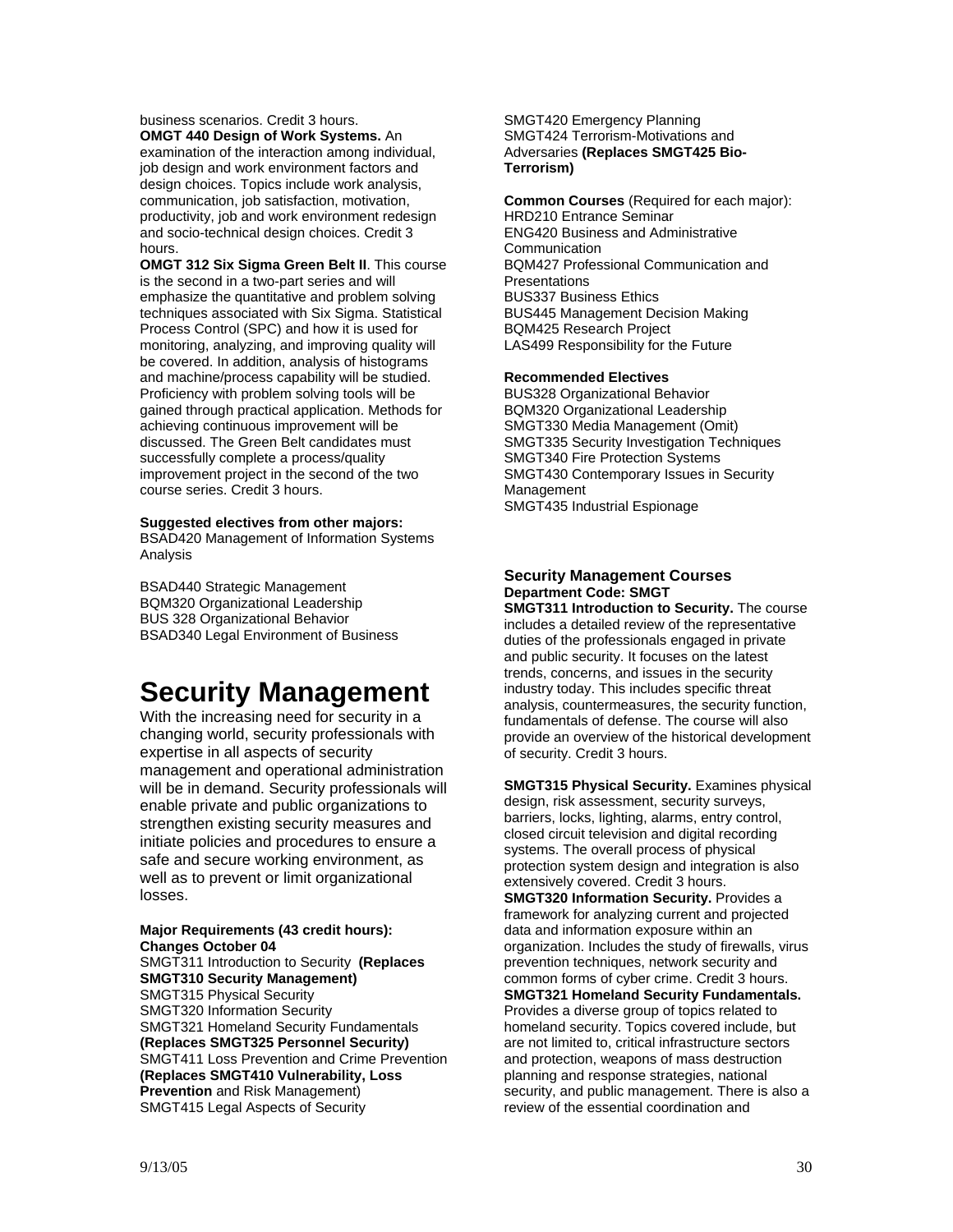business scenarios. Credit 3 hours.

**OMGT 440 Design of Work Systems.** An examination of the interaction among individual, job design and work environment factors and design choices. Topics include work analysis, communication, job satisfaction, motivation, productivity, job and work environment redesign and socio-technical design choices. Credit 3 hours.

**OMGT 312 Six Sigma Green Belt II**. This course is the second in a two-part series and will emphasize the quantitative and problem solving techniques associated with Six Sigma. Statistical Process Control (SPC) and how it is used for monitoring, analyzing, and improving quality will be covered. In addition, analysis of histograms and machine/process capability will be studied. Proficiency with problem solving tools will be gained through practical application. Methods for achieving continuous improvement will be discussed. The Green Belt candidates must successfully complete a process/quality improvement project in the second of the two course series. Credit 3 hours.

**Suggested electives from other majors:**
BSAD420 Management of Information Systems Analysis

BSAD440 Strategic Management
BQM320 Organizational Leadership
BUS 328 Organizational Behavior
BSAD340 Legal Environment of Business

# Security Management

With the increasing need for security in a changing world, security professionals with expertise in all aspects of security management and operational administration will be in demand. Security professionals will enable private and public organizations to strengthen existing security measures and initiate policies and procedures to ensure a safe and secure working environment, as well as to prevent or limit organizational losses.

**Major Requirements (43 credit hours): Changes October 04**
SMGT311 Introduction to Security **(Replaces SMGT310 Security Management)**
SMGT315 Physical Security
SMGT320 Information Security
SMGT321 Homeland Security Fundamentals **(Replaces SMGT325 Personnel Security)**
SMGT411 Loss Prevention and Crime Prevention **(Replaces SMGT410 Vulnerability, Loss Prevention** and Risk Management)
SMGT415 Legal Aspects of Security
SMGT420 Emergency Planning
SMGT424 Terrorism-Motivations and Adversaries **(Replaces SMGT425 Bio-Terrorism)**

**Common Courses** (Required for each major):
HRD210 Entrance Seminar
ENG420 Business and Administrative Communication
BQM427 Professional Communication and Presentations
BUS337 Business Ethics
BUS445 Management Decision Making
BQM425 Research Project
LAS499 Responsibility for the Future

**Recommended Electives**
BUS328 Organizational Behavior
BQM320 Organizational Leadership
SMGT330 Media Management (Omit)
SMGT335 Security Investigation Techniques
SMGT340 Fire Protection Systems
SMGT430 Contemporary Issues in Security Management
SMGT435 Industrial Espionage

### Security Management Courses
**Department Code: SMGT**

**SMGT311 Introduction to Security.** The course includes a detailed review of the representative duties of the professionals engaged in private and public security. It focuses on the latest trends, concerns, and issues in the security industry today. This includes specific threat analysis, countermeasures, the security function, fundamentals of defense. The course will also provide an overview of the historical development of security. Credit 3 hours.

**SMGT315 Physical Security.** Examines physical design, risk assessment, security surveys, barriers, locks, lighting, alarms, entry control, closed circuit television and digital recording systems. The overall process of physical protection system design and integration is also extensively covered. Credit 3 hours.

**SMGT320 Information Security.** Provides a framework for analyzing current and projected data and information exposure within an organization. Includes the study of firewalls, virus prevention techniques, network security and common forms of cyber crime. Credit 3 hours.

**SMGT321 Homeland Security Fundamentals.** Provides a diverse group of topics related to homeland security. Topics covered include, but are not limited to, critical infrastructure sectors and protection, weapons of mass destruction planning and response strategies, national security, and public management. There is also a review of the essential coordination and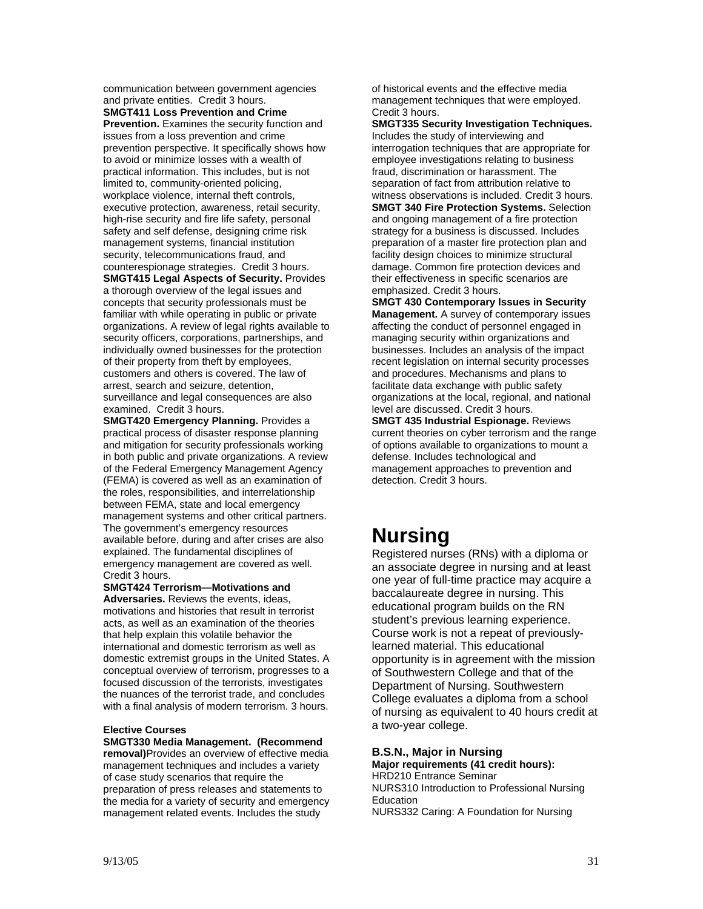communication between government agencies and private entities. Credit 3 hours.

**SMGT411 Loss Prevention and Crime Prevention.** Examines the security function and issues from a loss prevention and crime prevention perspective. It specifically shows how to avoid or minimize losses with a wealth of practical information. This includes, but is not limited to, community-oriented policing, workplace violence, internal theft controls, executive protection, awareness, retail security, high-rise security and fire life safety, personal safety and self defense, designing crime risk management systems, financial institution security, telecommunications fraud, and counterespionage strategies. Credit 3 hours.

**SMGT415 Legal Aspects of Security.** Provides a thorough overview of the legal issues and concepts that security professionals must be familiar with while operating in public or private organizations. A review of legal rights available to security officers, corporations, partnerships, and individually owned businesses for the protection of their property from theft by employees, customers and others is covered. The law of arrest, search and seizure, detention, surveillance and legal consequences are also examined. Credit 3 hours.

**SMGT420 Emergency Planning.** Provides a practical process of disaster response planning and mitigation for security professionals working in both public and private organizations. A review of the Federal Emergency Management Agency (FEMA) is covered as well as an examination of the roles, responsibilities, and interrelationship between FEMA, state and local emergency management systems and other critical partners. The government's emergency resources available before, during and after crises are also explained. The fundamental disciplines of emergency management are covered as well. Credit 3 hours.

**SMGT424 Terrorism—Motivations and Adversaries.** Reviews the events, ideas, motivations and histories that result in terrorist acts, as well as an examination of the theories that help explain this volatile behavior the international and domestic terrorism as well as domestic extremist groups in the United States. A conceptual overview of terrorism, progresses to a focused discussion of the terrorists, investigates the nuances of the terrorist trade, and concludes with a final analysis of modern terrorism. 3 hours.

**Elective Courses**

**SMGT330 Media Management. (Recommend removal)**Provides an overview of effective media management techniques and includes a variety of case study scenarios that require the preparation of press releases and statements to the media for a variety of security and emergency management related events. Includes the study of historical events and the effective media management techniques that were employed. Credit 3 hours.

**SMGT335 Security Investigation Techniques.** Includes the study of interviewing and interrogation techniques that are appropriate for employee investigations relating to business fraud, discrimination or harassment. The separation of fact from attribution relative to witness observations is included. Credit 3 hours.

**SMGT 340 Fire Protection Systems.** Selection and ongoing management of a fire protection strategy for a business is discussed. Includes preparation of a master fire protection plan and facility design choices to minimize structural damage. Common fire protection devices and their effectiveness in specific scenarios are emphasized. Credit 3 hours.

**SMGT 430 Contemporary Issues in Security Management.** A survey of contemporary issues affecting the conduct of personnel engaged in managing security within organizations and businesses. Includes an analysis of the impact recent legislation on internal security processes and procedures. Mechanisms and plans to facilitate data exchange with public safety organizations at the local, regional, and national level are discussed. Credit 3 hours.

**SMGT 435 Industrial Espionage.** Reviews current theories on cyber terrorism and the range of options available to organizations to mount a defense. Includes technological and management approaches to prevention and detection. Credit 3 hours.

# Nursing

Registered nurses (RNs) with a diploma or an associate degree in nursing and at least one year of full-time practice may acquire a baccalaureate degree in nursing. This educational program builds on the RN student's previous learning experience. Course work is not a repeat of previously-learned material. This educational opportunity is in agreement with the mission of Southwestern College and that of the Department of Nursing. Southwestern College evaluates a diploma from a school of nursing as equivalent to 40 hours credit at a two-year college.

### B.S.N., Major in Nursing

**Major requirements (41 credit hours):**

HRD210 Entrance Seminar
NURS310 Introduction to Professional Nursing Education
NURS332 Caring: A Foundation for Nursing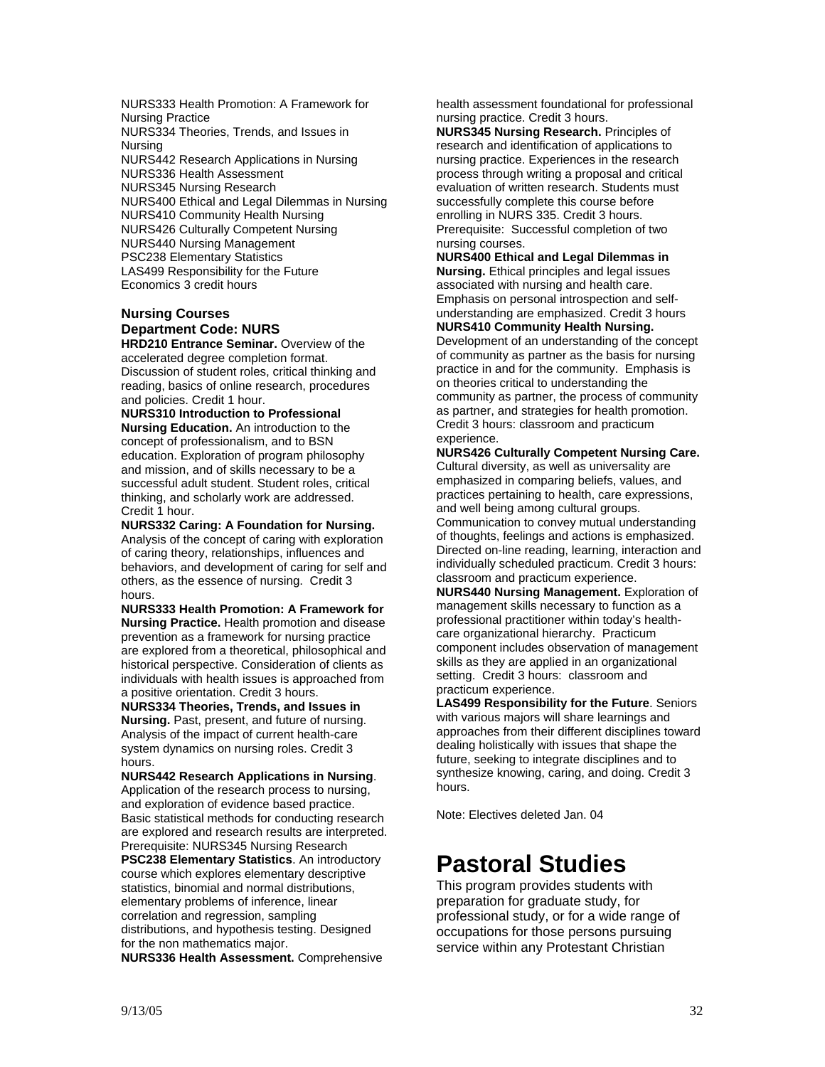NURS333 Health Promotion: A Framework for Nursing Practice
NURS334 Theories, Trends, and Issues in Nursing
NURS442 Research Applications in Nursing
NURS336 Health Assessment
NURS345 Nursing Research
NURS400 Ethical and Legal Dilemmas in Nursing
NURS410 Community Health Nursing
NURS426 Culturally Competent Nursing
NURS440 Nursing Management
PSC238 Elementary Statistics
LAS499 Responsibility for the Future
Economics 3 credit hours

### Nursing Courses
### Department Code: NURS

**HRD210 Entrance Seminar.** Overview of the accelerated degree completion format. Discussion of student roles, critical thinking and reading, basics of online research, procedures and policies. Credit 1 hour.

**NURS310 Introduction to Professional Nursing Education.** An introduction to the concept of professionalism, and to BSN education. Exploration of program philosophy and mission, and of skills necessary to be a successful adult student. Student roles, critical thinking, and scholarly work are addressed. Credit 1 hour.

**NURS332 Caring: A Foundation for Nursing.** Analysis of the concept of caring with exploration of caring theory, relationships, influences and behaviors, and development of caring for self and others, as the essence of nursing. Credit 3 hours.

**NURS333 Health Promotion: A Framework for Nursing Practice.** Health promotion and disease prevention as a framework for nursing practice are explored from a theoretical, philosophical and historical perspective. Consideration of clients as individuals with health issues is approached from a positive orientation. Credit 3 hours.

**NURS334 Theories, Trends, and Issues in Nursing.** Past, present, and future of nursing. Analysis of the impact of current health-care system dynamics on nursing roles. Credit 3 hours.

**NURS442 Research Applications in Nursing**. Application of the research process to nursing, and exploration of evidence based practice. Basic statistical methods for conducting research are explored and research results are interpreted. Prerequisite: NURS345 Nursing Research

**PSC238 Elementary Statistics**. An introductory course which explores elementary descriptive statistics, binomial and normal distributions, elementary problems of inference, linear correlation and regression, sampling distributions, and hypothesis testing. Designed for the non mathematics major.

**NURS336 Health Assessment.** Comprehensive health assessment foundational for professional nursing practice. Credit 3 hours.

**NURS345 Nursing Research.** Principles of research and identification of applications to nursing practice. Experiences in the research process through writing a proposal and critical evaluation of written research. Students must successfully complete this course before enrolling in NURS 335. Credit 3 hours. Prerequisite: Successful completion of two nursing courses.

**NURS400 Ethical and Legal Dilemmas in Nursing.** Ethical principles and legal issues associated with nursing and health care. Emphasis on personal introspection and self-understanding are emphasized. Credit 3 hours

**NURS410 Community Health Nursing.** Development of an understanding of the concept of community as partner as the basis for nursing practice in and for the community. Emphasis is on theories critical to understanding the community as partner, the process of community as partner, and strategies for health promotion. Credit 3 hours: classroom and practicum experience.

**NURS426 Culturally Competent Nursing Care.** Cultural diversity, as well as universality are emphasized in comparing beliefs, values, and practices pertaining to health, care expressions, and well being among cultural groups. Communication to convey mutual understanding of thoughts, feelings and actions is emphasized. Directed on-line reading, learning, interaction and individually scheduled practicum. Credit 3 hours: classroom and practicum experience.

**NURS440 Nursing Management.** Exploration of management skills necessary to function as a professional practitioner within today's health-care organizational hierarchy. Practicum component includes observation of management skills as they are applied in an organizational setting. Credit 3 hours: classroom and practicum experience.

**LAS499 Responsibility for the Future**. Seniors with various majors will share learnings and approaches from their different disciplines toward dealing holistically with issues that shape the future, seeking to integrate disciplines and to synthesize knowing, caring, and doing. Credit 3 hours.

Note: Electives deleted Jan. 04

# Pastoral Studies

This program provides students with preparation for graduate study, for professional study, or for a wide range of occupations for those persons pursuing service within any Protestant Christian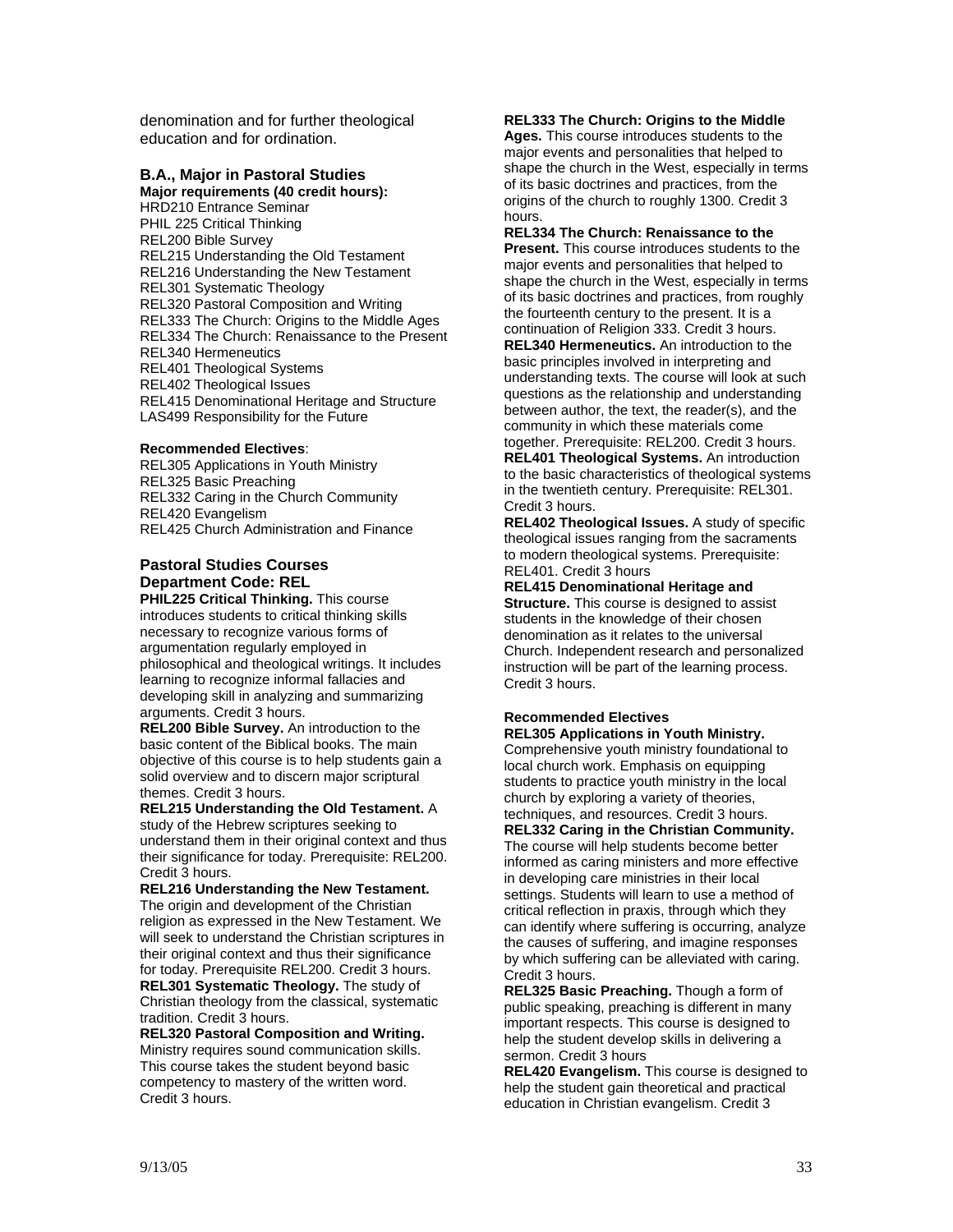denomination and for further theological education and for ordination.

### B.A., Major in Pastoral Studies

**Major requirements (40 credit hours):**

HRD210 Entrance Seminar
PHIL 225 Critical Thinking
REL200 Bible Survey
REL215 Understanding the Old Testament
REL216 Understanding the New Testament
REL301 Systematic Theology
REL320 Pastoral Composition and Writing
REL333 The Church: Origins to the Middle Ages
REL334 The Church: Renaissance to the Present
REL340 Hermeneutics
REL401 Theological Systems
REL402 Theological Issues
REL415 Denominational Heritage and Structure
LAS499 Responsibility for the Future

**Recommended Electives**:

REL305 Applications in Youth Ministry
REL325 Basic Preaching
REL332 Caring in the Church Community
REL420 Evangelism
REL425 Church Administration and Finance

### Pastoral Studies Courses
### Department Code: REL

**PHIL225 Critical Thinking.** This course introduces students to critical thinking skills necessary to recognize various forms of argumentation regularly employed in philosophical and theological writings. It includes learning to recognize informal fallacies and developing skill in analyzing and summarizing arguments. Credit 3 hours.

**REL200 Bible Survey.** An introduction to the basic content of the Biblical books. The main objective of this course is to help students gain a solid overview and to discern major scriptural themes. Credit 3 hours.

**REL215 Understanding the Old Testament.** A study of the Hebrew scriptures seeking to understand them in their original context and thus their significance for today. Prerequisite: REL200. Credit 3 hours.

**REL216 Understanding the New Testament.** The origin and development of the Christian religion as expressed in the New Testament. We will seek to understand the Christian scriptures in their original context and thus their significance for today. Prerequisite REL200. Credit 3 hours.

**REL301 Systematic Theology.** The study of Christian theology from the classical, systematic tradition. Credit 3 hours.

**REL320 Pastoral Composition and Writing.** Ministry requires sound communication skills. This course takes the student beyond basic competency to mastery of the written word. Credit 3 hours.

**REL333 The Church: Origins to the Middle Ages.** This course introduces students to the major events and personalities that helped to shape the church in the West, especially in terms of its basic doctrines and practices, from the origins of the church to roughly 1300. Credit 3 hours.

**REL334 The Church: Renaissance to the Present.** This course introduces students to the major events and personalities that helped to shape the church in the West, especially in terms of its basic doctrines and practices, from roughly the fourteenth century to the present. It is a continuation of Religion 333. Credit 3 hours.

**REL340 Hermeneutics.** An introduction to the basic principles involved in interpreting and understanding texts. The course will look at such questions as the relationship and understanding between author, the text, the reader(s), and the community in which these materials come together. Prerequisite: REL200. Credit 3 hours.

**REL401 Theological Systems.** An introduction to the basic characteristics of theological systems in the twentieth century. Prerequisite: REL301. Credit 3 hours.

**REL402 Theological Issues.** A study of specific theological issues ranging from the sacraments to modern theological systems. Prerequisite: REL401. Credit 3 hours

**REL415 Denominational Heritage and Structure.** This course is designed to assist students in the knowledge of their chosen denomination as it relates to the universal Church. Independent research and personalized instruction will be part of the learning process. Credit 3 hours.

**Recommended Electives**

**REL305 Applications in Youth Ministry.** Comprehensive youth ministry foundational to local church work. Emphasis on equipping students to practice youth ministry in the local church by exploring a variety of theories, techniques, and resources. Credit 3 hours.

**REL332 Caring in the Christian Community.** The course will help students become better informed as caring ministers and more effective in developing care ministries in their local settings. Students will learn to use a method of critical reflection in praxis, through which they can identify where suffering is occurring, analyze the causes of suffering, and imagine responses by which suffering can be alleviated with caring. Credit 3 hours.

**REL325 Basic Preaching.** Though a form of public speaking, preaching is different in many important respects. This course is designed to help the student develop skills in delivering a sermon. Credit 3 hours

**REL420 Evangelism.** This course is designed to help the student gain theoretical and practical education in Christian evangelism. Credit 3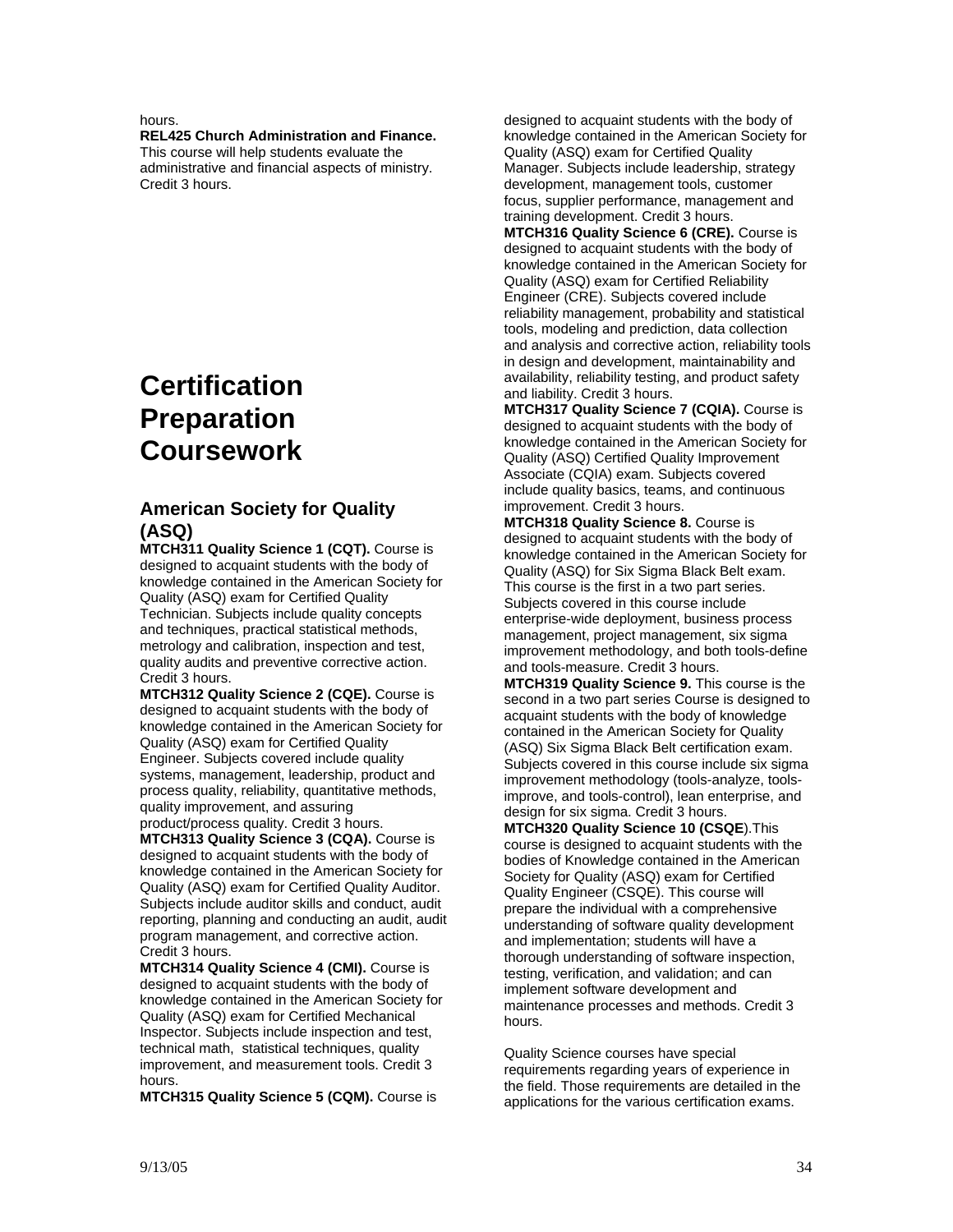hours.

**REL425 Church Administration and Finance.** This course will help students evaluate the administrative and financial aspects of ministry. Credit 3 hours.

# Certification Preparation Coursework

## American Society for Quality (ASQ)

**MTCH311 Quality Science 1 (CQT).** Course is designed to acquaint students with the body of knowledge contained in the American Society for Quality (ASQ) exam for Certified Quality Technician. Subjects include quality concepts and techniques, practical statistical methods, metrology and calibration, inspection and test, quality audits and preventive corrective action. Credit 3 hours.

**MTCH312 Quality Science 2 (CQE).** Course is designed to acquaint students with the body of knowledge contained in the American Society for Quality (ASQ) exam for Certified Quality Engineer. Subjects covered include quality systems, management, leadership, product and process quality, reliability, quantitative methods, quality improvement, and assuring product/process quality. Credit 3 hours.

**MTCH313 Quality Science 3 (CQA).** Course is designed to acquaint students with the body of knowledge contained in the American Society for Quality (ASQ) exam for Certified Quality Auditor. Subjects include auditor skills and conduct, audit reporting, planning and conducting an audit, audit program management, and corrective action. Credit 3 hours.

**MTCH314 Quality Science 4 (CMI).** Course is designed to acquaint students with the body of knowledge contained in the American Society for Quality (ASQ) exam for Certified Mechanical Inspector. Subjects include inspection and test, technical math, statistical techniques, quality improvement, and measurement tools. Credit 3 hours.

**MTCH315 Quality Science 5 (CQM).** Course is designed to acquaint students with the body of knowledge contained in the American Society for Quality (ASQ) exam for Certified Quality Manager. Subjects include leadership, strategy development, management tools, customer focus, supplier performance, management and training development. Credit 3 hours.

**MTCH316 Quality Science 6 (CRE).** Course is designed to acquaint students with the body of knowledge contained in the American Society for Quality (ASQ) exam for Certified Reliability Engineer (CRE). Subjects covered include reliability management, probability and statistical tools, modeling and prediction, data collection and analysis and corrective action, reliability tools in design and development, maintainability and availability, reliability testing, and product safety and liability. Credit 3 hours.

**MTCH317 Quality Science 7 (CQIA).** Course is designed to acquaint students with the body of knowledge contained in the American Society for Quality (ASQ) Certified Quality Improvement Associate (CQIA) exam. Subjects covered include quality basics, teams, and continuous improvement. Credit 3 hours.

**MTCH318 Quality Science 8.** Course is designed to acquaint students with the body of knowledge contained in the American Society for Quality (ASQ) for Six Sigma Black Belt exam. This course is the first in a two part series. Subjects covered in this course include enterprise-wide deployment, business process management, project management, six sigma improvement methodology, and both tools-define and tools-measure. Credit 3 hours.

**MTCH319 Quality Science 9.** This course is the second in a two part series Course is designed to acquaint students with the body of knowledge contained in the American Society for Quality (ASQ) Six Sigma Black Belt certification exam. Subjects covered in this course include six sigma improvement methodology (tools-analyze, tools-improve, and tools-control), lean enterprise, and design for six sigma. Credit 3 hours.

**MTCH320 Quality Science 10 (CSQE**).This course is designed to acquaint students with the bodies of Knowledge contained in the American Society for Quality (ASQ) exam for Certified Quality Engineer (CSQE). This course will prepare the individual with a comprehensive understanding of software quality development and implementation; students will have a thorough understanding of software inspection, testing, verification, and validation; and can implement software development and maintenance processes and methods. Credit 3 hours.

Quality Science courses have special requirements regarding years of experience in the field. Those requirements are detailed in the applications for the various certification exams.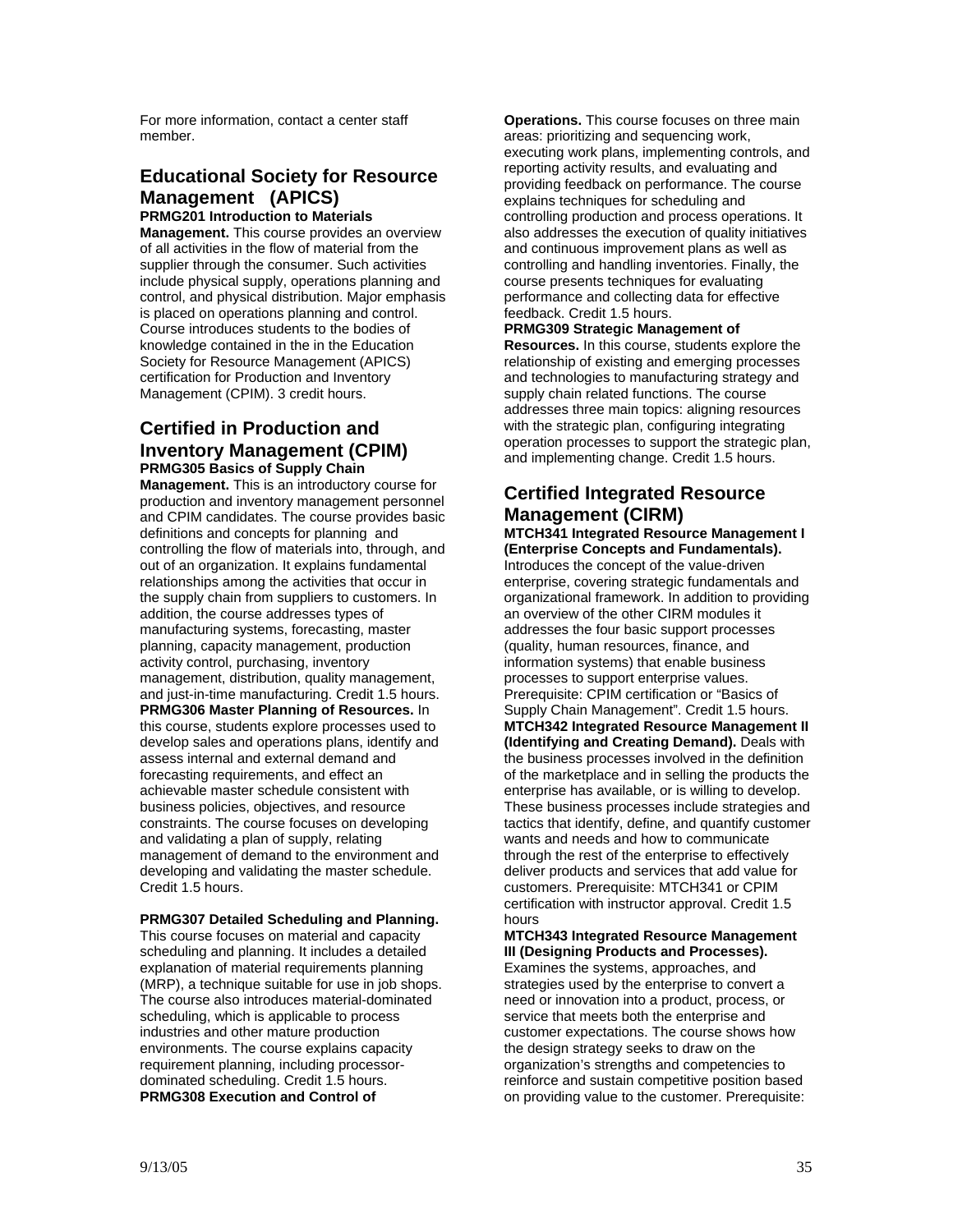For more information, contact a center staff member.

## Educational Society for Resource Management (APICS)

**PRMG201 Introduction to Materials Management.** This course provides an overview of all activities in the flow of material from the supplier through the consumer. Such activities include physical supply, operations planning and control, and physical distribution. Major emphasis is placed on operations planning and control. Course introduces students to the bodies of knowledge contained in the in the Education Society for Resource Management (APICS) certification for Production and Inventory Management (CPIM). 3 credit hours.

## Certified in Production and Inventory Management (CPIM)

**PRMG305 Basics of Supply Chain Management.** This is an introductory course for production and inventory management personnel and CPIM candidates. The course provides basic definitions and concepts for planning and controlling the flow of materials into, through, and out of an organization. It explains fundamental relationships among the activities that occur in the supply chain from suppliers to customers. In addition, the course addresses types of manufacturing systems, forecasting, master planning, capacity management, production activity control, purchasing, inventory management, distribution, quality management, and just-in-time manufacturing. Credit 1.5 hours.

**PRMG306 Master Planning of Resources.** In this course, students explore processes used to develop sales and operations plans, identify and assess internal and external demand and forecasting requirements, and effect an achievable master schedule consistent with business policies, objectives, and resource constraints. The course focuses on developing and validating a plan of supply, relating management of demand to the environment and developing and validating the master schedule. Credit 1.5 hours.

**PRMG307 Detailed Scheduling and Planning.** This course focuses on material and capacity scheduling and planning. It includes a detailed explanation of material requirements planning (MRP), a technique suitable for use in job shops. The course also introduces material-dominated scheduling, which is applicable to process industries and other mature production environments. The course explains capacity requirement planning, including processor-dominated scheduling. Credit 1.5 hours.

**PRMG308 Execution and Control of Operations.** This course focuses on three main areas: prioritizing and sequencing work, executing work plans, implementing controls, and reporting activity results, and evaluating and providing feedback on performance. The course explains techniques for scheduling and controlling production and process operations. It also addresses the execution of quality initiatives and continuous improvement plans as well as controlling and handling inventories. Finally, the course presents techniques for evaluating performance and collecting data for effective feedback. Credit 1.5 hours.

**PRMG309 Strategic Management of Resources.** In this course, students explore the relationship of existing and emerging processes and technologies to manufacturing strategy and supply chain related functions. The course addresses three main topics: aligning resources with the strategic plan, configuring integrating operation processes to support the strategic plan, and implementing change. Credit 1.5 hours.

## Certified Integrated Resource Management (CIRM)

**MTCH341 Integrated Resource Management I (Enterprise Concepts and Fundamentals).** Introduces the concept of the value-driven enterprise, covering strategic fundamentals and organizational framework. In addition to providing an overview of the other CIRM modules it addresses the four basic support processes (quality, human resources, finance, and information systems) that enable business processes to support enterprise values. Prerequisite: CPIM certification or "Basics of Supply Chain Management". Credit 1.5 hours.

**MTCH342 Integrated Resource Management II (Identifying and Creating Demand).** Deals with the business processes involved in the definition of the marketplace and in selling the products the enterprise has available, or is willing to develop. These business processes include strategies and tactics that identify, define, and quantify customer wants and needs and how to communicate through the rest of the enterprise to effectively deliver products and services that add value for customers. Prerequisite: MTCH341 or CPIM certification with instructor approval. Credit 1.5 hours

**MTCH343 Integrated Resource Management III (Designing Products and Processes).** Examines the systems, approaches, and strategies used by the enterprise to convert a need or innovation into a product, process, or service that meets both the enterprise and customer expectations. The course shows how the design strategy seeks to draw on the organization's strengths and competencies to reinforce and sustain competitive position based on providing value to the customer. Prerequisite: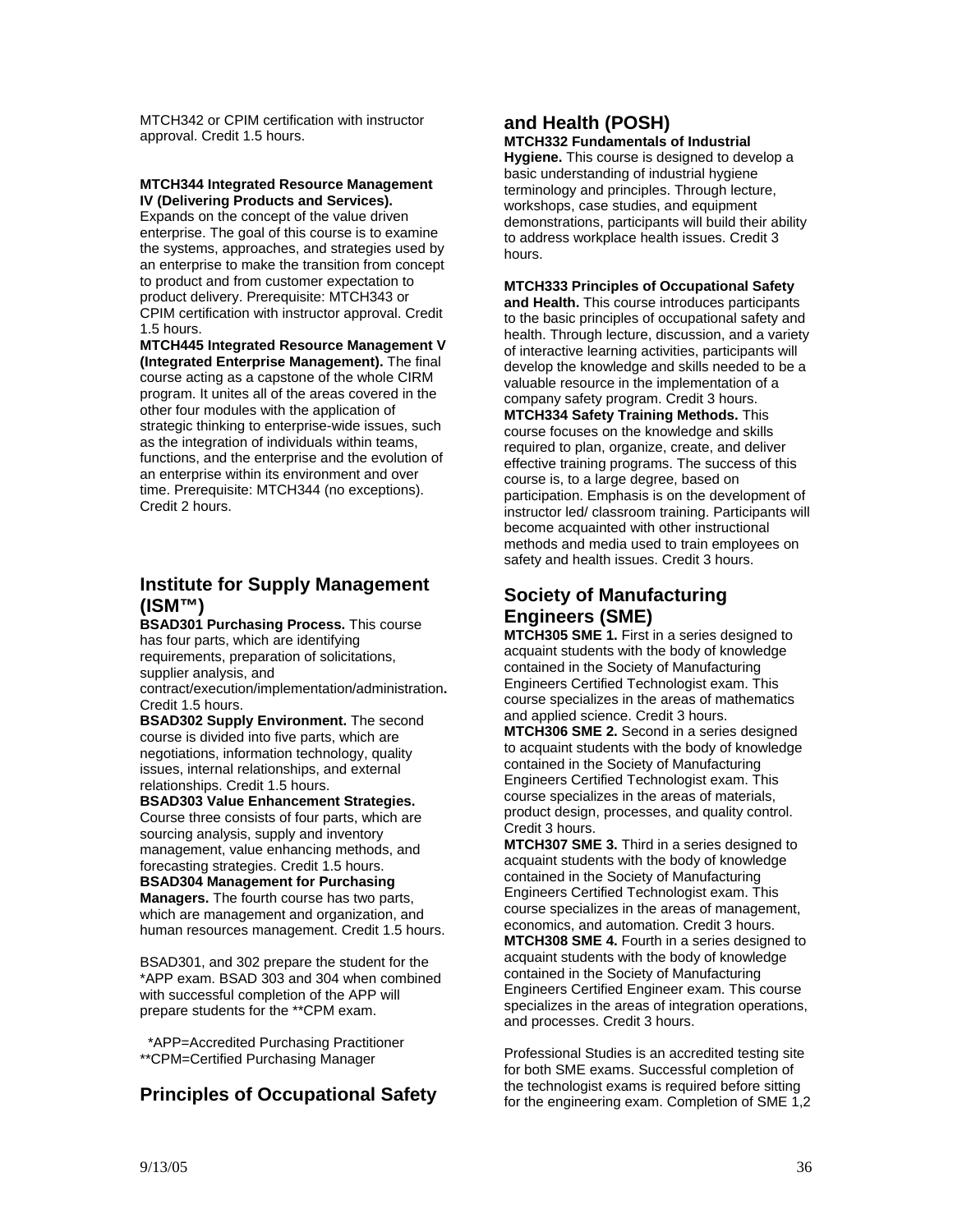MTCH342 or CPIM certification with instructor approval. Credit 1.5 hours.

**MTCH344 Integrated Resource Management IV (Delivering Products and Services).** Expands on the concept of the value driven enterprise. The goal of this course is to examine the systems, approaches, and strategies used by an enterprise to make the transition from concept to product and from customer expectation to product delivery. Prerequisite: MTCH343 or CPIM certification with instructor approval. Credit 1.5 hours.

**MTCH445 Integrated Resource Management V (Integrated Enterprise Management).** The final course acting as a capstone of the whole CIRM program. It unites all of the areas covered in the other four modules with the application of strategic thinking to enterprise-wide issues, such as the integration of individuals within teams, functions, and the enterprise and the evolution of an enterprise within its environment and over time. Prerequisite: MTCH344 (no exceptions). Credit 2 hours.

## Institute for Supply Management (ISM™)

**BSAD301 Purchasing Process.** This course has four parts, which are identifying requirements, preparation of solicitations, supplier analysis, and contract/execution/implementation/administration**.** Credit 1.5 hours.

**BSAD302 Supply Environment.** The second course is divided into five parts, which are negotiations, information technology, quality issues, internal relationships, and external relationships. Credit 1.5 hours.

**BSAD303 Value Enhancement Strategies.** Course three consists of four parts, which are sourcing analysis, supply and inventory management, value enhancing methods, and forecasting strategies. Credit 1.5 hours.

**BSAD304 Management for Purchasing Managers.** The fourth course has two parts, which are management and organization, and human resources management. Credit 1.5 hours.

BSAD301, and 302 prepare the student for the *APP exam. BSAD 303 and 304 when combined with successful completion of the APP will prepare students for the **CPM exam.

*APP=Accredited Purchasing Practitioner
**CPM=Certified Purchasing Manager

## Principles of Occupational Safety and Health (POSH)

**MTCH332 Fundamentals of Industrial Hygiene.** This course is designed to develop a basic understanding of industrial hygiene terminology and principles. Through lecture, workshops, case studies, and equipment demonstrations, participants will build their ability to address workplace health issues. Credit 3 hours.

**MTCH333 Principles of Occupational Safety and Health.** This course introduces participants to the basic principles of occupational safety and health. Through lecture, discussion, and a variety of interactive learning activities, participants will develop the knowledge and skills needed to be a valuable resource in the implementation of a company safety program. Credit 3 hours.

**MTCH334 Safety Training Methods.** This course focuses on the knowledge and skills required to plan, organize, create, and deliver effective training programs. The success of this course is, to a large degree, based on participation. Emphasis is on the development of instructor led/ classroom training. Participants will become acquainted with other instructional methods and media used to train employees on safety and health issues. Credit 3 hours.

## Society of Manufacturing Engineers (SME)

**MTCH305 SME 1.** First in a series designed to acquaint students with the body of knowledge contained in the Society of Manufacturing Engineers Certified Technologist exam. This course specializes in the areas of mathematics and applied science. Credit 3 hours.

**MTCH306 SME 2.** Second in a series designed to acquaint students with the body of knowledge contained in the Society of Manufacturing Engineers Certified Technologist exam. This course specializes in the areas of materials, product design, processes, and quality control. Credit 3 hours.

**MTCH307 SME 3.** Third in a series designed to acquaint students with the body of knowledge contained in the Society of Manufacturing Engineers Certified Technologist exam. This course specializes in the areas of management, economics, and automation. Credit 3 hours.

**MTCH308 SME 4.** Fourth in a series designed to acquaint students with the body of knowledge contained in the Society of Manufacturing Engineers Certified Engineer exam. This course specializes in the areas of integration operations, and processes. Credit 3 hours.

Professional Studies is an accredited testing site for both SME exams. Successful completion of the technologist exams is required before sitting for the engineering exam. Completion of SME 1,2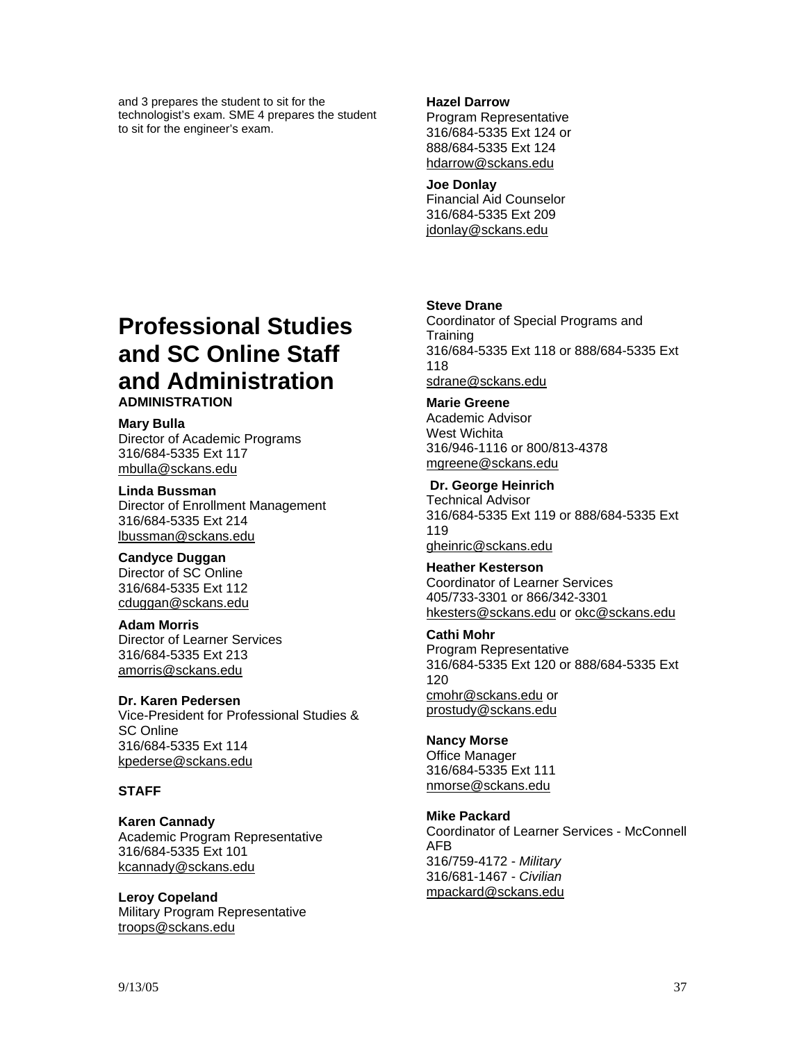and 3 prepares the student to sit for the technologist's exam. SME 4 prepares the student to sit for the engineer's exam.

**Hazel Darrow**
Program Representative
316/684-5335 Ext 124 or 888/684-5335 Ext 124
hdarrow@sckans.edu

**Joe Donlay**
Financial Aid Counselor
316/684-5335 Ext 209
jdonlay@sckans.edu

# Professional Studies and SC Online Staff and Administration

**ADMINISTRATION**

**Mary Bulla**
Director of Academic Programs
316/684-5335 Ext 117
mbulla@sckans.edu

**Linda Bussman**
Director of Enrollment Management
316/684-5335 Ext 214
lbussman@sckans.edu

**Candyce Duggan**
Director of SC Online
316/684-5335 Ext 112
cduggan@sckans.edu

**Adam Morris**
Director of Learner Services
316/684-5335 Ext 213
amorris@sckans.edu

**Dr. Karen Pedersen**
Vice-President for Professional Studies & SC Online
316/684-5335 Ext 114
kpederse@sckans.edu

**STAFF**

**Karen Cannady**
Academic Program Representative
316/684-5335 Ext 101
kcannady@sckans.edu

**Leroy Copeland**
Military Program Representative
troops@sckans.edu

**Steve Drane**
Coordinator of Special Programs and Training
316/684-5335 Ext 118 or 888/684-5335 Ext 118
sdrane@sckans.edu

**Marie Greene**
Academic Advisor
West Wichita
316/946-1116 or 800/813-4378
mgreene@sckans.edu

**Dr. George Heinrich**
Technical Advisor
316/684-5335 Ext 119 or 888/684-5335 Ext 119
gheinric@sckans.edu

**Heather Kesterson**
Coordinator of Learner Services
405/733-3301 or 866/342-3301
hkesters@sckans.edu or okc@sckans.edu

**Cathi Mohr**
Program Representative
316/684-5335 Ext 120 or 888/684-5335 Ext 120
cmohr@sckans.edu or prostudy@sckans.edu

**Nancy Morse**
Office Manager
316/684-5335 Ext 111
nmorse@sckans.edu

**Mike Packard**
Coordinator of Learner Services - McConnell AFB
316/759-4172 - *Military*
316/681-1467 - *Civilian*
mpackard@sckans.edu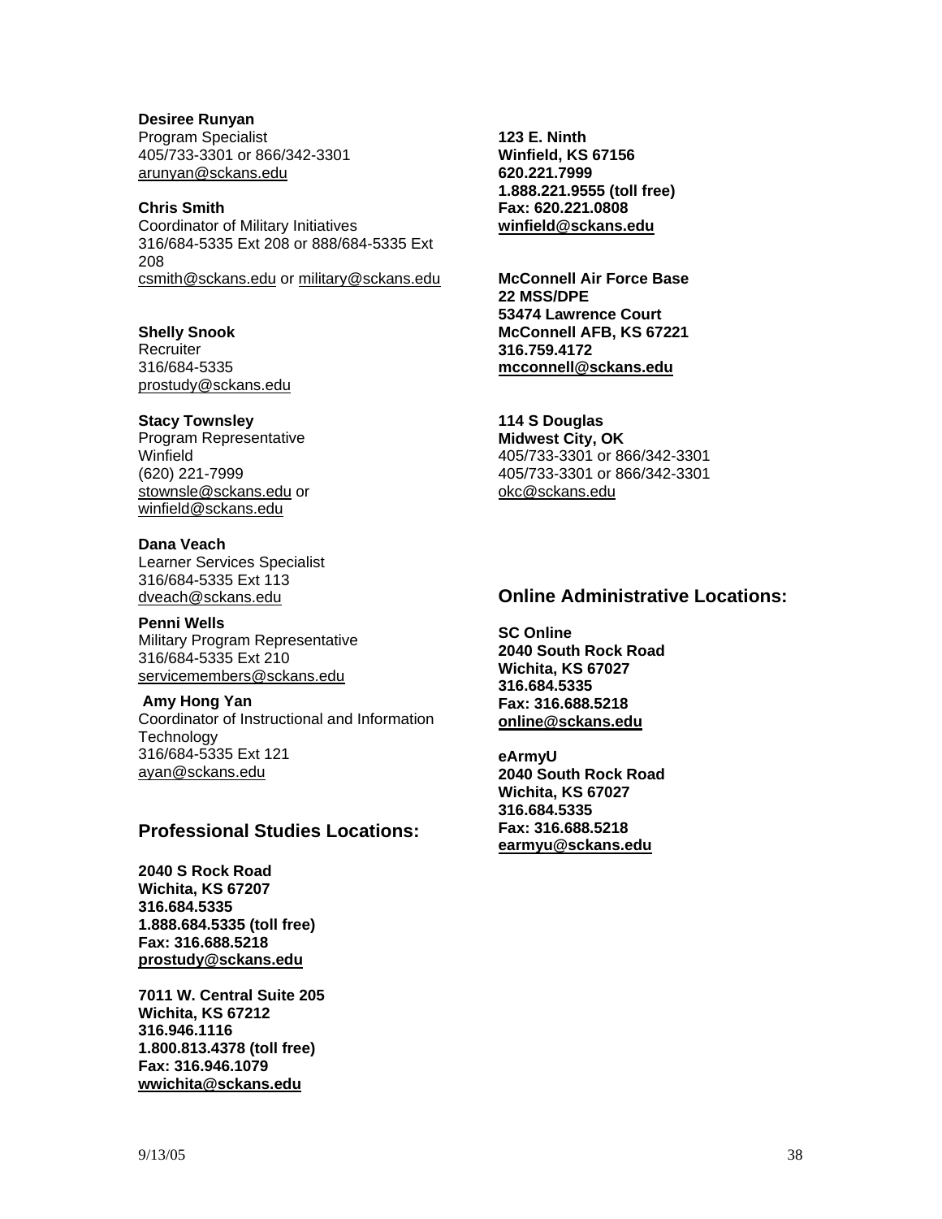**Desiree Runyan**
Program Specialist
405/733-3301 or 866/342-3301
arunyan@sckans.edu

**Chris Smith**
Coordinator of Military Initiatives
316/684-5335 Ext 208 or 888/684-5335 Ext 208
csmith@sckans.edu or military@sckans.edu

**Shelly Snook**
Recruiter
316/684-5335
prostudy@sckans.edu

**Stacy Townsley**
Program Representative
Winfield
(620) 221-7999
stownsle@sckans.edu or
winfield@sckans.edu

**Dana Veach**
Learner Services Specialist
316/684-5335 Ext 113
dveach@sckans.edu

**Penni Wells**
Military Program Representative
316/684-5335 Ext 210
servicemembers@sckans.edu

**Amy Hong Yan**
Coordinator of Instructional and Information Technology
316/684-5335 Ext 121
ayan@sckans.edu

## Professional Studies Locations:

**2040 S Rock Road**
**Wichita, KS 67207**
**316.684.5335**
**1.888.684.5335 (toll free)**
**Fax: 316.688.5218**
**prostudy@sckans.edu**

**7011 W. Central Suite 205**
**Wichita, KS 67212**
**316.946.1116**
**1.800.813.4378 (toll free)**
**Fax: 316.946.1079**
**wwichita@sckans.edu**

**123 E. Ninth**
**Winfield, KS 67156**
**620.221.7999**
**1.888.221.9555 (toll free)**
**Fax: 620.221.0808**
**winfield@sckans.edu**

**McConnell Air Force Base**
**22 MSS/DPE**
**53474 Lawrence Court**
**McConnell AFB, KS 67221**
**316.759.4172**
**mcconnell@sckans.edu**

**114 S Douglas**
**Midwest City, OK**
405/733-3301 or 866/342-3301
405/733-3301 or 866/342-3301
okc@sckans.edu

## Online Administrative Locations:

**SC Online**
**2040 South Rock Road**
**Wichita, KS 67027**
**316.684.5335**
**Fax: 316.688.5218**
**online@sckans.edu**

**eArmyU**
**2040 South Rock Road**
**Wichita, KS 67027**
**316.684.5335**
**Fax: 316.688.5218**
**earmyu@sckans.edu**